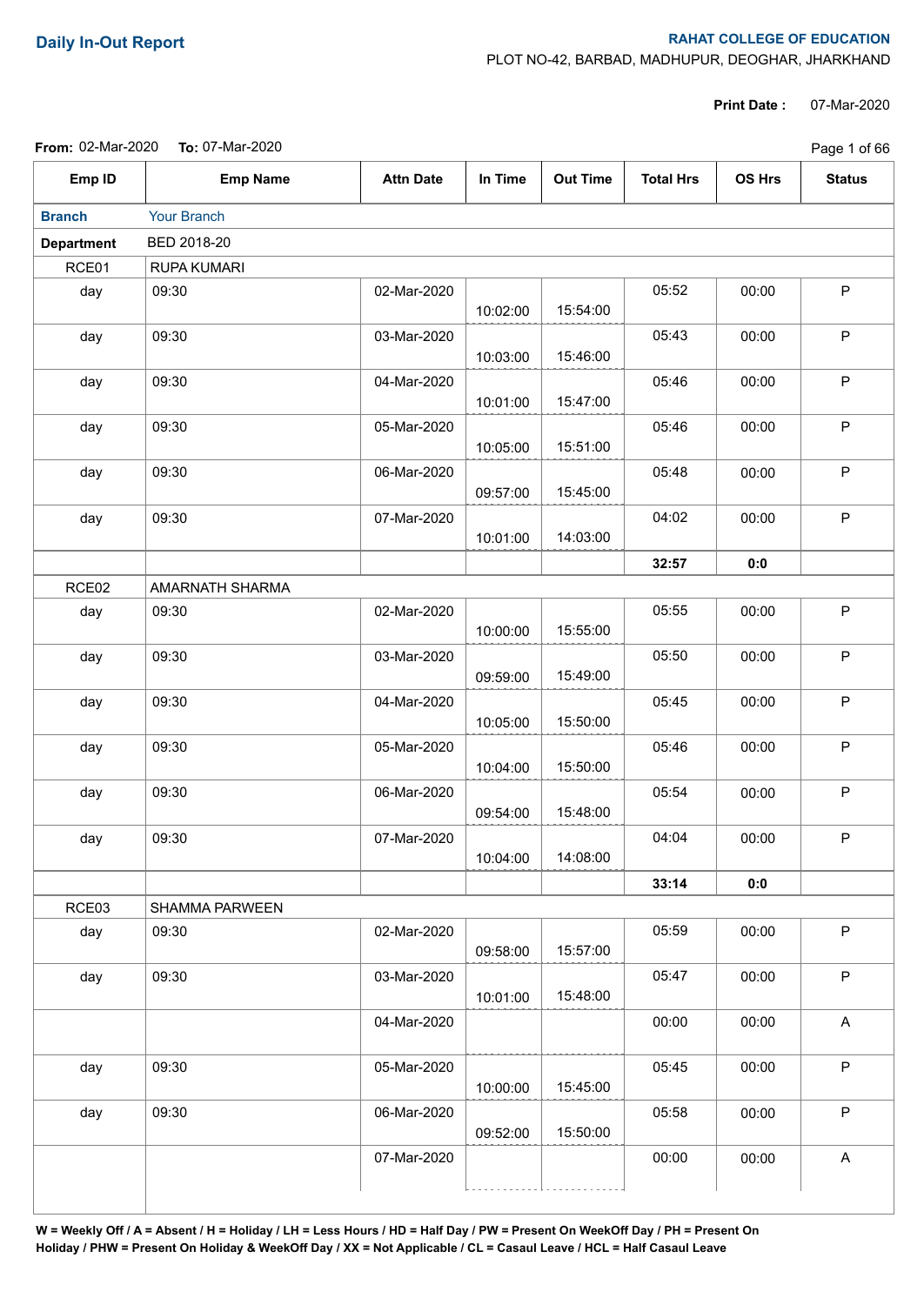# Daily In-Out Report

**RAHAT COLLEGE OF EDUCATION**

PLOT NO-42, BARBAD, MADHUPUR, DEOGHAR, JHARKHAND

**Print Date :** 07-Mar-2020

**From:** 02-Mar-2020 **To:** 07-Mar-2020

| Emp ID | Emp Name | Attn Date | In Time | Out Time | Total Hrs | OS Hrs | Status |
|---|---|---|---|---|---|---|---|
| **Branch** | Your Branch | | | | | | |
| **Department** | BED 2018-20 | | | | | | |
| RCE01 | RUPA KUMARI | | | | | | |
| day | 09:30 | 02-Mar-2020 | 10:02:00 | 15:54:00 | 05:52 | 00:00 | P |
| day | 09:30 | 03-Mar-2020 | 10:03:00 | 15:46:00 | 05:43 | 00:00 | P |
| day | 09:30 | 04-Mar-2020 | 10:01:00 | 15:47:00 | 05:46 | 00:00 | P |
| day | 09:30 | 05-Mar-2020 | 10:05:00 | 15:51:00 | 05:46 | 00:00 | P |
| day | 09:30 | 06-Mar-2020 | 09:57:00 | 15:45:00 | 05:48 | 00:00 | P |
| day | 09:30 | 07-Mar-2020 | 10:01:00 | 14:03:00 | 04:02 | 00:00 | P |
| | | | | | **32:57** | **0:0** | |
| RCE02 | AMARNATH SHARMA | | | | | | |
| day | 09:30 | 02-Mar-2020 | 10:00:00 | 15:55:00 | 05:55 | 00:00 | P |
| day | 09:30 | 03-Mar-2020 | 09:59:00 | 15:49:00 | 05:50 | 00:00 | P |
| day | 09:30 | 04-Mar-2020 | 10:05:00 | 15:50:00 | 05:45 | 00:00 | P |
| day | 09:30 | 05-Mar-2020 | 10:04:00 | 15:50:00 | 05:46 | 00:00 | P |
| day | 09:30 | 06-Mar-2020 | 09:54:00 | 15:48:00 | 05:54 | 00:00 | P |
| day | 09:30 | 07-Mar-2020 | 10:04:00 | 14:08:00 | 04:04 | 00:00 | P |
| | | | | | **33:14** | **0:0** | |
| RCE03 | SHAMMA PARWEEN | | | | | | |
| day | 09:30 | 02-Mar-2020 | 09:58:00 | 15:57:00 | 05:59 | 00:00 | P |
| day | 09:30 | 03-Mar-2020 | 10:01:00 | 15:48:00 | 05:47 | 00:00 | P |
| | | 04-Mar-2020 | | | 00:00 | 00:00 | A |
| day | 09:30 | 05-Mar-2020 | 10:00:00 | 15:45:00 | 05:45 | 00:00 | P |
| day | 09:30 | 06-Mar-2020 | 09:52:00 | 15:50:00 | 05:58 | 00:00 | P |
| | | 07-Mar-2020 | | | 00:00 | 00:00 | A |

**W = Weekly Off / A = Absent / H = Holiday / LH = Less Hours / HD = Half Day / PW = Present On WeekOff Day / PH = Present On Holiday / PHW = Present On Holiday & WeekOff Day / XX = Not Applicable / CL = Casaul Leave / HCL = Half Casaul Leave**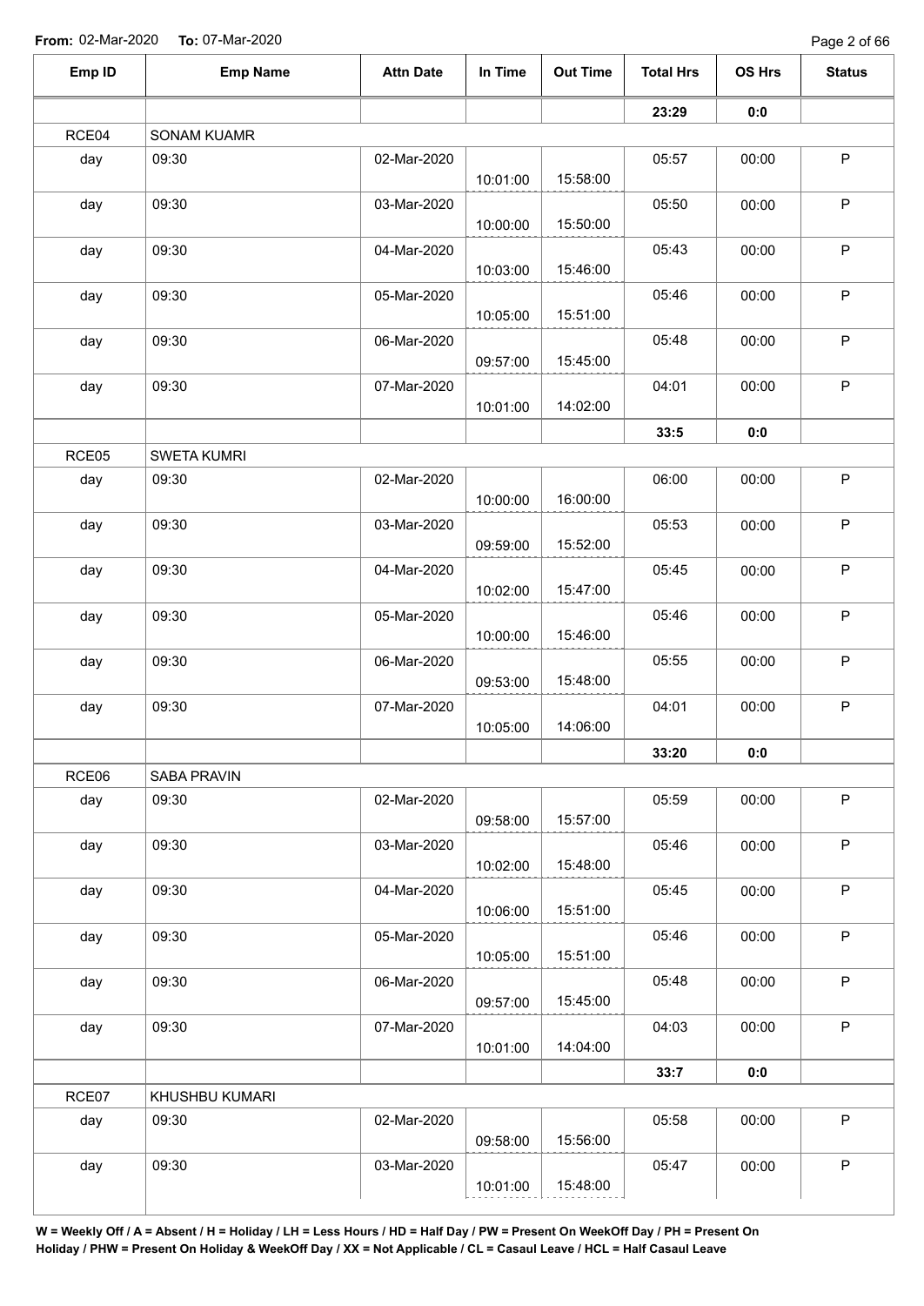**From:** 02-Mar-2020 **To:** 07-Mar-2020

| Emp ID | Emp Name | Attn Date | In Time | Out Time | Total Hrs | OS Hrs | Status |
|---|---|---|---|---|---|---|---|
| | | | | | **23:29** | **0:0** | |
| RCE04 | SONAM KUAMR | | | | | | |
| day | 09:30 | 02-Mar-2020 | 10:01:00 | 15:58:00 | 05:57 | 00:00 | P |
| day | 09:30 | 03-Mar-2020 | 10:00:00 | 15:50:00 | 05:50 | 00:00 | P |
| day | 09:30 | 04-Mar-2020 | 10:03:00 | 15:46:00 | 05:43 | 00:00 | P |
| day | 09:30 | 05-Mar-2020 | 10:05:00 | 15:51:00 | 05:46 | 00:00 | P |
| day | 09:30 | 06-Mar-2020 | 09:57:00 | 15:45:00 | 05:48 | 00:00 | P |
| day | 09:30 | 07-Mar-2020 | 10:01:00 | 14:02:00 | 04:01 | 00:00 | P |
| | | | | | **33:5** | **0:0** | |
| RCE05 | SWETA KUMRI | | | | | | |
| day | 09:30 | 02-Mar-2020 | 10:00:00 | 16:00:00 | 06:00 | 00:00 | P |
| day | 09:30 | 03-Mar-2020 | 09:59:00 | 15:52:00 | 05:53 | 00:00 | P |
| day | 09:30 | 04-Mar-2020 | 10:02:00 | 15:47:00 | 05:45 | 00:00 | P |
| day | 09:30 | 05-Mar-2020 | 10:00:00 | 15:46:00 | 05:46 | 00:00 | P |
| day | 09:30 | 06-Mar-2020 | 09:53:00 | 15:48:00 | 05:55 | 00:00 | P |
| day | 09:30 | 07-Mar-2020 | 10:05:00 | 14:06:00 | 04:01 | 00:00 | P |
| | | | | | **33:20** | **0:0** | |
| RCE06 | SABA PRAVIN | | | | | | |
| day | 09:30 | 02-Mar-2020 | 09:58:00 | 15:57:00 | 05:59 | 00:00 | P |
| day | 09:30 | 03-Mar-2020 | 10:02:00 | 15:48:00 | 05:46 | 00:00 | P |
| day | 09:30 | 04-Mar-2020 | 10:06:00 | 15:51:00 | 05:45 | 00:00 | P |
| day | 09:30 | 05-Mar-2020 | 10:05:00 | 15:51:00 | 05:46 | 00:00 | P |
| day | 09:30 | 06-Mar-2020 | 09:57:00 | 15:45:00 | 05:48 | 00:00 | P |
| day | 09:30 | 07-Mar-2020 | 10:01:00 | 14:04:00 | 04:03 | 00:00 | P |
| | | | | | **33:7** | **0:0** | |
| RCE07 | KHUSHBU KUMARI | | | | | | |
| day | 09:30 | 02-Mar-2020 | 09:58:00 | 15:56:00 | 05:58 | 00:00 | P |
| day | 09:30 | 03-Mar-2020 | 10:01:00 | 15:48:00 | 05:47 | 00:00 | P |

**W = Weekly Off / A = Absent / H = Holiday / LH = Less Hours / HD = Half Day / PW = Present On WeekOff Day / PH = Present On Holiday / PHW = Present On Holiday & WeekOff Day / XX = Not Applicable / CL = Casaul Leave / HCL = Half Casaul Leave**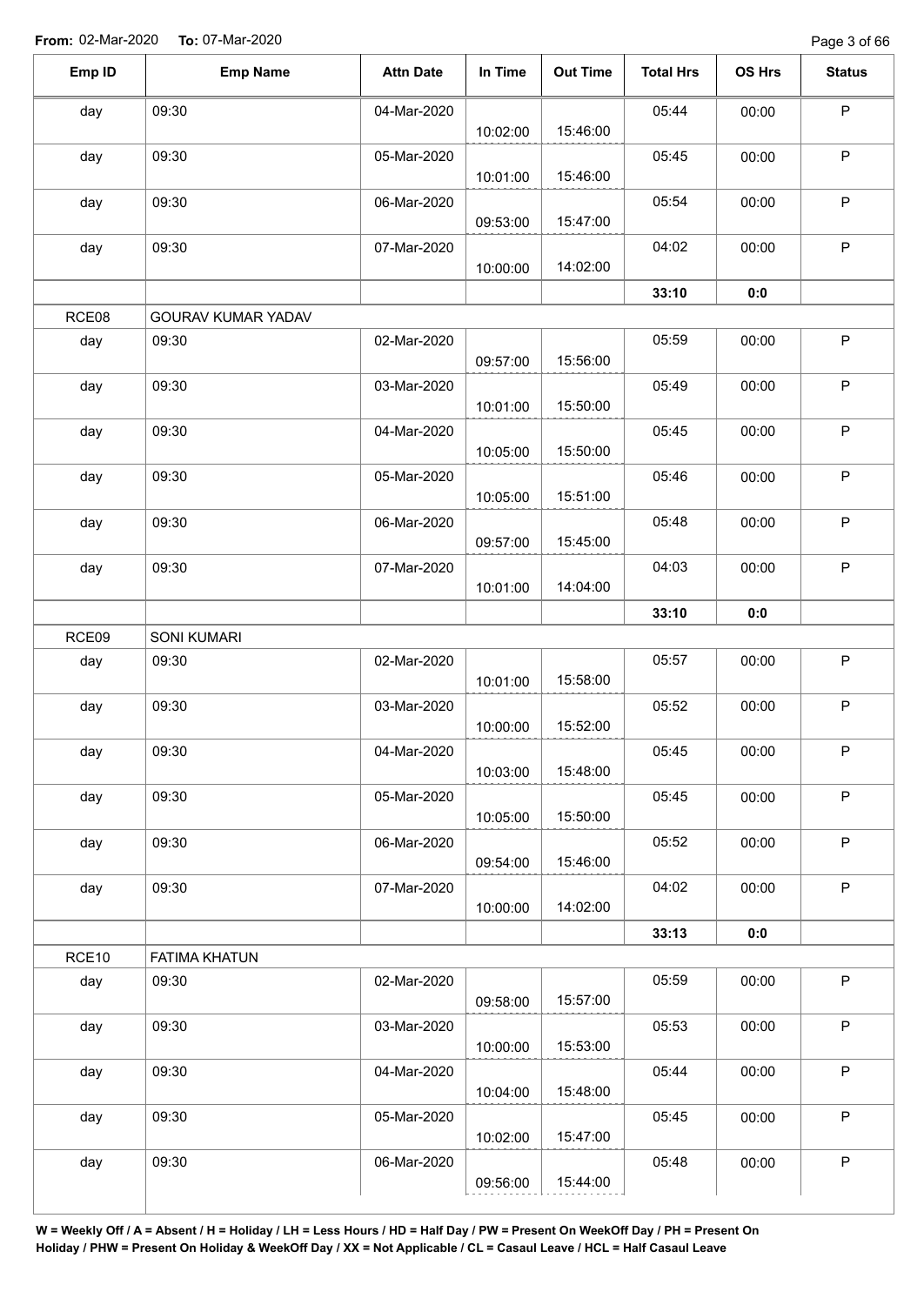**From:** 02-Mar-2020 **To:** 07-Mar-2020

| Emp ID | Emp Name | Attn Date | In Time | Out Time | Total Hrs | OS Hrs | Status |
|---|---|---|---|---|---|---|---|
| day | 09:30 | 04-Mar-2020 | 10:02:00 | 15:46:00 | 05:44 | 00:00 | P |
| day | 09:30 | 05-Mar-2020 | 10:01:00 | 15:46:00 | 05:45 | 00:00 | P |
| day | 09:30 | 06-Mar-2020 | 09:53:00 | 15:47:00 | 05:54 | 00:00 | P |
| day | 09:30 | 07-Mar-2020 | 10:00:00 | 14:02:00 | 04:02 | 00:00 | P |
| | | | | | 33:10 | 0:0 | |
| RCE08 | GOURAV KUMAR YADAV | | | | | | |
| day | 09:30 | 02-Mar-2020 | 09:57:00 | 15:56:00 | 05:59 | 00:00 | P |
| day | 09:30 | 03-Mar-2020 | 10:01:00 | 15:50:00 | 05:49 | 00:00 | P |
| day | 09:30 | 04-Mar-2020 | 10:05:00 | 15:50:00 | 05:45 | 00:00 | P |
| day | 09:30 | 05-Mar-2020 | 10:05:00 | 15:51:00 | 05:46 | 00:00 | P |
| day | 09:30 | 06-Mar-2020 | 09:57:00 | 15:45:00 | 05:48 | 00:00 | P |
| day | 09:30 | 07-Mar-2020 | 10:01:00 | 14:04:00 | 04:03 | 00:00 | P |
| | | | | | 33:10 | 0:0 | |
| RCE09 | SONI KUMARI | | | | | | |
| day | 09:30 | 02-Mar-2020 | 10:01:00 | 15:58:00 | 05:57 | 00:00 | P |
| day | 09:30 | 03-Mar-2020 | 10:00:00 | 15:52:00 | 05:52 | 00:00 | P |
| day | 09:30 | 04-Mar-2020 | 10:03:00 | 15:48:00 | 05:45 | 00:00 | P |
| day | 09:30 | 05-Mar-2020 | 10:05:00 | 15:50:00 | 05:45 | 00:00 | P |
| day | 09:30 | 06-Mar-2020 | 09:54:00 | 15:46:00 | 05:52 | 00:00 | P |
| day | 09:30 | 07-Mar-2020 | 10:00:00 | 14:02:00 | 04:02 | 00:00 | P |
| | | | | | 33:13 | 0:0 | |
| RCE10 | FATIMA KHATUN | | | | | | |
| day | 09:30 | 02-Mar-2020 | 09:58:00 | 15:57:00 | 05:59 | 00:00 | P |
| day | 09:30 | 03-Mar-2020 | 10:00:00 | 15:53:00 | 05:53 | 00:00 | P |
| day | 09:30 | 04-Mar-2020 | 10:04:00 | 15:48:00 | 05:44 | 00:00 | P |
| day | 09:30 | 05-Mar-2020 | 10:02:00 | 15:47:00 | 05:45 | 00:00 | P |
| day | 09:30 | 06-Mar-2020 | 09:56:00 | 15:44:00 | 05:48 | 00:00 | P |

**W = Weekly Off / A = Absent / H = Holiday / LH = Less Hours / HD = Half Day / PW = Present On WeekOff Day / PH = Present On Holiday / PHW = Present On Holiday & WeekOff Day / XX = Not Applicable / CL = Casaul Leave / HCL = Half Casaul Leave**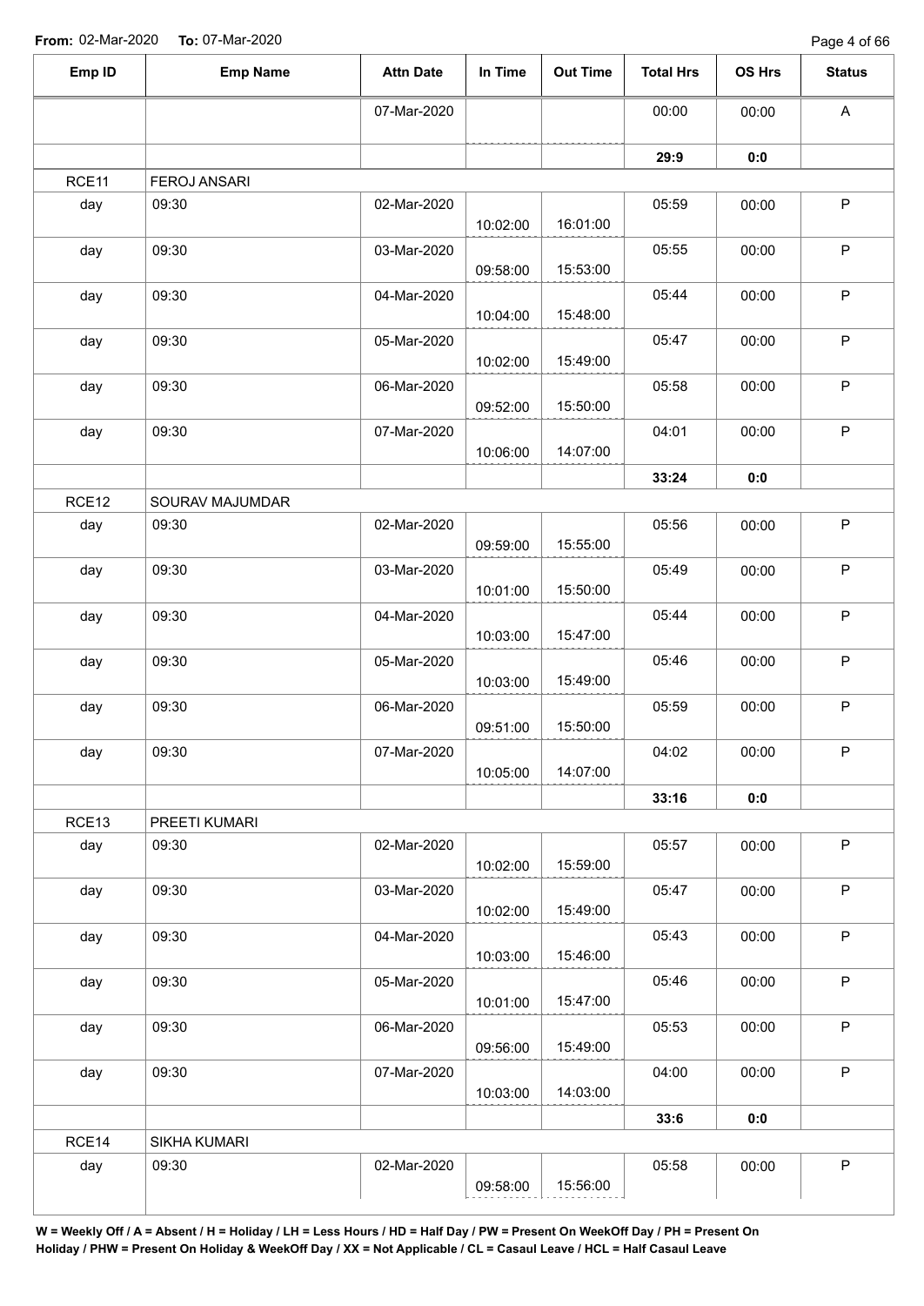**From:** 02-Mar-2020 **To:** 07-Mar-2020

| Emp ID | Emp Name | Attn Date | In Time | Out Time | Total Hrs | OS Hrs | Status |
|---|---|---|---|---|---|---|---|
| | | 07-Mar-2020 | | | 00:00 | 00:00 | A |
| | | | | | **29:9** | **0:0** | |
| RCE11 | FEROJ ANSARI | | | | | | |
| day | 09:30 | 02-Mar-2020 | 10:02:00 | 16:01:00 | 05:59 | 00:00 | P |
| day | 09:30 | 03-Mar-2020 | 09:58:00 | 15:53:00 | 05:55 | 00:00 | P |
| day | 09:30 | 04-Mar-2020 | 10:04:00 | 15:48:00 | 05:44 | 00:00 | P |
| day | 09:30 | 05-Mar-2020 | 10:02:00 | 15:49:00 | 05:47 | 00:00 | P |
| day | 09:30 | 06-Mar-2020 | 09:52:00 | 15:50:00 | 05:58 | 00:00 | P |
| day | 09:30 | 07-Mar-2020 | 10:06:00 | 14:07:00 | 04:01 | 00:00 | P |
| | | | | | **33:24** | **0:0** | |
| RCE12 | SOURAV MAJUMDAR | | | | | | |
| day | 09:30 | 02-Mar-2020 | 09:59:00 | 15:55:00 | 05:56 | 00:00 | P |
| day | 09:30 | 03-Mar-2020 | 10:01:00 | 15:50:00 | 05:49 | 00:00 | P |
| day | 09:30 | 04-Mar-2020 | 10:03:00 | 15:47:00 | 05:44 | 00:00 | P |
| day | 09:30 | 05-Mar-2020 | 10:03:00 | 15:49:00 | 05:46 | 00:00 | P |
| day | 09:30 | 06-Mar-2020 | 09:51:00 | 15:50:00 | 05:59 | 00:00 | P |
| day | 09:30 | 07-Mar-2020 | 10:05:00 | 14:07:00 | 04:02 | 00:00 | P |
| | | | | | **33:16** | **0:0** | |
| RCE13 | PREETI KUMARI | | | | | | |
| day | 09:30 | 02-Mar-2020 | 10:02:00 | 15:59:00 | 05:57 | 00:00 | P |
| day | 09:30 | 03-Mar-2020 | 10:02:00 | 15:49:00 | 05:47 | 00:00 | P |
| day | 09:30 | 04-Mar-2020 | 10:03:00 | 15:46:00 | 05:43 | 00:00 | P |
| day | 09:30 | 05-Mar-2020 | 10:01:00 | 15:47:00 | 05:46 | 00:00 | P |
| day | 09:30 | 06-Mar-2020 | 09:56:00 | 15:49:00 | 05:53 | 00:00 | P |
| day | 09:30 | 07-Mar-2020 | 10:03:00 | 14:03:00 | 04:00 | 00:00 | P |
| | | | | | **33:6** | **0:0** | |
| RCE14 | SIKHA KUMARI | | | | | | |
| day | 09:30 | 02-Mar-2020 | 09:58:00 | 15:56:00 | 05:58 | 00:00 | P |

**W = Weekly Off / A = Absent / H = Holiday / LH = Less Hours / HD = Half Day / PW = Present On WeekOff Day / PH = Present On Holiday / PHW = Present On Holiday & WeekOff Day / XX = Not Applicable / CL = Casaul Leave / HCL = Half Casaul Leave**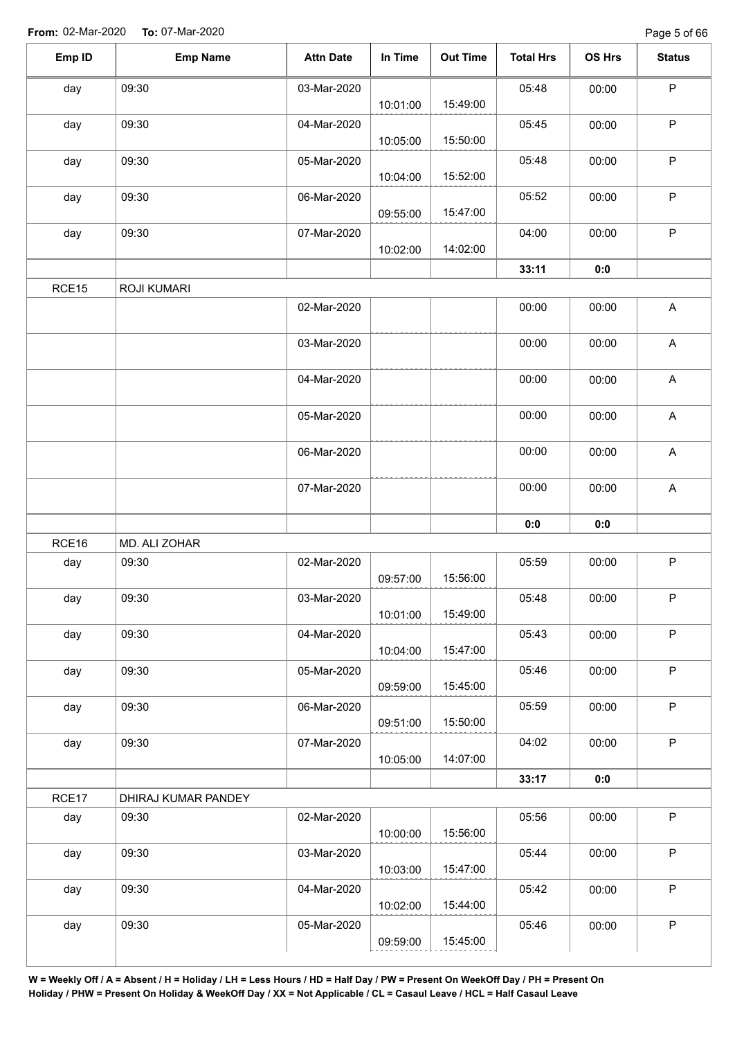**From:** 02-Mar-2020 **To:** 07-Mar-2020

| Emp ID | Emp Name | Attn Date | In Time | Out Time | Total Hrs | OS Hrs | Status |
|---|---|---|---|---|---|---|---|
| day | 09:30 | 03-Mar-2020 | 10:01:00 | 15:49:00 | 05:48 | 00:00 | P |
| day | 09:30 | 04-Mar-2020 | 10:05:00 | 15:50:00 | 05:45 | 00:00 | P |
| day | 09:30 | 05-Mar-2020 | 10:04:00 | 15:52:00 | 05:48 | 00:00 | P |
| day | 09:30 | 06-Mar-2020 | 09:55:00 | 15:47:00 | 05:52 | 00:00 | P |
| day | 09:30 | 07-Mar-2020 | 10:02:00 | 14:02:00 | 04:00 | 00:00 | P |
| | | | | | **33:11** | **0:0** | |
| RCE15 | ROJI KUMARI | | | | | | |
| | | 02-Mar-2020 | | | 00:00 | 00:00 | A |
| | | 03-Mar-2020 | | | 00:00 | 00:00 | A |
| | | 04-Mar-2020 | | | 00:00 | 00:00 | A |
| | | 05-Mar-2020 | | | 00:00 | 00:00 | A |
| | | 06-Mar-2020 | | | 00:00 | 00:00 | A |
| | | 07-Mar-2020 | | | 00:00 | 00:00 | A |
| | | | | | **0:0** | **0:0** | |
| RCE16 | MD. ALI ZOHAR | | | | | | |
| day | 09:30 | 02-Mar-2020 | 09:57:00 | 15:56:00 | 05:59 | 00:00 | P |
| day | 09:30 | 03-Mar-2020 | 10:01:00 | 15:49:00 | 05:48 | 00:00 | P |
| day | 09:30 | 04-Mar-2020 | 10:04:00 | 15:47:00 | 05:43 | 00:00 | P |
| day | 09:30 | 05-Mar-2020 | 09:59:00 | 15:45:00 | 05:46 | 00:00 | P |
| day | 09:30 | 06-Mar-2020 | 09:51:00 | 15:50:00 | 05:59 | 00:00 | P |
| day | 09:30 | 07-Mar-2020 | 10:05:00 | 14:07:00 | 04:02 | 00:00 | P |
| | | | | | **33:17** | **0:0** | |
| RCE17 | DHIRAJ KUMAR PANDEY | | | | | | |
| day | 09:30 | 02-Mar-2020 | 10:00:00 | 15:56:00 | 05:56 | 00:00 | P |
| day | 09:30 | 03-Mar-2020 | 10:03:00 | 15:47:00 | 05:44 | 00:00 | P |
| day | 09:30 | 04-Mar-2020 | 10:02:00 | 15:44:00 | 05:42 | 00:00 | P |
| day | 09:30 | 05-Mar-2020 | 09:59:00 | 15:45:00 | 05:46 | 00:00 | P |

**W = Weekly Off / A = Absent / H = Holiday / LH = Less Hours / HD = Half Day / PW = Present On WeekOff Day / PH = Present On Holiday / PHW = Present On Holiday & WeekOff Day / XX = Not Applicable / CL = Casaul Leave / HCL = Half Casaul Leave**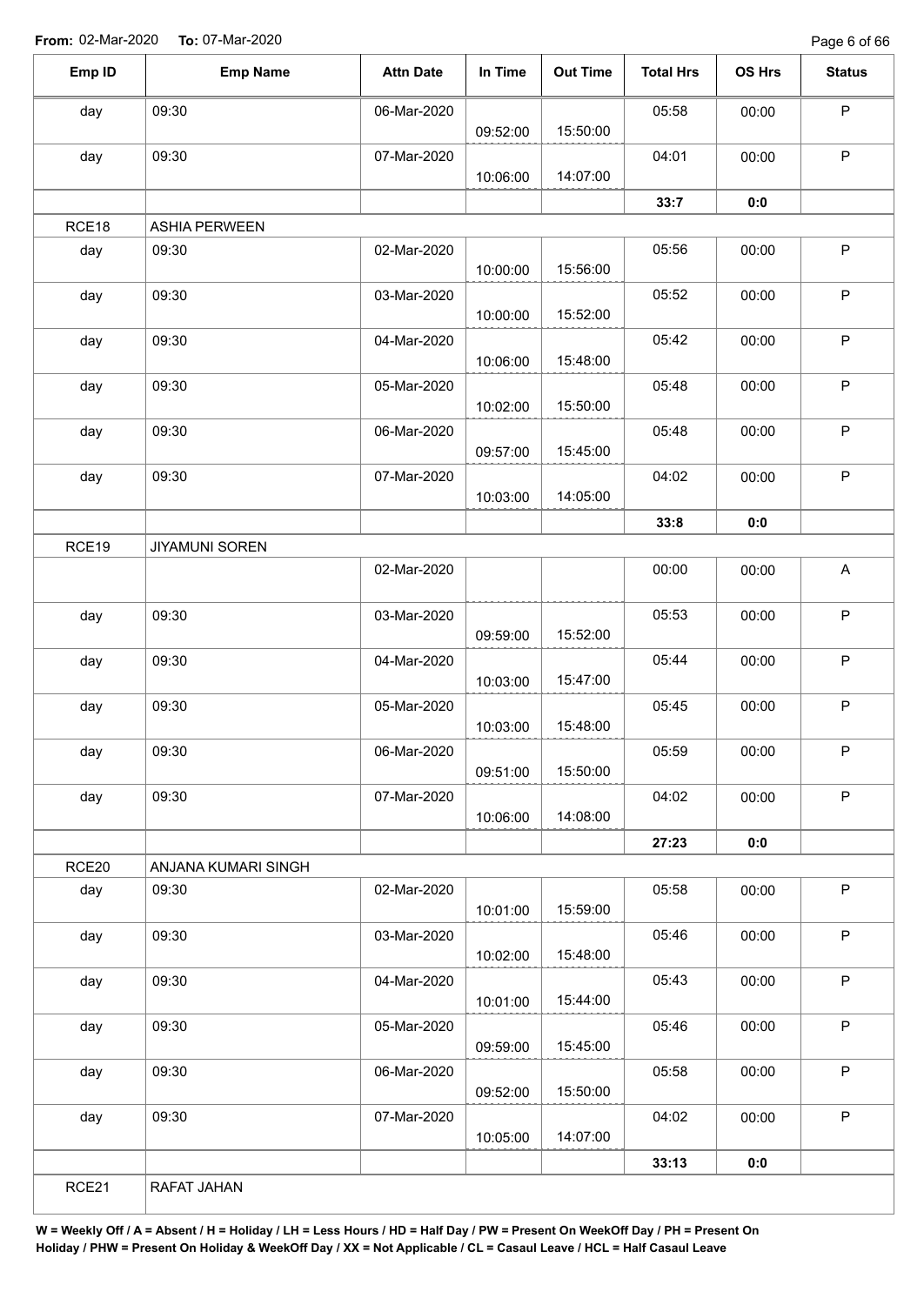**From:** 02-Mar-2020 **To:** 07-Mar-2020

| Emp ID | Emp Name | Attn Date | In Time | Out Time | Total Hrs | OS Hrs | Status |
|---|---|---|---|---|---|---|---|
| day | 09:30 | 06-Mar-2020 | 09:52:00 | 15:50:00 | 05:58 | 00:00 | P |
| day | 09:30 | 07-Mar-2020 | 10:06:00 | 14:07:00 | 04:01 | 00:00 | P |
| | | | | | **33:7** | **0:0** | |
| RCE18 | ASHIA PERWEEN | | | | | | |
| day | 09:30 | 02-Mar-2020 | 10:00:00 | 15:56:00 | 05:56 | 00:00 | P |
| day | 09:30 | 03-Mar-2020 | 10:00:00 | 15:52:00 | 05:52 | 00:00 | P |
| day | 09:30 | 04-Mar-2020 | 10:06:00 | 15:48:00 | 05:42 | 00:00 | P |
| day | 09:30 | 05-Mar-2020 | 10:02:00 | 15:50:00 | 05:48 | 00:00 | P |
| day | 09:30 | 06-Mar-2020 | 09:57:00 | 15:45:00 | 05:48 | 00:00 | P |
| day | 09:30 | 07-Mar-2020 | 10:03:00 | 14:05:00 | 04:02 | 00:00 | P |
| | | | | | **33:8** | **0:0** | |
| RCE19 | JIYAMUNI SOREN | | | | | | |
| | | 02-Mar-2020 | | | 00:00 | 00:00 | A |
| day | 09:30 | 03-Mar-2020 | 09:59:00 | 15:52:00 | 05:53 | 00:00 | P |
| day | 09:30 | 04-Mar-2020 | 10:03:00 | 15:47:00 | 05:44 | 00:00 | P |
| day | 09:30 | 05-Mar-2020 | 10:03:00 | 15:48:00 | 05:45 | 00:00 | P |
| day | 09:30 | 06-Mar-2020 | 09:51:00 | 15:50:00 | 05:59 | 00:00 | P |
| day | 09:30 | 07-Mar-2020 | 10:06:00 | 14:08:00 | 04:02 | 00:00 | P |
| | | | | | **27:23** | **0:0** | |
| RCE20 | ANJANA KUMARI SINGH | | | | | | |
| day | 09:30 | 02-Mar-2020 | 10:01:00 | 15:59:00 | 05:58 | 00:00 | P |
| day | 09:30 | 03-Mar-2020 | 10:02:00 | 15:48:00 | 05:46 | 00:00 | P |
| day | 09:30 | 04-Mar-2020 | 10:01:00 | 15:44:00 | 05:43 | 00:00 | P |
| day | 09:30 | 05-Mar-2020 | 09:59:00 | 15:45:00 | 05:46 | 00:00 | P |
| day | 09:30 | 06-Mar-2020 | 09:52:00 | 15:50:00 | 05:58 | 00:00 | P |
| day | 09:30 | 07-Mar-2020 | 10:05:00 | 14:07:00 | 04:02 | 00:00 | P |
| | | | | | **33:13** | **0:0** | |
| RCE21 | RAFAT JAHAN | | | | | | |

**W = Weekly Off / A = Absent / H = Holiday / LH = Less Hours / HD = Half Day / PW = Present On WeekOff Day / PH = Present On Holiday / PHW = Present On Holiday & WeekOff Day / XX = Not Applicable / CL = Casaul Leave / HCL = Half Casaul Leave**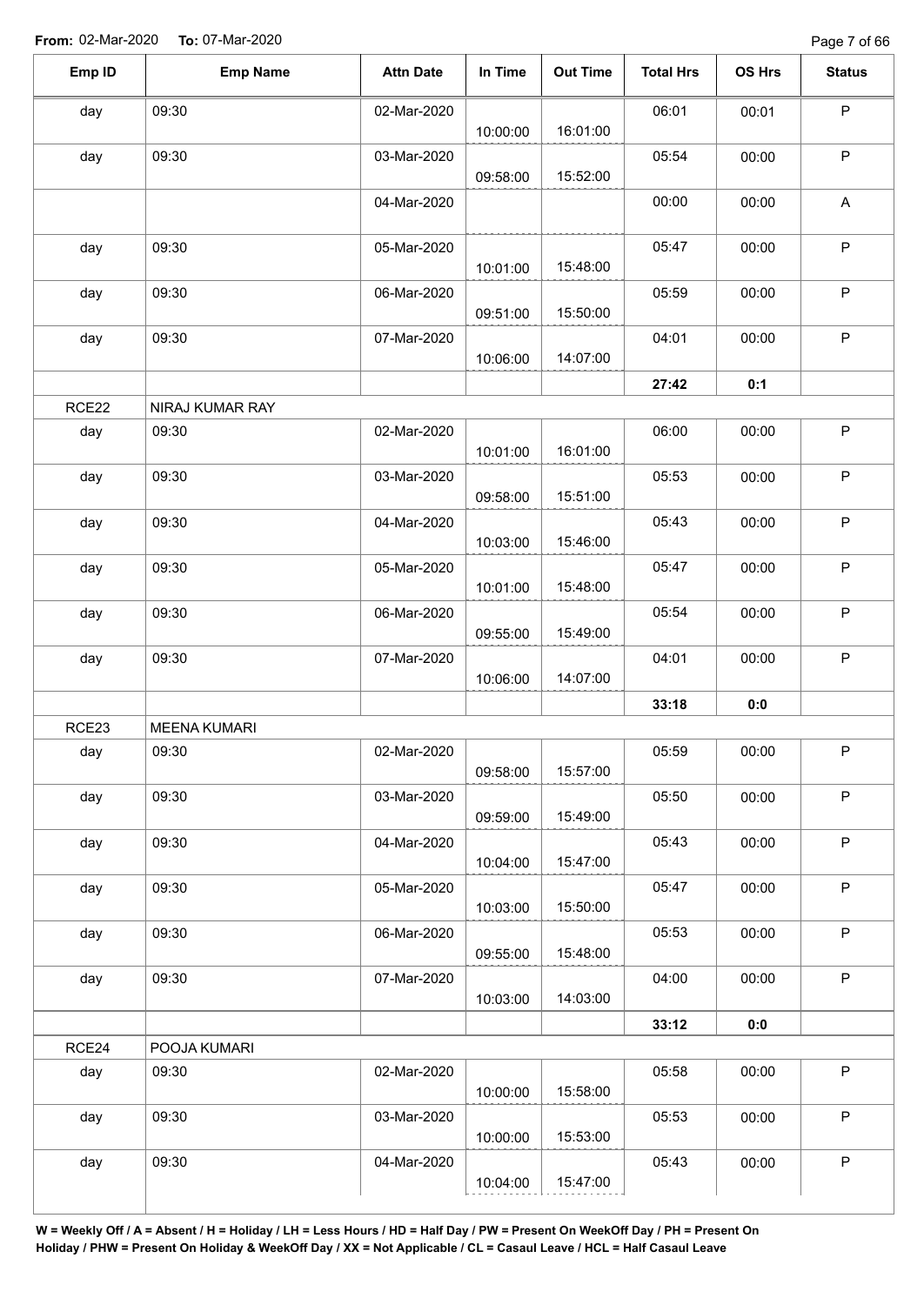**From:** 02-Mar-2020 **To:** 07-Mar-2020

| Emp ID | Emp Name | Attn Date | In Time | Out Time | Total Hrs | OS Hrs | Status |
|---|---|---|---|---|---|---|---|
| day | 09:30 | 02-Mar-2020 | 10:00:00 | 16:01:00 | 06:01 | 00:01 | P |
| day | 09:30 | 03-Mar-2020 | 09:58:00 | 15:52:00 | 05:54 | 00:00 | P |
| | | 04-Mar-2020 | | | 00:00 | 00:00 | A |
| day | 09:30 | 05-Mar-2020 | 10:01:00 | 15:48:00 | 05:47 | 00:00 | P |
| day | 09:30 | 06-Mar-2020 | 09:51:00 | 15:50:00 | 05:59 | 00:00 | P |
| day | 09:30 | 07-Mar-2020 | 10:06:00 | 14:07:00 | 04:01 | 00:00 | P |
| | | | | | **27:42** | **0:1** | |
| RCE22 | NIRAJ KUMAR RAY | | | | | | |
| day | 09:30 | 02-Mar-2020 | 10:01:00 | 16:01:00 | 06:00 | 00:00 | P |
| day | 09:30 | 03-Mar-2020 | 09:58:00 | 15:51:00 | 05:53 | 00:00 | P |
| day | 09:30 | 04-Mar-2020 | 10:03:00 | 15:46:00 | 05:43 | 00:00 | P |
| day | 09:30 | 05-Mar-2020 | 10:01:00 | 15:48:00 | 05:47 | 00:00 | P |
| day | 09:30 | 06-Mar-2020 | 09:55:00 | 15:49:00 | 05:54 | 00:00 | P |
| day | 09:30 | 07-Mar-2020 | 10:06:00 | 14:07:00 | 04:01 | 00:00 | P |
| | | | | | **33:18** | **0:0** | |
| RCE23 | MEENA KUMARI | | | | | | |
| day | 09:30 | 02-Mar-2020 | 09:58:00 | 15:57:00 | 05:59 | 00:00 | P |
| day | 09:30 | 03-Mar-2020 | 09:59:00 | 15:49:00 | 05:50 | 00:00 | P |
| day | 09:30 | 04-Mar-2020 | 10:04:00 | 15:47:00 | 05:43 | 00:00 | P |
| day | 09:30 | 05-Mar-2020 | 10:03:00 | 15:50:00 | 05:47 | 00:00 | P |
| day | 09:30 | 06-Mar-2020 | 09:55:00 | 15:48:00 | 05:53 | 00:00 | P |
| day | 09:30 | 07-Mar-2020 | 10:03:00 | 14:03:00 | 04:00 | 00:00 | P |
| | | | | | **33:12** | **0:0** | |
| RCE24 | POOJA KUMARI | | | | | | |
| day | 09:30 | 02-Mar-2020 | 10:00:00 | 15:58:00 | 05:58 | 00:00 | P |
| day | 09:30 | 03-Mar-2020 | 10:00:00 | 15:53:00 | 05:53 | 00:00 | P |
| day | 09:30 | 04-Mar-2020 | 10:04:00 | 15:47:00 | 05:43 | 00:00 | P |

**W = Weekly Off / A = Absent / H = Holiday / LH = Less Hours / HD = Half Day / PW = Present On WeekOff Day / PH = Present On Holiday / PHW = Present On Holiday & WeekOff Day / XX = Not Applicable / CL = Casaul Leave / HCL = Half Casaul Leave**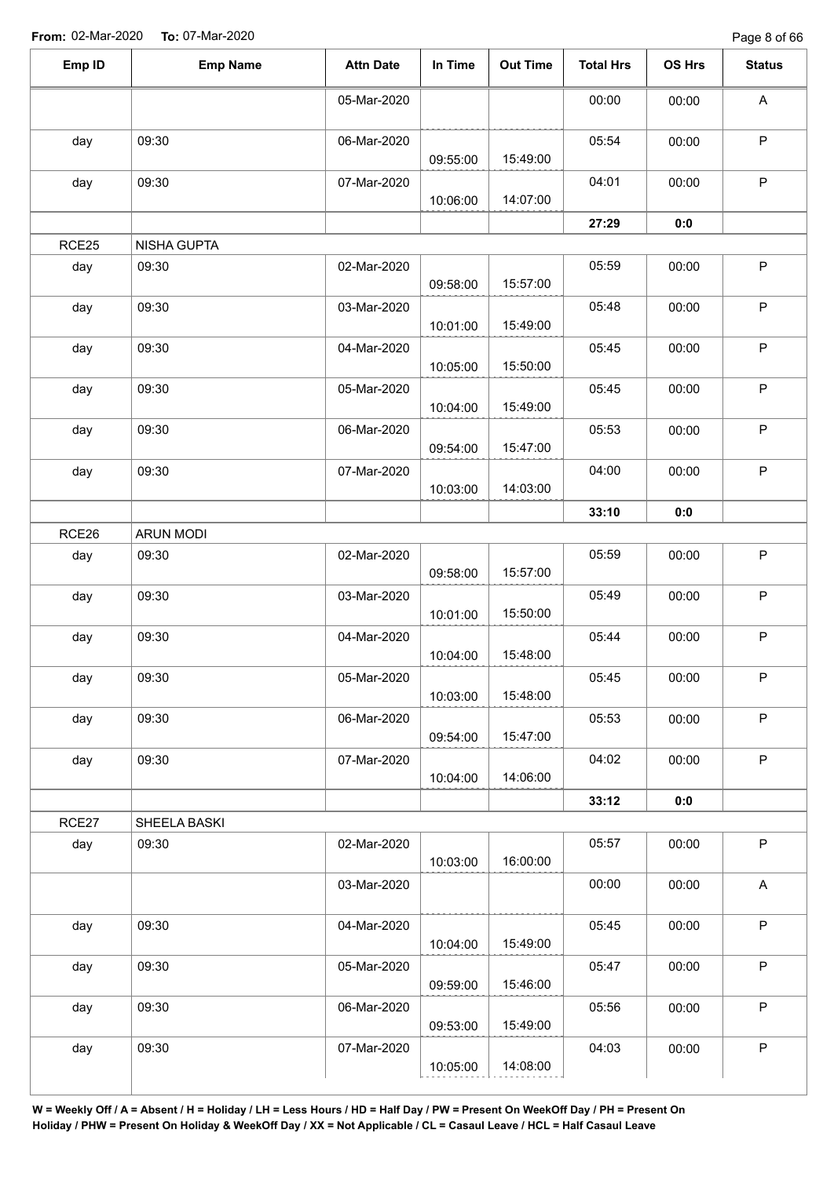**From:** 02-Mar-2020 **To:** 07-Mar-2020

| Emp ID | Emp Name | Attn Date | In Time | Out Time | Total Hrs | OS Hrs | Status |
|---|---|---|---|---|---|---|---|
| | | 05-Mar-2020 | | | 00:00 | 00:00 | A |
| day | 09:30 | 06-Mar-2020 | 09:55:00 | 15:49:00 | 05:54 | 00:00 | P |
| day | 09:30 | 07-Mar-2020 | 10:06:00 | 14:07:00 | 04:01 | 00:00 | P |
| | | | | | **27:29** | **0:0** | |
| RCE25 | NISHA GUPTA | | | | | | |
| day | 09:30 | 02-Mar-2020 | 09:58:00 | 15:57:00 | 05:59 | 00:00 | P |
| day | 09:30 | 03-Mar-2020 | 10:01:00 | 15:49:00 | 05:48 | 00:00 | P |
| day | 09:30 | 04-Mar-2020 | 10:05:00 | 15:50:00 | 05:45 | 00:00 | P |
| day | 09:30 | 05-Mar-2020 | 10:04:00 | 15:49:00 | 05:45 | 00:00 | P |
| day | 09:30 | 06-Mar-2020 | 09:54:00 | 15:47:00 | 05:53 | 00:00 | P |
| day | 09:30 | 07-Mar-2020 | 10:03:00 | 14:03:00 | 04:00 | 00:00 | P |
| | | | | | **33:10** | **0:0** | |
| RCE26 | ARUN MODI | | | | | | |
| day | 09:30 | 02-Mar-2020 | 09:58:00 | 15:57:00 | 05:59 | 00:00 | P |
| day | 09:30 | 03-Mar-2020 | 10:01:00 | 15:50:00 | 05:49 | 00:00 | P |
| day | 09:30 | 04-Mar-2020 | 10:04:00 | 15:48:00 | 05:44 | 00:00 | P |
| day | 09:30 | 05-Mar-2020 | 10:03:00 | 15:48:00 | 05:45 | 00:00 | P |
| day | 09:30 | 06-Mar-2020 | 09:54:00 | 15:47:00 | 05:53 | 00:00 | P |
| day | 09:30 | 07-Mar-2020 | 10:04:00 | 14:06:00 | 04:02 | 00:00 | P |
| | | | | | **33:12** | **0:0** | |
| RCE27 | SHEELA BASKI | | | | | | |
| day | 09:30 | 02-Mar-2020 | 10:03:00 | 16:00:00 | 05:57 | 00:00 | P |
| | | 03-Mar-2020 | | | 00:00 | 00:00 | A |
| day | 09:30 | 04-Mar-2020 | 10:04:00 | 15:49:00 | 05:45 | 00:00 | P |
| day | 09:30 | 05-Mar-2020 | 09:59:00 | 15:46:00 | 05:47 | 00:00 | P |
| day | 09:30 | 06-Mar-2020 | 09:53:00 | 15:49:00 | 05:56 | 00:00 | P |
| day | 09:30 | 07-Mar-2020 | 10:05:00 | 14:08:00 | 04:03 | 00:00 | P |

**W = Weekly Off / A = Absent / H = Holiday / LH = Less Hours / HD = Half Day / PW = Present On WeekOff Day / PH = Present On Holiday / PHW = Present On Holiday & WeekOff Day / XX = Not Applicable / CL = Casaul Leave / HCL = Half Casaul Leave**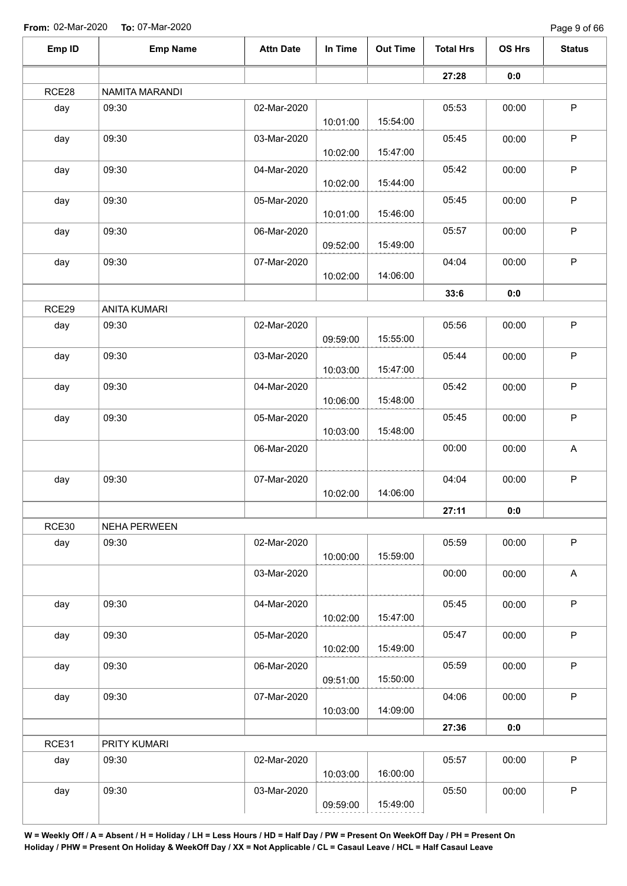**From:** 02-Mar-2020 **To:** 07-Mar-2020

| Emp ID | Emp Name | Attn Date | In Time | Out Time | Total Hrs | OS Hrs | Status |
|---|---|---|---|---|---|---|---|
| | | | | | 27:28 | 0:0 | |
| RCE28 | NAMITA MARANDI | | | | | | |
| day | 09:30 | 02-Mar-2020 | 10:01:00 | 15:54:00 | 05:53 | 00:00 | P |
| day | 09:30 | 03-Mar-2020 | 10:02:00 | 15:47:00 | 05:45 | 00:00 | P |
| day | 09:30 | 04-Mar-2020 | 10:02:00 | 15:44:00 | 05:42 | 00:00 | P |
| day | 09:30 | 05-Mar-2020 | 10:01:00 | 15:46:00 | 05:45 | 00:00 | P |
| day | 09:30 | 06-Mar-2020 | 09:52:00 | 15:49:00 | 05:57 | 00:00 | P |
| day | 09:30 | 07-Mar-2020 | 10:02:00 | 14:06:00 | 04:04 | 00:00 | P |
| | | | | | 33:6 | 0:0 | |
| RCE29 | ANITA KUMARI | | | | | | |
| day | 09:30 | 02-Mar-2020 | 09:59:00 | 15:55:00 | 05:56 | 00:00 | P |
| day | 09:30 | 03-Mar-2020 | 10:03:00 | 15:47:00 | 05:44 | 00:00 | P |
| day | 09:30 | 04-Mar-2020 | 10:06:00 | 15:48:00 | 05:42 | 00:00 | P |
| day | 09:30 | 05-Mar-2020 | 10:03:00 | 15:48:00 | 05:45 | 00:00 | P |
| | | 06-Mar-2020 | | | 00:00 | 00:00 | A |
| day | 09:30 | 07-Mar-2020 | 10:02:00 | 14:06:00 | 04:04 | 00:00 | P |
| | | | | | 27:11 | 0:0 | |
| RCE30 | NEHA PERWEEN | | | | | | |
| day | 09:30 | 02-Mar-2020 | 10:00:00 | 15:59:00 | 05:59 | 00:00 | P |
| | | 03-Mar-2020 | | | 00:00 | 00:00 | A |
| day | 09:30 | 04-Mar-2020 | 10:02:00 | 15:47:00 | 05:45 | 00:00 | P |
| day | 09:30 | 05-Mar-2020 | 10:02:00 | 15:49:00 | 05:47 | 00:00 | P |
| day | 09:30 | 06-Mar-2020 | 09:51:00 | 15:50:00 | 05:59 | 00:00 | P |
| day | 09:30 | 07-Mar-2020 | 10:03:00 | 14:09:00 | 04:06 | 00:00 | P |
| | | | | | 27:36 | 0:0 | |
| RCE31 | PRITY KUMARI | | | | | | |
| day | 09:30 | 02-Mar-2020 | 10:03:00 | 16:00:00 | 05:57 | 00:00 | P |
| day | 09:30 | 03-Mar-2020 | 09:59:00 | 15:49:00 | 05:50 | 00:00 | P |

**W = Weekly Off / A = Absent / H = Holiday / LH = Less Hours / HD = Half Day / PW = Present On WeekOff Day / PH = Present On Holiday / PHW = Present On Holiday & WeekOff Day / XX = Not Applicable / CL = Casaul Leave / HCL = Half Casaul Leave**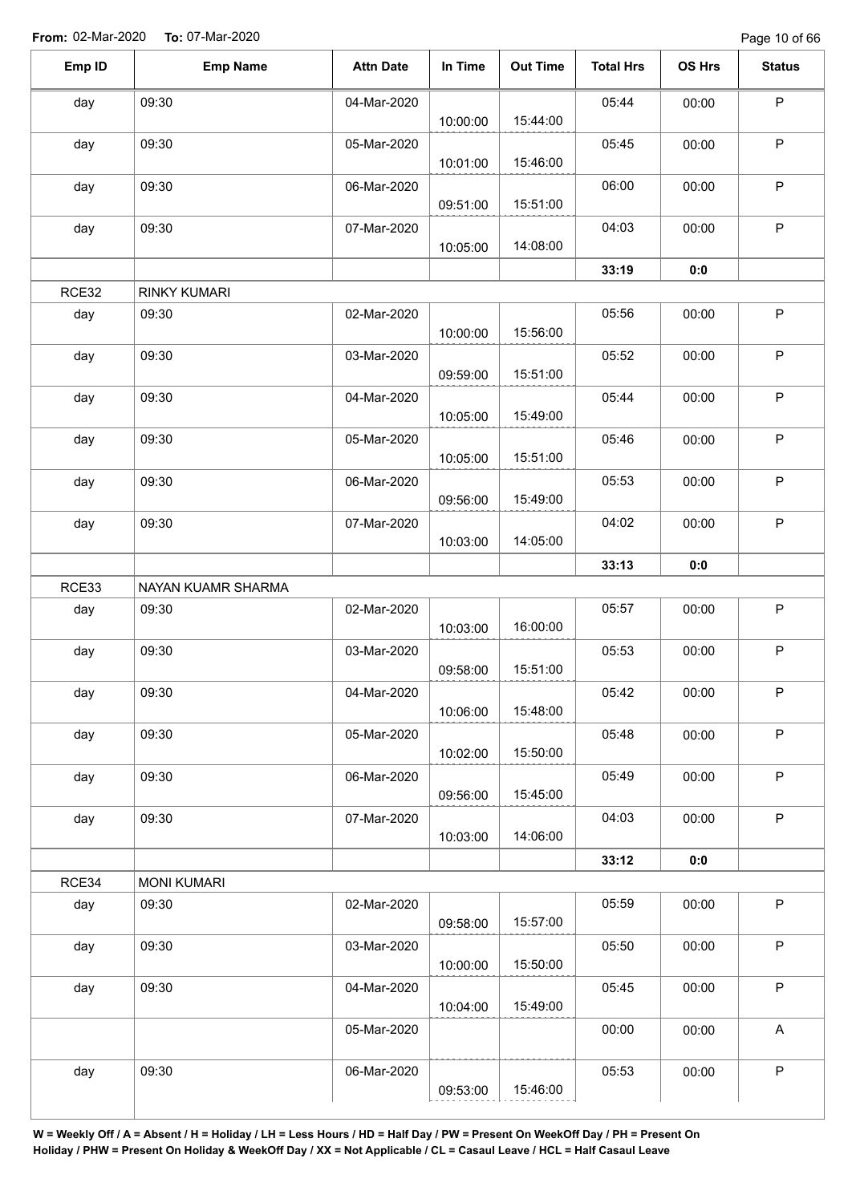**From:** 02-Mar-2020 **To:** 07-Mar-2020

| Emp ID | Emp Name | Attn Date | In Time | Out Time | Total Hrs | OS Hrs | Status |
|---|---|---|---|---|---|---|---|
| day | 09:30 | 04-Mar-2020 | 10:00:00 | 15:44:00 | 05:44 | 00:00 | P |
| day | 09:30 | 05-Mar-2020 | 10:01:00 | 15:46:00 | 05:45 | 00:00 | P |
| day | 09:30 | 06-Mar-2020 | 09:51:00 | 15:51:00 | 06:00 | 00:00 | P |
| day | 09:30 | 07-Mar-2020 | 10:05:00 | 14:08:00 | 04:03 | 00:00 | P |
| | | | | | **33:19** | **0:0** | |
| RCE32 | RINKY KUMARI | | | | | | |
| day | 09:30 | 02-Mar-2020 | 10:00:00 | 15:56:00 | 05:56 | 00:00 | P |
| day | 09:30 | 03-Mar-2020 | 09:59:00 | 15:51:00 | 05:52 | 00:00 | P |
| day | 09:30 | 04-Mar-2020 | 10:05:00 | 15:49:00 | 05:44 | 00:00 | P |
| day | 09:30 | 05-Mar-2020 | 10:05:00 | 15:51:00 | 05:46 | 00:00 | P |
| day | 09:30 | 06-Mar-2020 | 09:56:00 | 15:49:00 | 05:53 | 00:00 | P |
| day | 09:30 | 07-Mar-2020 | 10:03:00 | 14:05:00 | 04:02 | 00:00 | P |
| | | | | | **33:13** | **0:0** | |
| RCE33 | NAYAN KUAMR SHARMA | | | | | | |
| day | 09:30 | 02-Mar-2020 | 10:03:00 | 16:00:00 | 05:57 | 00:00 | P |
| day | 09:30 | 03-Mar-2020 | 09:58:00 | 15:51:00 | 05:53 | 00:00 | P |
| day | 09:30 | 04-Mar-2020 | 10:06:00 | 15:48:00 | 05:42 | 00:00 | P |
| day | 09:30 | 05-Mar-2020 | 10:02:00 | 15:50:00 | 05:48 | 00:00 | P |
| day | 09:30 | 06-Mar-2020 | 09:56:00 | 15:45:00 | 05:49 | 00:00 | P |
| day | 09:30 | 07-Mar-2020 | 10:03:00 | 14:06:00 | 04:03 | 00:00 | P |
| | | | | | **33:12** | **0:0** | |
| RCE34 | MONI KUMARI | | | | | | |
| day | 09:30 | 02-Mar-2020 | 09:58:00 | 15:57:00 | 05:59 | 00:00 | P |
| day | 09:30 | 03-Mar-2020 | 10:00:00 | 15:50:00 | 05:50 | 00:00 | P |
| day | 09:30 | 04-Mar-2020 | 10:04:00 | 15:49:00 | 05:45 | 00:00 | P |
| | | 05-Mar-2020 | | | 00:00 | 00:00 | A |
| day | 09:30 | 06-Mar-2020 | 09:53:00 | 15:46:00 | 05:53 | 00:00 | P |

**W = Weekly Off / A = Absent / H = Holiday / LH = Less Hours / HD = Half Day / PW = Present On WeekOff Day / PH = Present On Holiday / PHW = Present On Holiday & WeekOff Day / XX = Not Applicable / CL = Casaul Leave / HCL = Half Casaul Leave**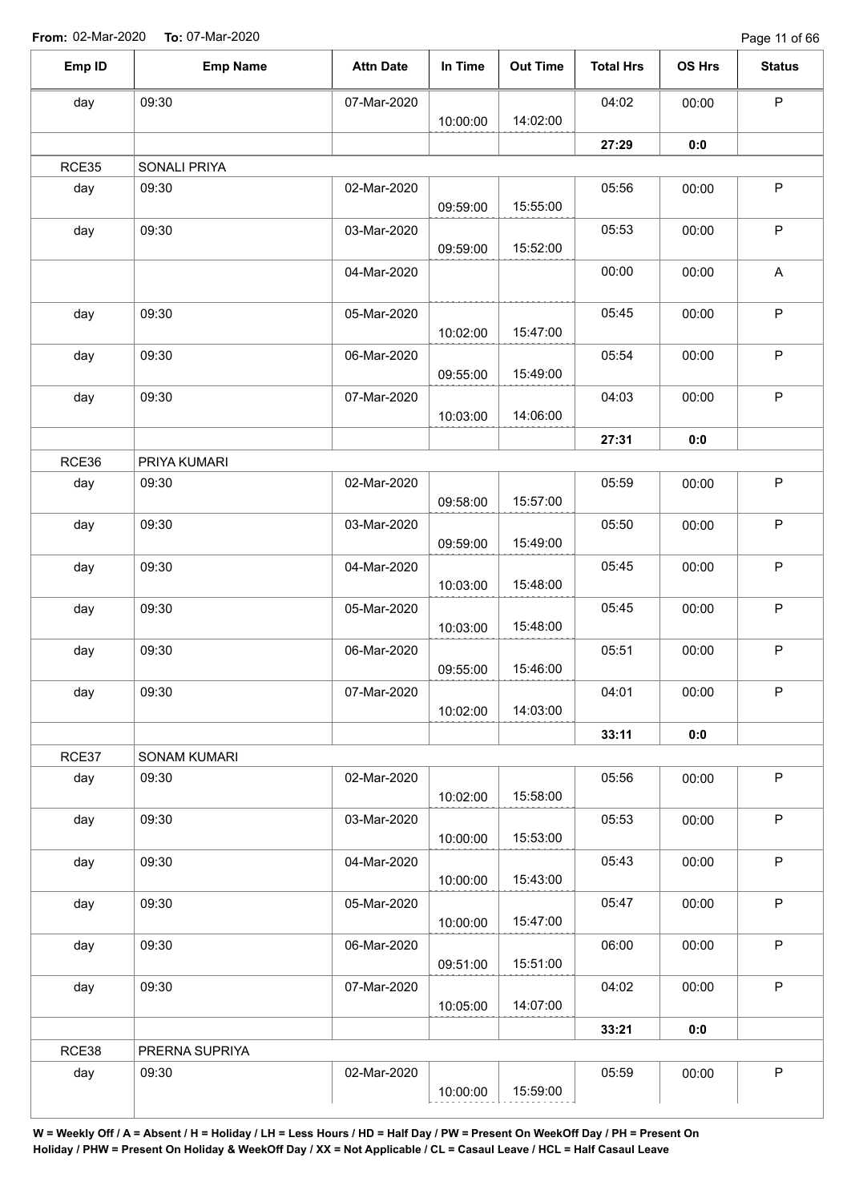**From:** 02-Mar-2020 **To:** 07-Mar-2020

| Emp ID | Emp Name | Attn Date | In Time | Out Time | Total Hrs | OS Hrs | Status |
|---|---|---|---|---|---|---|---|
| day | 09:30 | 07-Mar-2020 | 10:00:00 | 14:02:00 | 04:02 | 00:00 | P |
| | | | | | **27:29** | **0:0** | |
| RCE35 | SONALI PRIYA | | | | | | |
| day | 09:30 | 02-Mar-2020 | 09:59:00 | 15:55:00 | 05:56 | 00:00 | P |
| day | 09:30 | 03-Mar-2020 | 09:59:00 | 15:52:00 | 05:53 | 00:00 | P |
| | | 04-Mar-2020 | | | 00:00 | 00:00 | A |
| day | 09:30 | 05-Mar-2020 | 10:02:00 | 15:47:00 | 05:45 | 00:00 | P |
| day | 09:30 | 06-Mar-2020 | 09:55:00 | 15:49:00 | 05:54 | 00:00 | P |
| day | 09:30 | 07-Mar-2020 | 10:03:00 | 14:06:00 | 04:03 | 00:00 | P |
| | | | | | **27:31** | **0:0** | |
| RCE36 | PRIYA KUMARI | | | | | | |
| day | 09:30 | 02-Mar-2020 | 09:58:00 | 15:57:00 | 05:59 | 00:00 | P |
| day | 09:30 | 03-Mar-2020 | 09:59:00 | 15:49:00 | 05:50 | 00:00 | P |
| day | 09:30 | 04-Mar-2020 | 10:03:00 | 15:48:00 | 05:45 | 00:00 | P |
| day | 09:30 | 05-Mar-2020 | 10:03:00 | 15:48:00 | 05:45 | 00:00 | P |
| day | 09:30 | 06-Mar-2020 | 09:55:00 | 15:46:00 | 05:51 | 00:00 | P |
| day | 09:30 | 07-Mar-2020 | 10:02:00 | 14:03:00 | 04:01 | 00:00 | P |
| | | | | | **33:11** | **0:0** | |
| RCE37 | SONAM KUMARI | | | | | | |
| day | 09:30 | 02-Mar-2020 | 10:02:00 | 15:58:00 | 05:56 | 00:00 | P |
| day | 09:30 | 03-Mar-2020 | 10:00:00 | 15:53:00 | 05:53 | 00:00 | P |
| day | 09:30 | 04-Mar-2020 | 10:00:00 | 15:43:00 | 05:43 | 00:00 | P |
| day | 09:30 | 05-Mar-2020 | 10:00:00 | 15:47:00 | 05:47 | 00:00 | P |
| day | 09:30 | 06-Mar-2020 | 09:51:00 | 15:51:00 | 06:00 | 00:00 | P |
| day | 09:30 | 07-Mar-2020 | 10:05:00 | 14:07:00 | 04:02 | 00:00 | P |
| | | | | | **33:21** | **0:0** | |
| RCE38 | PRERNA SUPRIYA | | | | | | |
| day | 09:30 | 02-Mar-2020 | 10:00:00 | 15:59:00 | 05:59 | 00:00 | P |

**W = Weekly Off / A = Absent / H = Holiday / LH = Less Hours / HD = Half Day / PW = Present On WeekOff Day / PH = Present On Holiday / PHW = Present On Holiday & WeekOff Day / XX = Not Applicable / CL = Casaul Leave / HCL = Half Casaul Leave**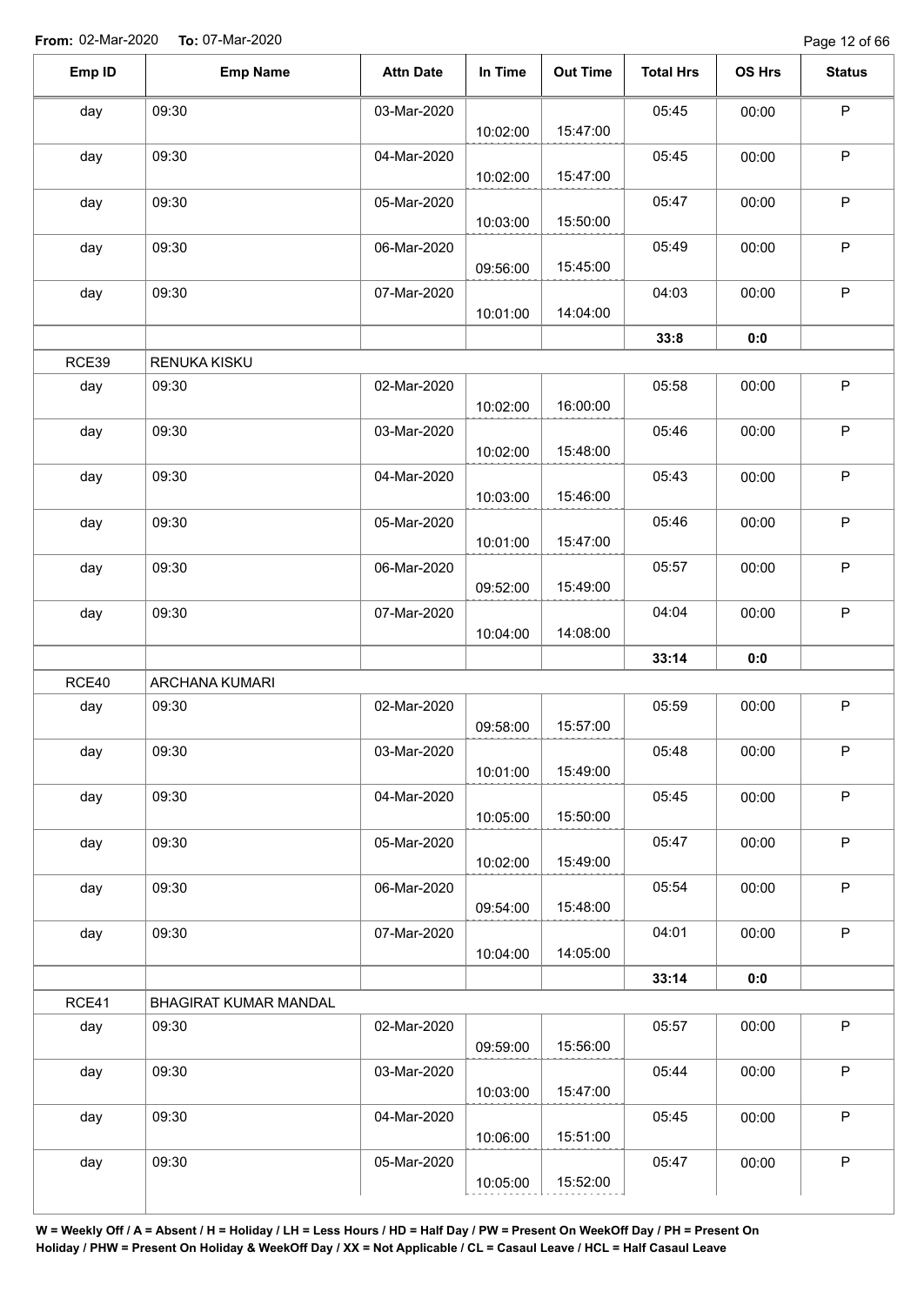**From:** 02-Mar-2020 **To:** 07-Mar-2020

| Emp ID | Emp Name | Attn Date | In Time | Out Time | Total Hrs | OS Hrs | Status |
|---|---|---|---|---|---|---|---|
| day | 09:30 | 03-Mar-2020 | 10:02:00 | 15:47:00 | 05:45 | 00:00 | P |
| day | 09:30 | 04-Mar-2020 | 10:02:00 | 15:47:00 | 05:45 | 00:00 | P |
| day | 09:30 | 05-Mar-2020 | 10:03:00 | 15:50:00 | 05:47 | 00:00 | P |
| day | 09:30 | 06-Mar-2020 | 09:56:00 | 15:45:00 | 05:49 | 00:00 | P |
| day | 09:30 | 07-Mar-2020 | 10:01:00 | 14:04:00 | 04:03 | 00:00 | P |
| | | | | | **33:8** | **0:0** | |
| RCE39 | RENUKA KISKU | | | | | | |
| day | 09:30 | 02-Mar-2020 | 10:02:00 | 16:00:00 | 05:58 | 00:00 | P |
| day | 09:30 | 03-Mar-2020 | 10:02:00 | 15:48:00 | 05:46 | 00:00 | P |
| day | 09:30 | 04-Mar-2020 | 10:03:00 | 15:46:00 | 05:43 | 00:00 | P |
| day | 09:30 | 05-Mar-2020 | 10:01:00 | 15:47:00 | 05:46 | 00:00 | P |
| day | 09:30 | 06-Mar-2020 | 09:52:00 | 15:49:00 | 05:57 | 00:00 | P |
| day | 09:30 | 07-Mar-2020 | 10:04:00 | 14:08:00 | 04:04 | 00:00 | P |
| | | | | | **33:14** | **0:0** | |
| RCE40 | ARCHANA KUMARI | | | | | | |
| day | 09:30 | 02-Mar-2020 | 09:58:00 | 15:57:00 | 05:59 | 00:00 | P |
| day | 09:30 | 03-Mar-2020 | 10:01:00 | 15:49:00 | 05:48 | 00:00 | P |
| day | 09:30 | 04-Mar-2020 | 10:05:00 | 15:50:00 | 05:45 | 00:00 | P |
| day | 09:30 | 05-Mar-2020 | 10:02:00 | 15:49:00 | 05:47 | 00:00 | P |
| day | 09:30 | 06-Mar-2020 | 09:54:00 | 15:48:00 | 05:54 | 00:00 | P |
| day | 09:30 | 07-Mar-2020 | 10:04:00 | 14:05:00 | 04:01 | 00:00 | P |
| | | | | | **33:14** | **0:0** | |
| RCE41 | BHAGIRAT KUMAR MANDAL | | | | | | |
| day | 09:30 | 02-Mar-2020 | 09:59:00 | 15:56:00 | 05:57 | 00:00 | P |
| day | 09:30 | 03-Mar-2020 | 10:03:00 | 15:47:00 | 05:44 | 00:00 | P |
| day | 09:30 | 04-Mar-2020 | 10:06:00 | 15:51:00 | 05:45 | 00:00 | P |
| day | 09:30 | 05-Mar-2020 | 10:05:00 | 15:52:00 | 05:47 | 00:00 | P |

**W = Weekly Off / A = Absent / H = Holiday / LH = Less Hours / HD = Half Day / PW = Present On WeekOff Day / PH = Present On Holiday / PHW = Present On Holiday & WeekOff Day / XX = Not Applicable / CL = Casaul Leave / HCL = Half Casaul Leave**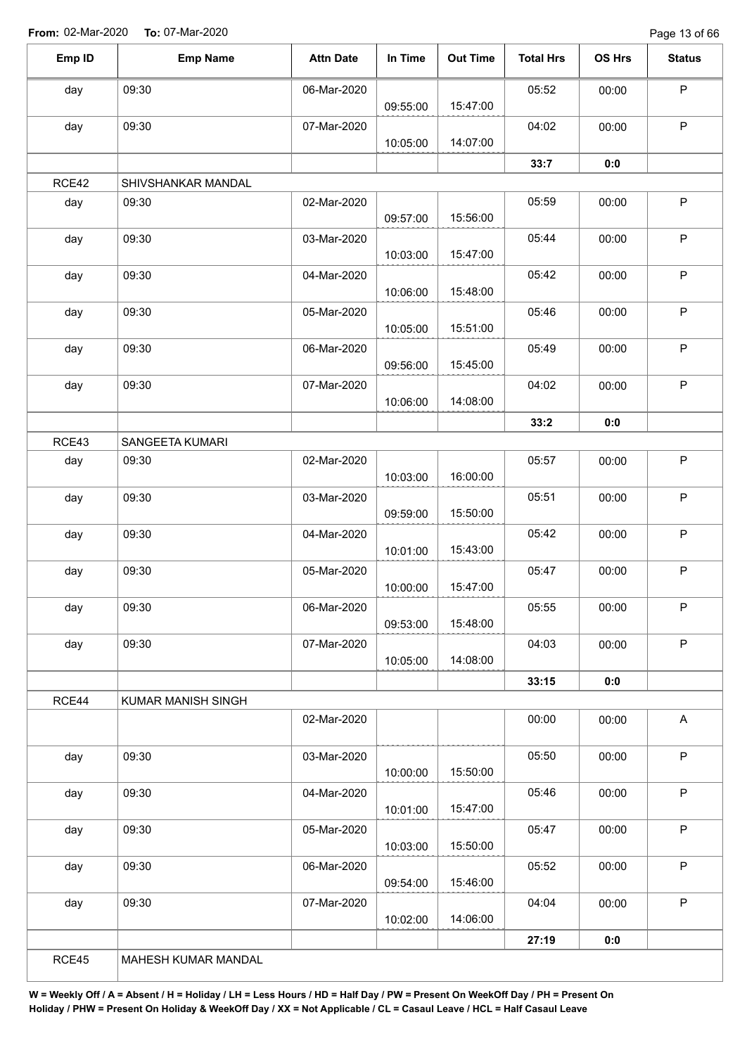**From:** 02-Mar-2020 **To:** 07-Mar-2020

| Emp ID | Emp Name | Attn Date | In Time | Out Time | Total Hrs | OS Hrs | Status |
|---|---|---|---|---|---|---|---|
| day | 09:30 | 06-Mar-2020 | 09:55:00 | 15:47:00 | 05:52 | 00:00 | P |
| day | 09:30 | 07-Mar-2020 | 10:05:00 | 14:07:00 | 04:02 | 00:00 | P |
| | | | | | 33:7 | 0:0 | |
| RCE42 | SHIVSHANKAR MANDAL | | | | | | |
| day | 09:30 | 02-Mar-2020 | 09:57:00 | 15:56:00 | 05:59 | 00:00 | P |
| day | 09:30 | 03-Mar-2020 | 10:03:00 | 15:47:00 | 05:44 | 00:00 | P |
| day | 09:30 | 04-Mar-2020 | 10:06:00 | 15:48:00 | 05:42 | 00:00 | P |
| day | 09:30 | 05-Mar-2020 | 10:05:00 | 15:51:00 | 05:46 | 00:00 | P |
| day | 09:30 | 06-Mar-2020 | 09:56:00 | 15:45:00 | 05:49 | 00:00 | P |
| day | 09:30 | 07-Mar-2020 | 10:06:00 | 14:08:00 | 04:02 | 00:00 | P |
| | | | | | 33:2 | 0:0 | |
| RCE43 | SANGEETA KUMARI | | | | | | |
| day | 09:30 | 02-Mar-2020 | 10:03:00 | 16:00:00 | 05:57 | 00:00 | P |
| day | 09:30 | 03-Mar-2020 | 09:59:00 | 15:50:00 | 05:51 | 00:00 | P |
| day | 09:30 | 04-Mar-2020 | 10:01:00 | 15:43:00 | 05:42 | 00:00 | P |
| day | 09:30 | 05-Mar-2020 | 10:00:00 | 15:47:00 | 05:47 | 00:00 | P |
| day | 09:30 | 06-Mar-2020 | 09:53:00 | 15:48:00 | 05:55 | 00:00 | P |
| day | 09:30 | 07-Mar-2020 | 10:05:00 | 14:08:00 | 04:03 | 00:00 | P |
| | | | | | 33:15 | 0:0 | |
| RCE44 | KUMAR MANISH SINGH | | | | | | |
| | | 02-Mar-2020 | | | 00:00 | 00:00 | A |
| day | 09:30 | 03-Mar-2020 | 10:00:00 | 15:50:00 | 05:50 | 00:00 | P |
| day | 09:30 | 04-Mar-2020 | 10:01:00 | 15:47:00 | 05:46 | 00:00 | P |
| day | 09:30 | 05-Mar-2020 | 10:03:00 | 15:50:00 | 05:47 | 00:00 | P |
| day | 09:30 | 06-Mar-2020 | 09:54:00 | 15:46:00 | 05:52 | 00:00 | P |
| day | 09:30 | 07-Mar-2020 | 10:02:00 | 14:06:00 | 04:04 | 00:00 | P |
| | | | | | 27:19 | 0:0 | |
| RCE45 | MAHESH KUMAR MANDAL | | | | | | |

**W = Weekly Off / A = Absent / H = Holiday / LH = Less Hours / HD = Half Day / PW = Present On WeekOff Day / PH = Present On Holiday / PHW = Present On Holiday & WeekOff Day / XX = Not Applicable / CL = Casaul Leave / HCL = Half Casaul Leave**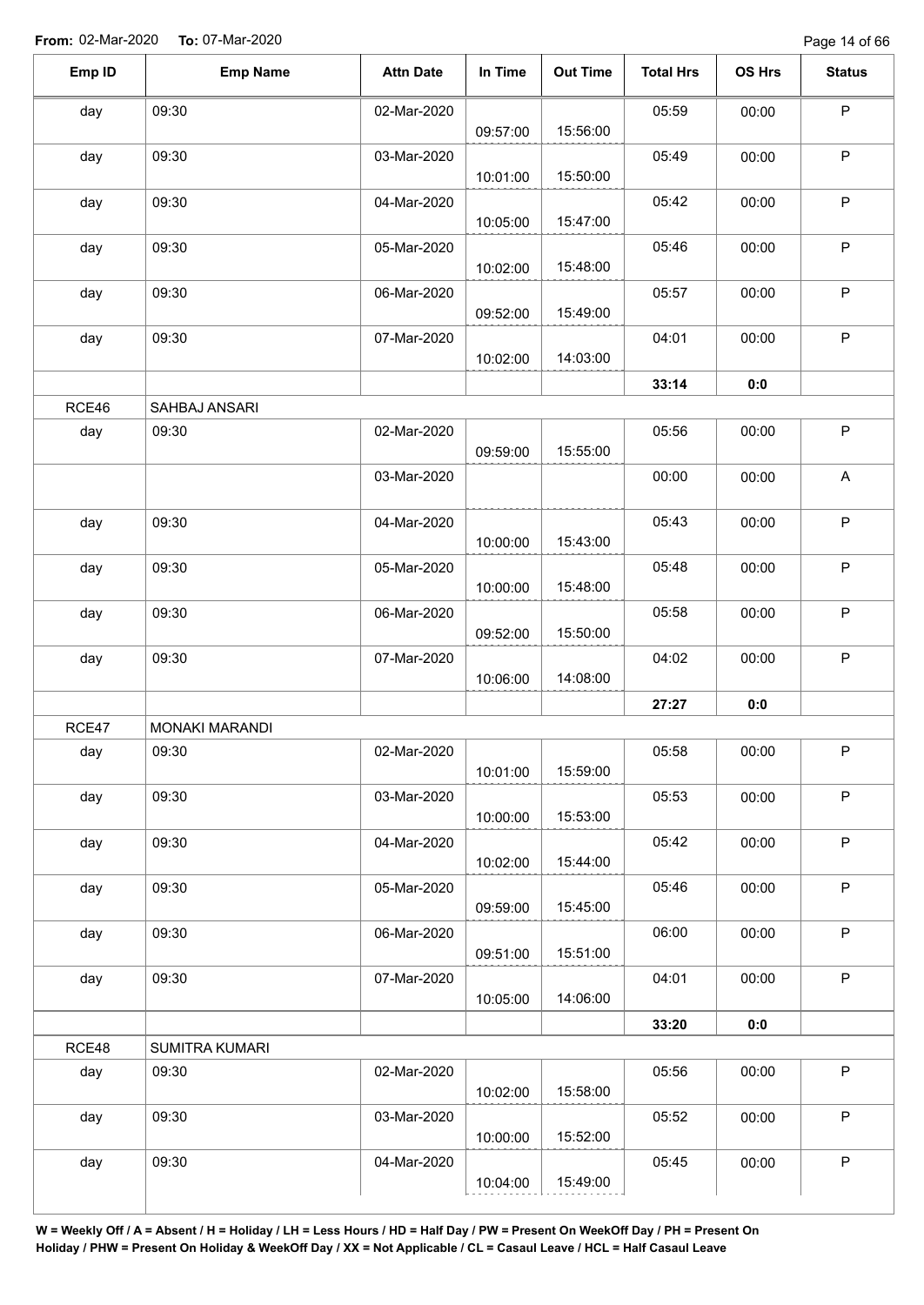**From:** 02-Mar-2020 **To:** 07-Mar-2020

| Emp ID | Emp Name | Attn Date | In Time | Out Time | Total Hrs | OS Hrs | Status |
|---|---|---|---|---|---|---|---|
| day | 09:30 | 02-Mar-2020 | 09:57:00 | 15:56:00 | 05:59 | 00:00 | P |
| day | 09:30 | 03-Mar-2020 | 10:01:00 | 15:50:00 | 05:49 | 00:00 | P |
| day | 09:30 | 04-Mar-2020 | 10:05:00 | 15:47:00 | 05:42 | 00:00 | P |
| day | 09:30 | 05-Mar-2020 | 10:02:00 | 15:48:00 | 05:46 | 00:00 | P |
| day | 09:30 | 06-Mar-2020 | 09:52:00 | 15:49:00 | 05:57 | 00:00 | P |
| day | 09:30 | 07-Mar-2020 | 10:02:00 | 14:03:00 | 04:01 | 00:00 | P |
| | | | | | **33:14** | **0:0** | |
| RCE46 | SAHBAJ ANSARI | | | | | | |
| day | 09:30 | 02-Mar-2020 | 09:59:00 | 15:55:00 | 05:56 | 00:00 | P |
| | | 03-Mar-2020 | | | 00:00 | 00:00 | A |
| day | 09:30 | 04-Mar-2020 | 10:00:00 | 15:43:00 | 05:43 | 00:00 | P |
| day | 09:30 | 05-Mar-2020 | 10:00:00 | 15:48:00 | 05:48 | 00:00 | P |
| day | 09:30 | 06-Mar-2020 | 09:52:00 | 15:50:00 | 05:58 | 00:00 | P |
| day | 09:30 | 07-Mar-2020 | 10:06:00 | 14:08:00 | 04:02 | 00:00 | P |
| | | | | | **27:27** | **0:0** | |
| RCE47 | MONAKI MARANDI | | | | | | |
| day | 09:30 | 02-Mar-2020 | 10:01:00 | 15:59:00 | 05:58 | 00:00 | P |
| day | 09:30 | 03-Mar-2020 | 10:00:00 | 15:53:00 | 05:53 | 00:00 | P |
| day | 09:30 | 04-Mar-2020 | 10:02:00 | 15:44:00 | 05:42 | 00:00 | P |
| day | 09:30 | 05-Mar-2020 | 09:59:00 | 15:45:00 | 05:46 | 00:00 | P |
| day | 09:30 | 06-Mar-2020 | 09:51:00 | 15:51:00 | 06:00 | 00:00 | P |
| day | 09:30 | 07-Mar-2020 | 10:05:00 | 14:06:00 | 04:01 | 00:00 | P |
| | | | | | **33:20** | **0:0** | |
| RCE48 | SUMITRA KUMARI | | | | | | |
| day | 09:30 | 02-Mar-2020 | 10:02:00 | 15:58:00 | 05:56 | 00:00 | P |
| day | 09:30 | 03-Mar-2020 | 10:00:00 | 15:52:00 | 05:52 | 00:00 | P |
| day | 09:30 | 04-Mar-2020 | 10:04:00 | 15:49:00 | 05:45 | 00:00 | P |

**W = Weekly Off / A = Absent / H = Holiday / LH = Less Hours / HD = Half Day / PW = Present On WeekOff Day / PH = Present On Holiday / PHW = Present On Holiday & WeekOff Day / XX = Not Applicable / CL = Casaul Leave / HCL = Half Casaul Leave**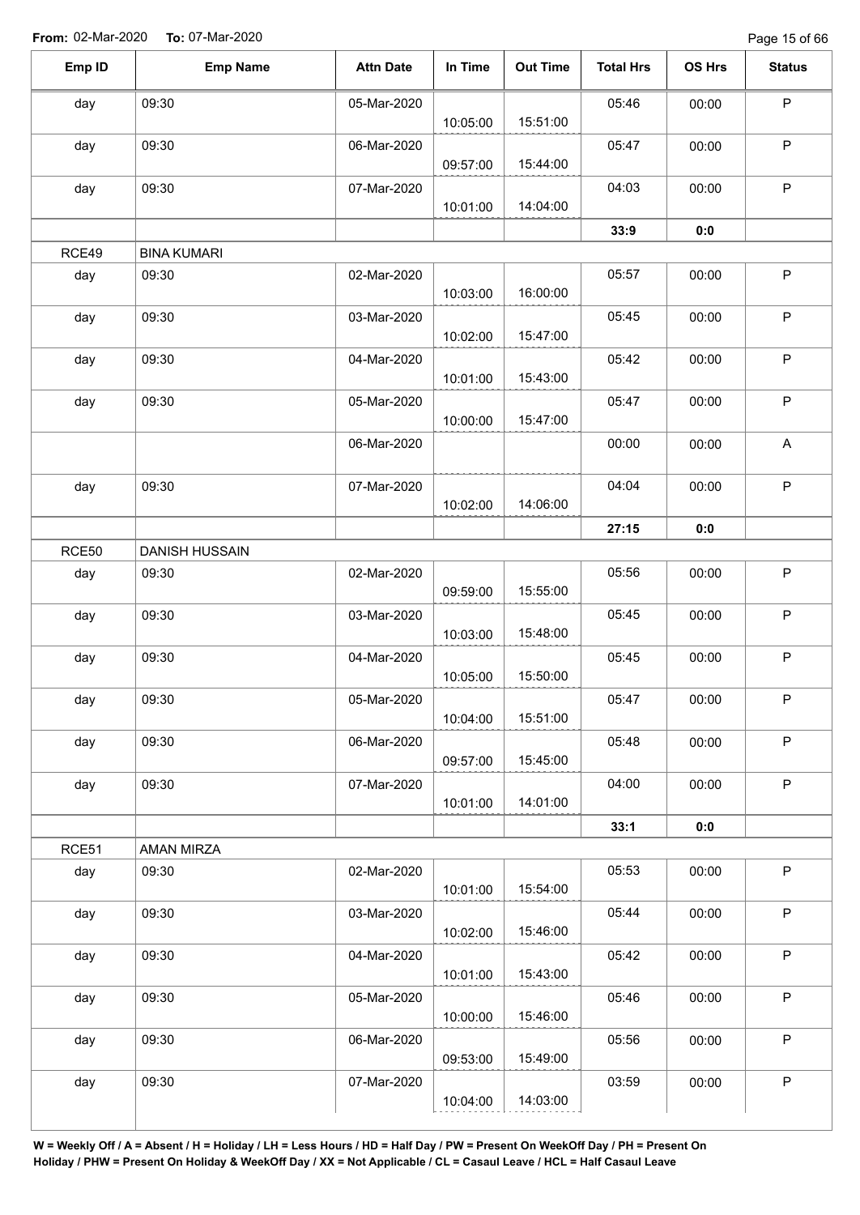**From:** 02-Mar-2020 **To:** 07-Mar-2020

| Emp ID | Emp Name | Attn Date | In Time | Out Time | Total Hrs | OS Hrs | Status |
|---|---|---|---|---|---|---|---|
| day | 09:30 | 05-Mar-2020 | 10:05:00 | 15:51:00 | 05:46 | 00:00 | P |
| day | 09:30 | 06-Mar-2020 | 09:57:00 | 15:44:00 | 05:47 | 00:00 | P |
| day | 09:30 | 07-Mar-2020 | 10:01:00 | 14:04:00 | 04:03 | 00:00 | P |
| | | | | | 33:9 | 0:0 | |
| RCE49 | BINA KUMARI | | | | | | |
| day | 09:30 | 02-Mar-2020 | 10:03:00 | 16:00:00 | 05:57 | 00:00 | P |
| day | 09:30 | 03-Mar-2020 | 10:02:00 | 15:47:00 | 05:45 | 00:00 | P |
| day | 09:30 | 04-Mar-2020 | 10:01:00 | 15:43:00 | 05:42 | 00:00 | P |
| day | 09:30 | 05-Mar-2020 | 10:00:00 | 15:47:00 | 05:47 | 00:00 | P |
| | | 06-Mar-2020 | | | 00:00 | 00:00 | A |
| day | 09:30 | 07-Mar-2020 | 10:02:00 | 14:06:00 | 04:04 | 00:00 | P |
| | | | | | 27:15 | 0:0 | |
| RCE50 | DANISH HUSSAIN | | | | | | |
| day | 09:30 | 02-Mar-2020 | 09:59:00 | 15:55:00 | 05:56 | 00:00 | P |
| day | 09:30 | 03-Mar-2020 | 10:03:00 | 15:48:00 | 05:45 | 00:00 | P |
| day | 09:30 | 04-Mar-2020 | 10:05:00 | 15:50:00 | 05:45 | 00:00 | P |
| day | 09:30 | 05-Mar-2020 | 10:04:00 | 15:51:00 | 05:47 | 00:00 | P |
| day | 09:30 | 06-Mar-2020 | 09:57:00 | 15:45:00 | 05:48 | 00:00 | P |
| day | 09:30 | 07-Mar-2020 | 10:01:00 | 14:01:00 | 04:00 | 00:00 | P |
| | | | | | 33:1 | 0:0 | |
| RCE51 | AMAN MIRZA | | | | | | |
| day | 09:30 | 02-Mar-2020 | 10:01:00 | 15:54:00 | 05:53 | 00:00 | P |
| day | 09:30 | 03-Mar-2020 | 10:02:00 | 15:46:00 | 05:44 | 00:00 | P |
| day | 09:30 | 04-Mar-2020 | 10:01:00 | 15:43:00 | 05:42 | 00:00 | P |
| day | 09:30 | 05-Mar-2020 | 10:00:00 | 15:46:00 | 05:46 | 00:00 | P |
| day | 09:30 | 06-Mar-2020 | 09:53:00 | 15:49:00 | 05:56 | 00:00 | P |
| day | 09:30 | 07-Mar-2020 | 10:04:00 | 14:03:00 | 03:59 | 00:00 | P |

**W = Weekly Off / A = Absent / H = Holiday / LH = Less Hours / HD = Half Day / PW = Present On WeekOff Day / PH = Present On Holiday / PHW = Present On Holiday & WeekOff Day / XX = Not Applicable / CL = Casaul Leave / HCL = Half Casaul Leave**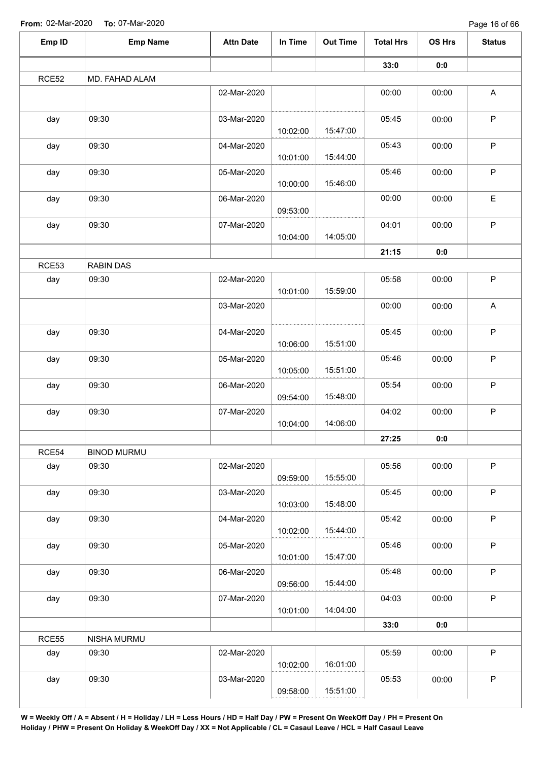**From:** 02-Mar-2020 **To:** 07-Mar-2020

| Emp ID | Emp Name | Attn Date | In Time | Out Time | Total Hrs | OS Hrs | Status |
|---|---|---|---|---|---|---|---|
| | | | | | 33:0 | 0:0 | |
| RCE52 | MD. FAHAD ALAM | | | | | | |
| | | 02-Mar-2020 | | | 00:00 | 00:00 | A |
| day | 09:30 | 03-Mar-2020 | 10:02:00 | 15:47:00 | 05:45 | 00:00 | P |
| day | 09:30 | 04-Mar-2020 | 10:01:00 | 15:44:00 | 05:43 | 00:00 | P |
| day | 09:30 | 05-Mar-2020 | 10:00:00 | 15:46:00 | 05:46 | 00:00 | P |
| day | 09:30 | 06-Mar-2020 | 09:53:00 | | 00:00 | 00:00 | E |
| day | 09:30 | 07-Mar-2020 | 10:04:00 | 14:05:00 | 04:01 | 00:00 | P |
| | | | | | 21:15 | 0:0 | |
| RCE53 | RABIN DAS | | | | | | |
| day | 09:30 | 02-Mar-2020 | 10:01:00 | 15:59:00 | 05:58 | 00:00 | P |
| | | 03-Mar-2020 | | | 00:00 | 00:00 | A |
| day | 09:30 | 04-Mar-2020 | 10:06:00 | 15:51:00 | 05:45 | 00:00 | P |
| day | 09:30 | 05-Mar-2020 | 10:05:00 | 15:51:00 | 05:46 | 00:00 | P |
| day | 09:30 | 06-Mar-2020 | 09:54:00 | 15:48:00 | 05:54 | 00:00 | P |
| day | 09:30 | 07-Mar-2020 | 10:04:00 | 14:06:00 | 04:02 | 00:00 | P |
| | | | | | 27:25 | 0:0 | |
| RCE54 | BINOD MURMU | | | | | | |
| day | 09:30 | 02-Mar-2020 | 09:59:00 | 15:55:00 | 05:56 | 00:00 | P |
| day | 09:30 | 03-Mar-2020 | 10:03:00 | 15:48:00 | 05:45 | 00:00 | P |
| day | 09:30 | 04-Mar-2020 | 10:02:00 | 15:44:00 | 05:42 | 00:00 | P |
| day | 09:30 | 05-Mar-2020 | 10:01:00 | 15:47:00 | 05:46 | 00:00 | P |
| day | 09:30 | 06-Mar-2020 | 09:56:00 | 15:44:00 | 05:48 | 00:00 | P |
| day | 09:30 | 07-Mar-2020 | 10:01:00 | 14:04:00 | 04:03 | 00:00 | P |
| | | | | | 33:0 | 0:0 | |
| RCE55 | NISHA MURMU | | | | | | |
| day | 09:30 | 02-Mar-2020 | 10:02:00 | 16:01:00 | 05:59 | 00:00 | P |
| day | 09:30 | 03-Mar-2020 | 09:58:00 | 15:51:00 | 05:53 | 00:00 | P |

**W = Weekly Off / A = Absent / H = Holiday / LH = Less Hours / HD = Half Day / PW = Present On WeekOff Day / PH = Present On Holiday / PHW = Present On Holiday & WeekOff Day / XX = Not Applicable / CL = Casaul Leave / HCL = Half Casaul Leave**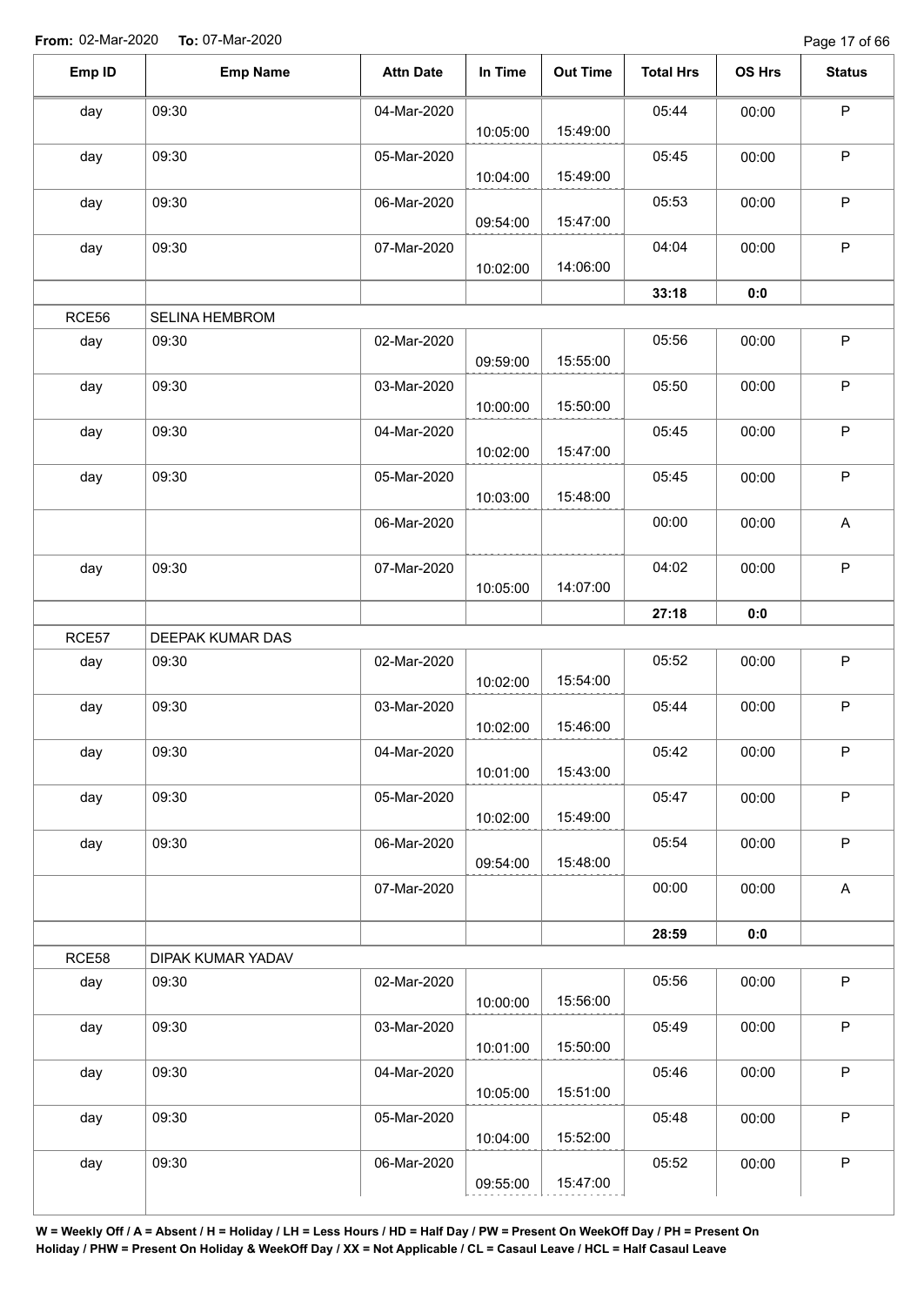**From:** 02-Mar-2020 **To:** 07-Mar-2020

| Emp ID | Emp Name | Attn Date | In Time | Out Time | Total Hrs | OS Hrs | Status |
|---|---|---|---|---|---|---|---|
| day | 09:30 | 04-Mar-2020 | 10:05:00 | 15:49:00 | 05:44 | 00:00 | P |
| day | 09:30 | 05-Mar-2020 | 10:04:00 | 15:49:00 | 05:45 | 00:00 | P |
| day | 09:30 | 06-Mar-2020 | 09:54:00 | 15:47:00 | 05:53 | 00:00 | P |
| day | 09:30 | 07-Mar-2020 | 10:02:00 | 14:06:00 | 04:04 | 00:00 | P |
| | | | | | **33:18** | **0:0** | |
| RCE56 | SELINA HEMBROM | | | | | | |
| day | 09:30 | 02-Mar-2020 | 09:59:00 | 15:55:00 | 05:56 | 00:00 | P |
| day | 09:30 | 03-Mar-2020 | 10:00:00 | 15:50:00 | 05:50 | 00:00 | P |
| day | 09:30 | 04-Mar-2020 | 10:02:00 | 15:47:00 | 05:45 | 00:00 | P |
| day | 09:30 | 05-Mar-2020 | 10:03:00 | 15:48:00 | 05:45 | 00:00 | P |
| | | 06-Mar-2020 | | | 00:00 | 00:00 | A |
| day | 09:30 | 07-Mar-2020 | 10:05:00 | 14:07:00 | 04:02 | 00:00 | P |
| | | | | | **27:18** | **0:0** | |
| RCE57 | DEEPAK KUMAR DAS | | | | | | |
| day | 09:30 | 02-Mar-2020 | 10:02:00 | 15:54:00 | 05:52 | 00:00 | P |
| day | 09:30 | 03-Mar-2020 | 10:02:00 | 15:46:00 | 05:44 | 00:00 | P |
| day | 09:30 | 04-Mar-2020 | 10:01:00 | 15:43:00 | 05:42 | 00:00 | P |
| day | 09:30 | 05-Mar-2020 | 10:02:00 | 15:49:00 | 05:47 | 00:00 | P |
| day | 09:30 | 06-Mar-2020 | 09:54:00 | 15:48:00 | 05:54 | 00:00 | P |
| | | 07-Mar-2020 | | | 00:00 | 00:00 | A |
| | | | | | **28:59** | **0:0** | |
| RCE58 | DIPAK KUMAR YADAV | | | | | | |
| day | 09:30 | 02-Mar-2020 | 10:00:00 | 15:56:00 | 05:56 | 00:00 | P |
| day | 09:30 | 03-Mar-2020 | 10:01:00 | 15:50:00 | 05:49 | 00:00 | P |
| day | 09:30 | 04-Mar-2020 | 10:05:00 | 15:51:00 | 05:46 | 00:00 | P |
| day | 09:30 | 05-Mar-2020 | 10:04:00 | 15:52:00 | 05:48 | 00:00 | P |
| day | 09:30 | 06-Mar-2020 | 09:55:00 | 15:47:00 | 05:52 | 00:00 | P |

**W = Weekly Off / A = Absent / H = Holiday / LH = Less Hours / HD = Half Day / PW = Present On WeekOff Day / PH = Present On Holiday / PHW = Present On Holiday & WeekOff Day / XX = Not Applicable / CL = Casaul Leave / HCL = Half Casaul Leave**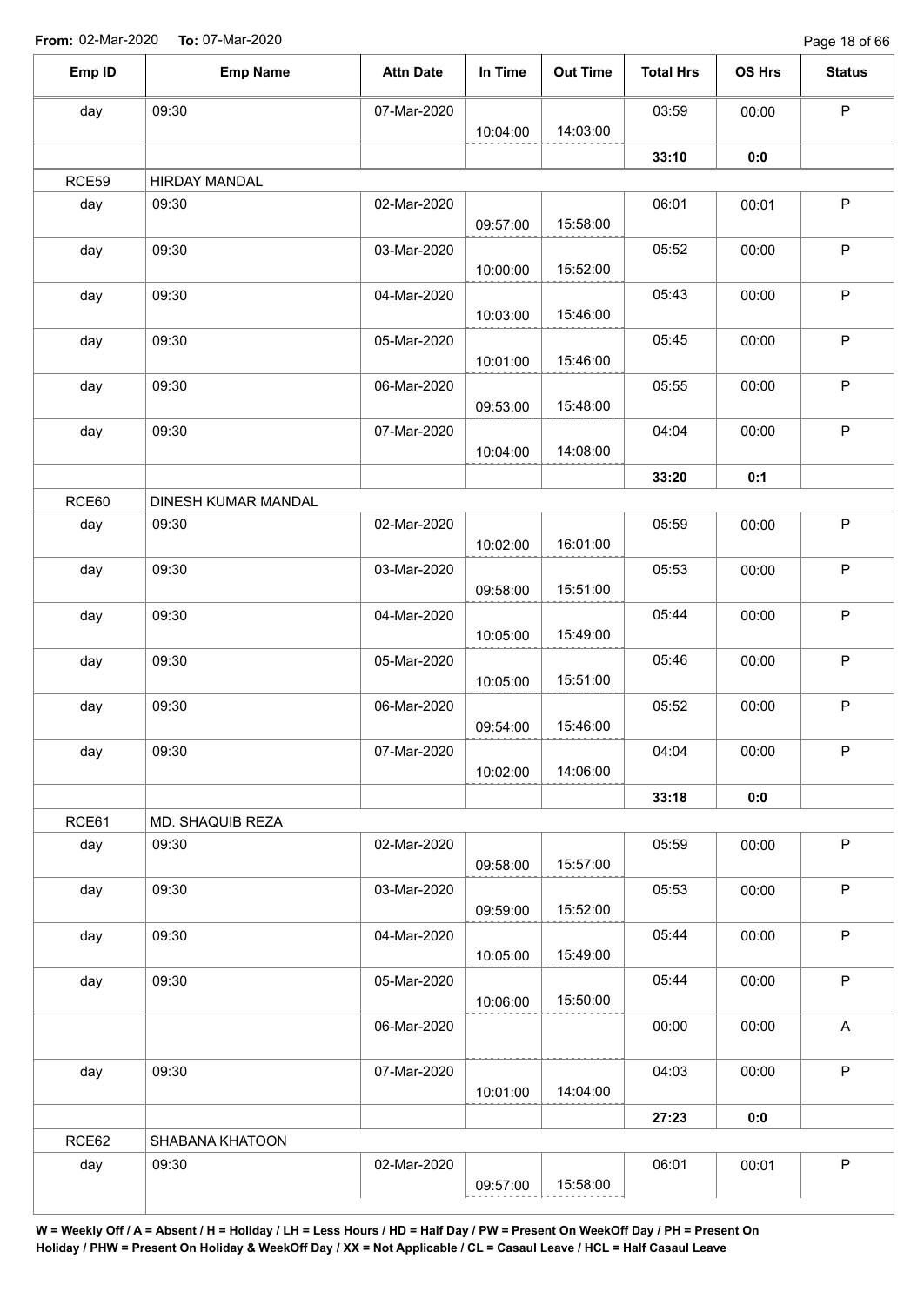**From:** 02-Mar-2020 **To:** 07-Mar-2020

| Emp ID | Emp Name | Attn Date | In Time | Out Time | Total Hrs | OS Hrs | Status |
|---|---|---|---|---|---|---|---|
| day | 09:30 | 07-Mar-2020 | 10:04:00 | 14:03:00 | 03:59 | 00:00 | P |
| | | | | | **33:10** | **0:0** | |
| RCE59 | HIRDAY MANDAL | | | | | | |
| day | 09:30 | 02-Mar-2020 | 09:57:00 | 15:58:00 | 06:01 | 00:01 | P |
| day | 09:30 | 03-Mar-2020 | 10:00:00 | 15:52:00 | 05:52 | 00:00 | P |
| day | 09:30 | 04-Mar-2020 | 10:03:00 | 15:46:00 | 05:43 | 00:00 | P |
| day | 09:30 | 05-Mar-2020 | 10:01:00 | 15:46:00 | 05:45 | 00:00 | P |
| day | 09:30 | 06-Mar-2020 | 09:53:00 | 15:48:00 | 05:55 | 00:00 | P |
| day | 09:30 | 07-Mar-2020 | 10:04:00 | 14:08:00 | 04:04 | 00:00 | P |
| | | | | | **33:20** | **0:1** | |
| RCE60 | DINESH KUMAR MANDAL | | | | | | |
| day | 09:30 | 02-Mar-2020 | 10:02:00 | 16:01:00 | 05:59 | 00:00 | P |
| day | 09:30 | 03-Mar-2020 | 09:58:00 | 15:51:00 | 05:53 | 00:00 | P |
| day | 09:30 | 04-Mar-2020 | 10:05:00 | 15:49:00 | 05:44 | 00:00 | P |
| day | 09:30 | 05-Mar-2020 | 10:05:00 | 15:51:00 | 05:46 | 00:00 | P |
| day | 09:30 | 06-Mar-2020 | 09:54:00 | 15:46:00 | 05:52 | 00:00 | P |
| day | 09:30 | 07-Mar-2020 | 10:02:00 | 14:06:00 | 04:04 | 00:00 | P |
| | | | | | **33:18** | **0:0** | |
| RCE61 | MD. SHAQUIB REZA | | | | | | |
| day | 09:30 | 02-Mar-2020 | 09:58:00 | 15:57:00 | 05:59 | 00:00 | P |
| day | 09:30 | 03-Mar-2020 | 09:59:00 | 15:52:00 | 05:53 | 00:00 | P |
| day | 09:30 | 04-Mar-2020 | 10:05:00 | 15:49:00 | 05:44 | 00:00 | P |
| day | 09:30 | 05-Mar-2020 | 10:06:00 | 15:50:00 | 05:44 | 00:00 | P |
| | | 06-Mar-2020 | | | 00:00 | 00:00 | A |
| day | 09:30 | 07-Mar-2020 | 10:01:00 | 14:04:00 | 04:03 | 00:00 | P |
| | | | | | **27:23** | **0:0** | |
| RCE62 | SHABANA KHATOON | | | | | | |
| day | 09:30 | 02-Mar-2020 | 09:57:00 | 15:58:00 | 06:01 | 00:01 | P |

**W = Weekly Off / A = Absent / H = Holiday / LH = Less Hours / HD = Half Day / PW = Present On WeekOff Day / PH = Present On Holiday / PHW = Present On Holiday & WeekOff Day / XX = Not Applicable / CL = Casaul Leave / HCL = Half Casaul Leave**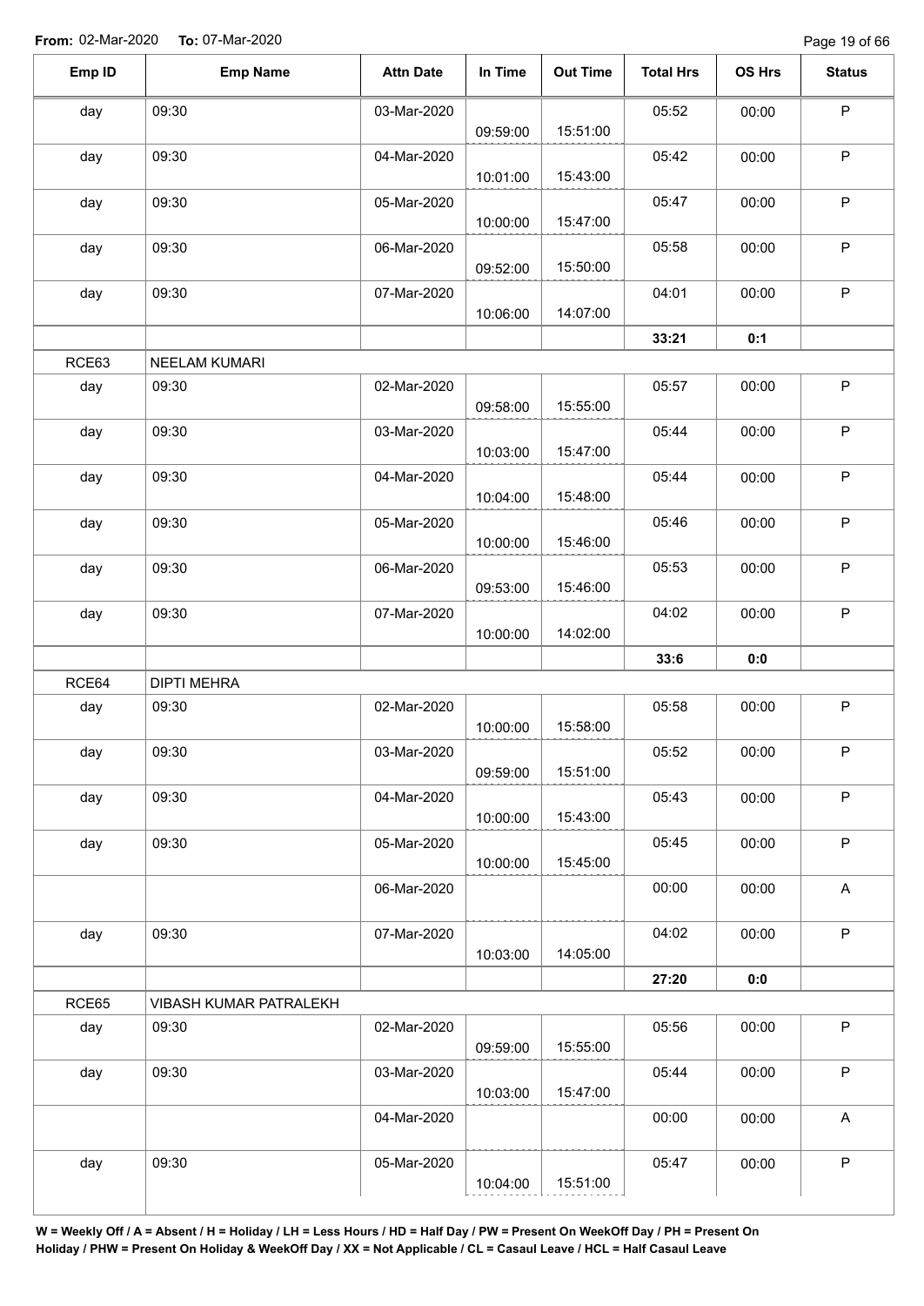**From:** 02-Mar-2020 **To:** 07-Mar-2020

| Emp ID | Emp Name | Attn Date | In Time | Out Time | Total Hrs | OS Hrs | Status |
|---|---|---|---|---|---|---|---|
| day | 09:30 | 03-Mar-2020 | 09:59:00 | 15:51:00 | 05:52 | 00:00 | P |
| day | 09:30 | 04-Mar-2020 | 10:01:00 | 15:43:00 | 05:42 | 00:00 | P |
| day | 09:30 | 05-Mar-2020 | 10:00:00 | 15:47:00 | 05:47 | 00:00 | P |
| day | 09:30 | 06-Mar-2020 | 09:52:00 | 15:50:00 | 05:58 | 00:00 | P |
| day | 09:30 | 07-Mar-2020 | 10:06:00 | 14:07:00 | 04:01 | 00:00 | P |
| | | | | | **33:21** | **0:1** | |
| RCE63 | NEELAM KUMARI | | | | | | |
| day | 09:30 | 02-Mar-2020 | 09:58:00 | 15:55:00 | 05:57 | 00:00 | P |
| day | 09:30 | 03-Mar-2020 | 10:03:00 | 15:47:00 | 05:44 | 00:00 | P |
| day | 09:30 | 04-Mar-2020 | 10:04:00 | 15:48:00 | 05:44 | 00:00 | P |
| day | 09:30 | 05-Mar-2020 | 10:00:00 | 15:46:00 | 05:46 | 00:00 | P |
| day | 09:30 | 06-Mar-2020 | 09:53:00 | 15:46:00 | 05:53 | 00:00 | P |
| day | 09:30 | 07-Mar-2020 | 10:00:00 | 14:02:00 | 04:02 | 00:00 | P |
| | | | | | **33:6** | **0:0** | |
| RCE64 | DIPTI MEHRA | | | | | | |
| day | 09:30 | 02-Mar-2020 | 10:00:00 | 15:58:00 | 05:58 | 00:00 | P |
| day | 09:30 | 03-Mar-2020 | 09:59:00 | 15:51:00 | 05:52 | 00:00 | P |
| day | 09:30 | 04-Mar-2020 | 10:00:00 | 15:43:00 | 05:43 | 00:00 | P |
| day | 09:30 | 05-Mar-2020 | 10:00:00 | 15:45:00 | 05:45 | 00:00 | P |
| | | 06-Mar-2020 | | | 00:00 | 00:00 | A |
| day | 09:30 | 07-Mar-2020 | 10:03:00 | 14:05:00 | 04:02 | 00:00 | P |
| | | | | | **27:20** | **0:0** | |
| RCE65 | VIBASH KUMAR PATRALEKH | | | | | | |
| day | 09:30 | 02-Mar-2020 | 09:59:00 | 15:55:00 | 05:56 | 00:00 | P |
| day | 09:30 | 03-Mar-2020 | 10:03:00 | 15:47:00 | 05:44 | 00:00 | P |
| | | 04-Mar-2020 | | | 00:00 | 00:00 | A |
| day | 09:30 | 05-Mar-2020 | 10:04:00 | 15:51:00 | 05:47 | 00:00 | P |

**W = Weekly Off / A = Absent / H = Holiday / LH = Less Hours / HD = Half Day / PW = Present On WeekOff Day / PH = Present On Holiday / PHW = Present On Holiday & WeekOff Day / XX = Not Applicable / CL = Casaul Leave / HCL = Half Casaul Leave**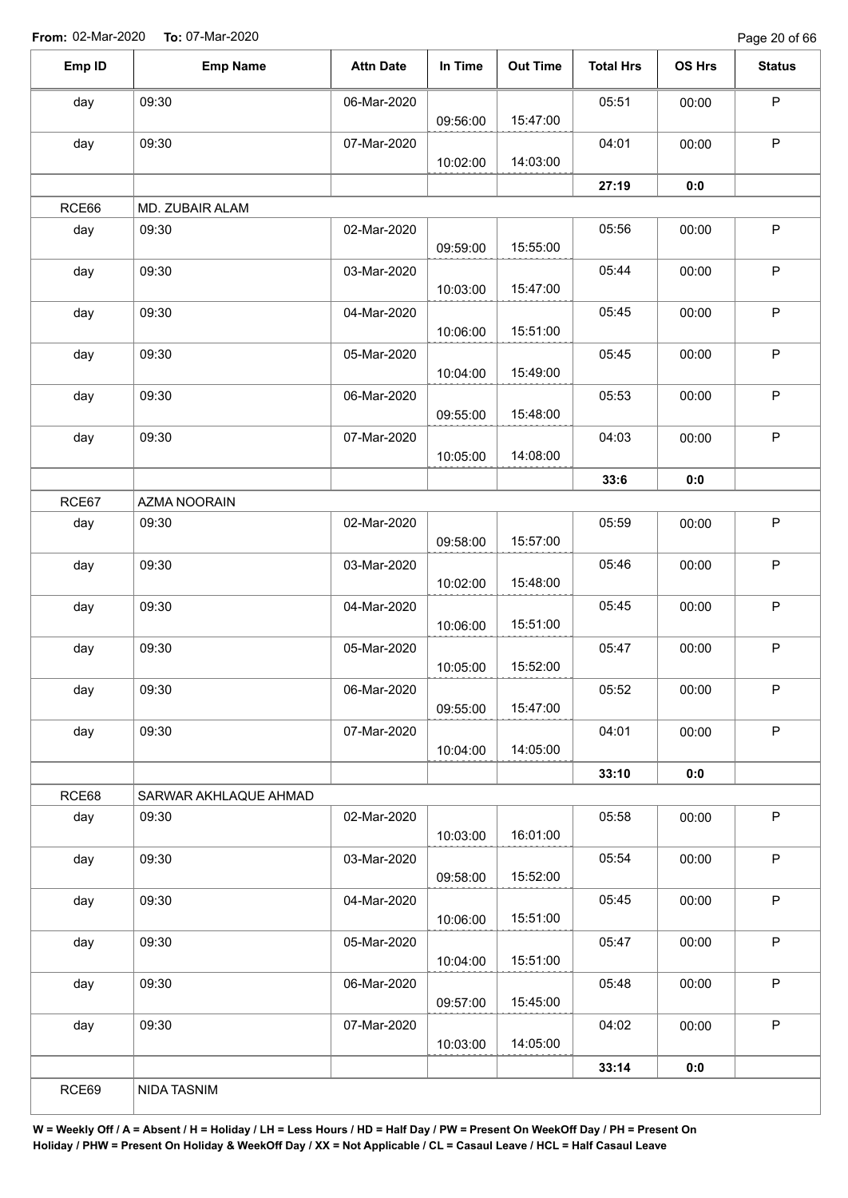**From:** 02-Mar-2020 **To:** 07-Mar-2020

| Emp ID | Emp Name | Attn Date | In Time | Out Time | Total Hrs | OS Hrs | Status |
|---|---|---|---|---|---|---|---|
| day | 09:30 | 06-Mar-2020 | 09:56:00 | 15:47:00 | 05:51 | 00:00 | P |
| day | 09:30 | 07-Mar-2020 | 10:02:00 | 14:03:00 | 04:01 | 00:00 | P |
| | | | | | **27:19** | **0:0** | |
| RCE66 | MD. ZUBAIR ALAM | | | | | | |
| day | 09:30 | 02-Mar-2020 | 09:59:00 | 15:55:00 | 05:56 | 00:00 | P |
| day | 09:30 | 03-Mar-2020 | 10:03:00 | 15:47:00 | 05:44 | 00:00 | P |
| day | 09:30 | 04-Mar-2020 | 10:06:00 | 15:51:00 | 05:45 | 00:00 | P |
| day | 09:30 | 05-Mar-2020 | 10:04:00 | 15:49:00 | 05:45 | 00:00 | P |
| day | 09:30 | 06-Mar-2020 | 09:55:00 | 15:48:00 | 05:53 | 00:00 | P |
| day | 09:30 | 07-Mar-2020 | 10:05:00 | 14:08:00 | 04:03 | 00:00 | P |
| | | | | | **33:6** | **0:0** | |
| RCE67 | AZMA NOORAIN | | | | | | |
| day | 09:30 | 02-Mar-2020 | 09:58:00 | 15:57:00 | 05:59 | 00:00 | P |
| day | 09:30 | 03-Mar-2020 | 10:02:00 | 15:48:00 | 05:46 | 00:00 | P |
| day | 09:30 | 04-Mar-2020 | 10:06:00 | 15:51:00 | 05:45 | 00:00 | P |
| day | 09:30 | 05-Mar-2020 | 10:05:00 | 15:52:00 | 05:47 | 00:00 | P |
| day | 09:30 | 06-Mar-2020 | 09:55:00 | 15:47:00 | 05:52 | 00:00 | P |
| day | 09:30 | 07-Mar-2020 | 10:04:00 | 14:05:00 | 04:01 | 00:00 | P |
| | | | | | **33:10** | **0:0** | |
| RCE68 | SARWAR AKHLAQUE AHMAD | | | | | | |
| day | 09:30 | 02-Mar-2020 | 10:03:00 | 16:01:00 | 05:58 | 00:00 | P |
| day | 09:30 | 03-Mar-2020 | 09:58:00 | 15:52:00 | 05:54 | 00:00 | P |
| day | 09:30 | 04-Mar-2020 | 10:06:00 | 15:51:00 | 05:45 | 00:00 | P |
| day | 09:30 | 05-Mar-2020 | 10:04:00 | 15:51:00 | 05:47 | 00:00 | P |
| day | 09:30 | 06-Mar-2020 | 09:57:00 | 15:45:00 | 05:48 | 00:00 | P |
| day | 09:30 | 07-Mar-2020 | 10:03:00 | 14:05:00 | 04:02 | 00:00 | P |
| | | | | | **33:14** | **0:0** | |
| RCE69 | NIDA TASNIM | | | | | | |

**W = Weekly Off / A = Absent / H = Holiday / LH = Less Hours / HD = Half Day / PW = Present On WeekOff Day / PH = Present On Holiday / PHW = Present On Holiday & WeekOff Day / XX = Not Applicable / CL = Casaul Leave / HCL = Half Casaul Leave**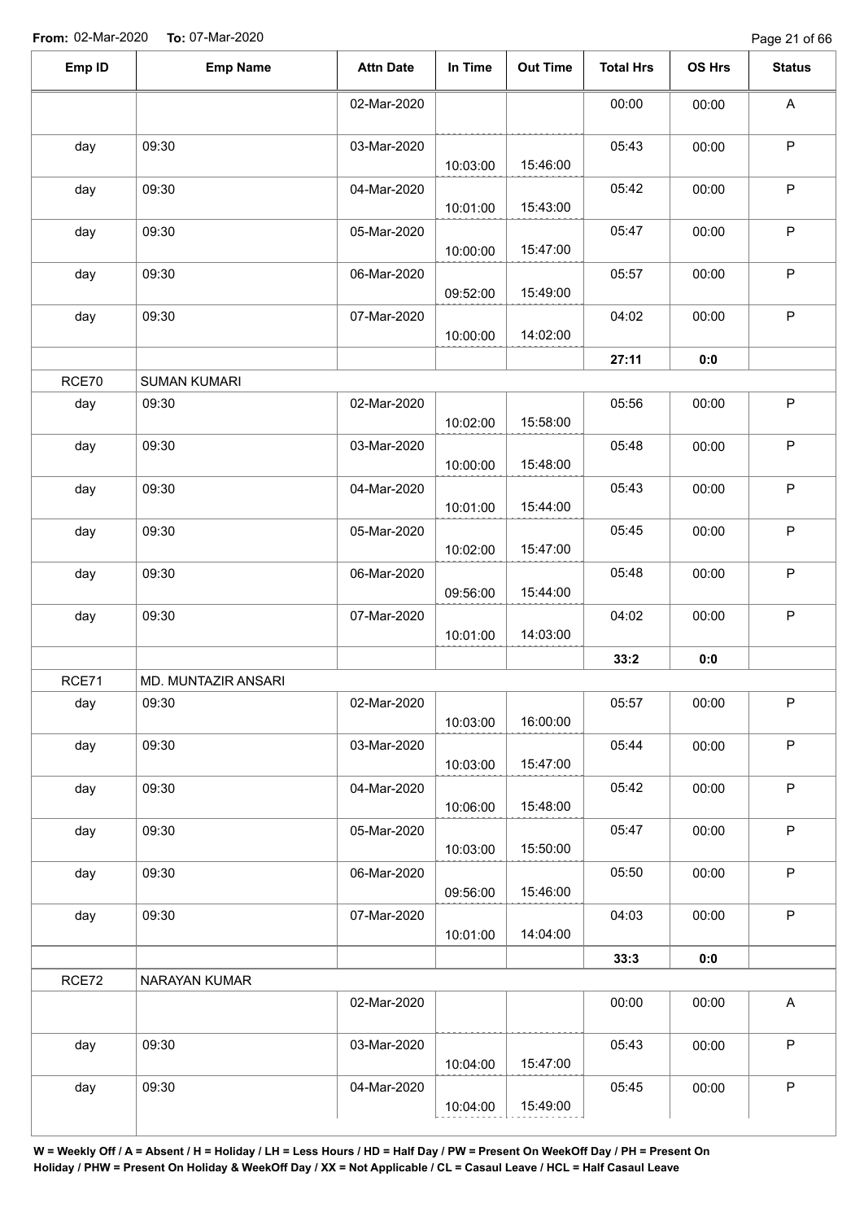**From:** 02-Mar-2020 **To:** 07-Mar-2020

| Emp ID | Emp Name | Attn Date | In Time | Out Time | Total Hrs | OS Hrs | Status |
|---|---|---|---|---|---|---|---|
| | | 02-Mar-2020 | | | 00:00 | 00:00 | A |
| day | 09:30 | 03-Mar-2020 | 10:03:00 | 15:46:00 | 05:43 | 00:00 | P |
| day | 09:30 | 04-Mar-2020 | 10:01:00 | 15:43:00 | 05:42 | 00:00 | P |
| day | 09:30 | 05-Mar-2020 | 10:00:00 | 15:47:00 | 05:47 | 00:00 | P |
| day | 09:30 | 06-Mar-2020 | 09:52:00 | 15:49:00 | 05:57 | 00:00 | P |
| day | 09:30 | 07-Mar-2020 | 10:00:00 | 14:02:00 | 04:02 | 00:00 | P |
| | | | | | **27:11** | **0:0** | |
| RCE70 | SUMAN KUMARI | | | | | | |
| day | 09:30 | 02-Mar-2020 | 10:02:00 | 15:58:00 | 05:56 | 00:00 | P |
| day | 09:30 | 03-Mar-2020 | 10:00:00 | 15:48:00 | 05:48 | 00:00 | P |
| day | 09:30 | 04-Mar-2020 | 10:01:00 | 15:44:00 | 05:43 | 00:00 | P |
| day | 09:30 | 05-Mar-2020 | 10:02:00 | 15:47:00 | 05:45 | 00:00 | P |
| day | 09:30 | 06-Mar-2020 | 09:56:00 | 15:44:00 | 05:48 | 00:00 | P |
| day | 09:30 | 07-Mar-2020 | 10:01:00 | 14:03:00 | 04:02 | 00:00 | P |
| | | | | | **33:2** | **0:0** | |
| RCE71 | MD. MUNTAZIR ANSARI | | | | | | |
| day | 09:30 | 02-Mar-2020 | 10:03:00 | 16:00:00 | 05:57 | 00:00 | P |
| day | 09:30 | 03-Mar-2020 | 10:03:00 | 15:47:00 | 05:44 | 00:00 | P |
| day | 09:30 | 04-Mar-2020 | 10:06:00 | 15:48:00 | 05:42 | 00:00 | P |
| day | 09:30 | 05-Mar-2020 | 10:03:00 | 15:50:00 | 05:47 | 00:00 | P |
| day | 09:30 | 06-Mar-2020 | 09:56:00 | 15:46:00 | 05:50 | 00:00 | P |
| day | 09:30 | 07-Mar-2020 | 10:01:00 | 14:04:00 | 04:03 | 00:00 | P |
| | | | | | **33:3** | **0:0** | |
| RCE72 | NARAYAN KUMAR | | | | | | |
| | | 02-Mar-2020 | | | 00:00 | 00:00 | A |
| day | 09:30 | 03-Mar-2020 | 10:04:00 | 15:47:00 | 05:43 | 00:00 | P |
| day | 09:30 | 04-Mar-2020 | 10:04:00 | 15:49:00 | 05:45 | 00:00 | P |

**W = Weekly Off / A = Absent / H = Holiday / LH = Less Hours / HD = Half Day / PW = Present On WeekOff Day / PH = Present On Holiday / PHW = Present On Holiday & WeekOff Day / XX = Not Applicable / CL = Casaul Leave / HCL = Half Casaul Leave**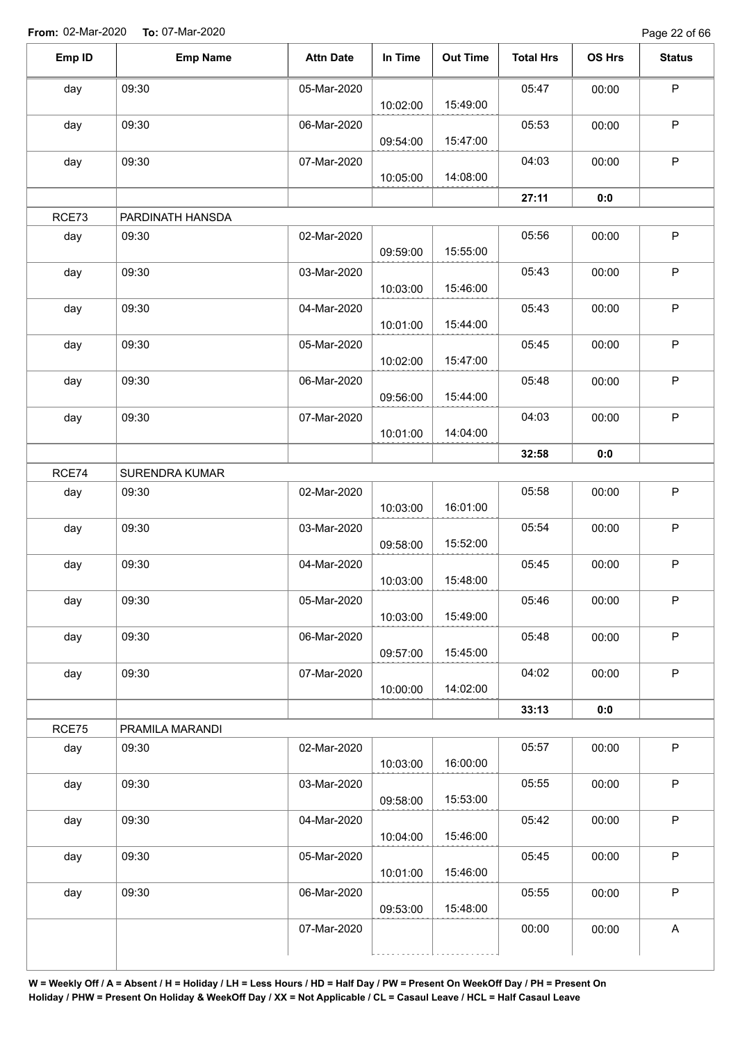**From:** 02-Mar-2020 **To:** 07-Mar-2020

| Emp ID | Emp Name | Attn Date | In Time | Out Time | Total Hrs | OS Hrs | Status |
|---|---|---|---|---|---|---|---|
| day | 09:30 | 05-Mar-2020 | 10:02:00 | 15:49:00 | 05:47 | 00:00 | P |
| day | 09:30 | 06-Mar-2020 | 09:54:00 | 15:47:00 | 05:53 | 00:00 | P |
| day | 09:30 | 07-Mar-2020 | 10:05:00 | 14:08:00 | 04:03 | 00:00 | P |
| | | | | | **27:11** | **0:0** | |
| RCE73 | PARDINATH HANSDA | | | | | | |
| day | 09:30 | 02-Mar-2020 | 09:59:00 | 15:55:00 | 05:56 | 00:00 | P |
| day | 09:30 | 03-Mar-2020 | 10:03:00 | 15:46:00 | 05:43 | 00:00 | P |
| day | 09:30 | 04-Mar-2020 | 10:01:00 | 15:44:00 | 05:43 | 00:00 | P |
| day | 09:30 | 05-Mar-2020 | 10:02:00 | 15:47:00 | 05:45 | 00:00 | P |
| day | 09:30 | 06-Mar-2020 | 09:56:00 | 15:44:00 | 05:48 | 00:00 | P |
| day | 09:30 | 07-Mar-2020 | 10:01:00 | 14:04:00 | 04:03 | 00:00 | P |
| | | | | | **32:58** | **0:0** | |
| RCE74 | SURENDRA KUMAR | | | | | | |
| day | 09:30 | 02-Mar-2020 | 10:03:00 | 16:01:00 | 05:58 | 00:00 | P |
| day | 09:30 | 03-Mar-2020 | 09:58:00 | 15:52:00 | 05:54 | 00:00 | P |
| day | 09:30 | 04-Mar-2020 | 10:03:00 | 15:48:00 | 05:45 | 00:00 | P |
| day | 09:30 | 05-Mar-2020 | 10:03:00 | 15:49:00 | 05:46 | 00:00 | P |
| day | 09:30 | 06-Mar-2020 | 09:57:00 | 15:45:00 | 05:48 | 00:00 | P |
| day | 09:30 | 07-Mar-2020 | 10:00:00 | 14:02:00 | 04:02 | 00:00 | P |
| | | | | | **33:13** | **0:0** | |
| RCE75 | PRAMILA MARANDI | | | | | | |
| day | 09:30 | 02-Mar-2020 | 10:03:00 | 16:00:00 | 05:57 | 00:00 | P |
| day | 09:30 | 03-Mar-2020 | 09:58:00 | 15:53:00 | 05:55 | 00:00 | P |
| day | 09:30 | 04-Mar-2020 | 10:04:00 | 15:46:00 | 05:42 | 00:00 | P |
| day | 09:30 | 05-Mar-2020 | 10:01:00 | 15:46:00 | 05:45 | 00:00 | P |
| day | 09:30 | 06-Mar-2020 | 09:53:00 | 15:48:00 | 05:55 | 00:00 | P |
| | | 07-Mar-2020 | | | 00:00 | 00:00 | A |

**W = Weekly Off / A = Absent / H = Holiday / LH = Less Hours / HD = Half Day / PW = Present On WeekOff Day / PH = Present On Holiday / PHW = Present On Holiday & WeekOff Day / XX = Not Applicable / CL = Casaul Leave / HCL = Half Casaul Leave**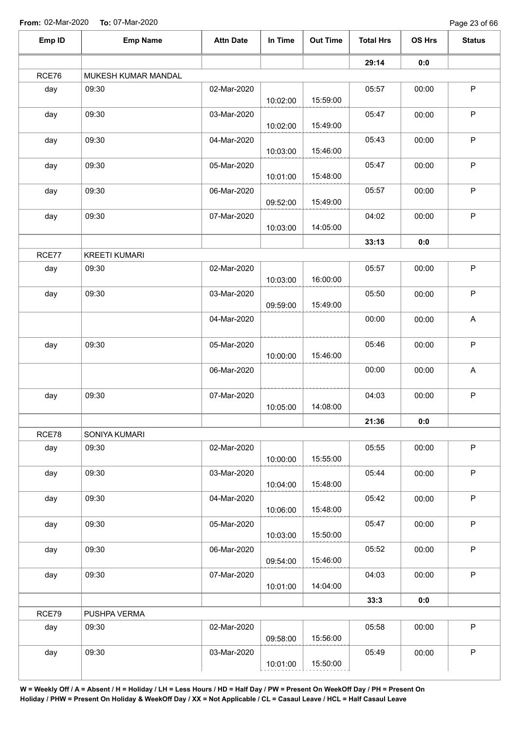**From:** 02-Mar-2020 **To:** 07-Mar-2020

| Emp ID | Emp Name | Attn Date | In Time | Out Time | Total Hrs | OS Hrs | Status |
|---|---|---|---|---|---|---|---|
| | | | | | **29:14** | **0:0** | |
| RCE76 | MUKESH KUMAR MANDAL | | | | | | |
| day | 09:30 | 02-Mar-2020 | 10:02:00 | 15:59:00 | 05:57 | 00:00 | P |
| day | 09:30 | 03-Mar-2020 | 10:02:00 | 15:49:00 | 05:47 | 00:00 | P |
| day | 09:30 | 04-Mar-2020 | 10:03:00 | 15:46:00 | 05:43 | 00:00 | P |
| day | 09:30 | 05-Mar-2020 | 10:01:00 | 15:48:00 | 05:47 | 00:00 | P |
| day | 09:30 | 06-Mar-2020 | 09:52:00 | 15:49:00 | 05:57 | 00:00 | P |
| day | 09:30 | 07-Mar-2020 | 10:03:00 | 14:05:00 | 04:02 | 00:00 | P |
| | | | | | **33:13** | **0:0** | |
| RCE77 | KREETI KUMARI | | | | | | |
| day | 09:30 | 02-Mar-2020 | 10:03:00 | 16:00:00 | 05:57 | 00:00 | P |
| day | 09:30 | 03-Mar-2020 | 09:59:00 | 15:49:00 | 05:50 | 00:00 | P |
| | | 04-Mar-2020 | | | 00:00 | 00:00 | A |
| day | 09:30 | 05-Mar-2020 | 10:00:00 | 15:46:00 | 05:46 | 00:00 | P |
| | | 06-Mar-2020 | | | 00:00 | 00:00 | A |
| day | 09:30 | 07-Mar-2020 | 10:05:00 | 14:08:00 | 04:03 | 00:00 | P |
| | | | | | **21:36** | **0:0** | |
| RCE78 | SONIYA KUMARI | | | | | | |
| day | 09:30 | 02-Mar-2020 | 10:00:00 | 15:55:00 | 05:55 | 00:00 | P |
| day | 09:30 | 03-Mar-2020 | 10:04:00 | 15:48:00 | 05:44 | 00:00 | P |
| day | 09:30 | 04-Mar-2020 | 10:06:00 | 15:48:00 | 05:42 | 00:00 | P |
| day | 09:30 | 05-Mar-2020 | 10:03:00 | 15:50:00 | 05:47 | 00:00 | P |
| day | 09:30 | 06-Mar-2020 | 09:54:00 | 15:46:00 | 05:52 | 00:00 | P |
| day | 09:30 | 07-Mar-2020 | 10:01:00 | 14:04:00 | 04:03 | 00:00 | P |
| | | | | | **33:3** | **0:0** | |
| RCE79 | PUSHPA VERMA | | | | | | |
| day | 09:30 | 02-Mar-2020 | 09:58:00 | 15:56:00 | 05:58 | 00:00 | P |
| day | 09:30 | 03-Mar-2020 | 10:01:00 | 15:50:00 | 05:49 | 00:00 | P |

**W = Weekly Off / A = Absent / H = Holiday / LH = Less Hours / HD = Half Day / PW = Present On WeekOff Day / PH = Present On Holiday / PHW = Present On Holiday & WeekOff Day / XX = Not Applicable / CL = Casaul Leave / HCL = Half Casaul Leave**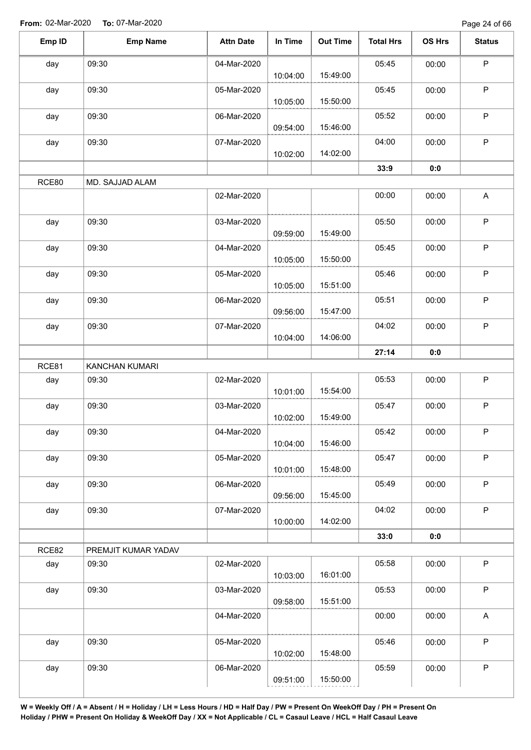**From:** 02-Mar-2020 **To:** 07-Mar-2020

| Emp ID | Emp Name | Attn Date | In Time | Out Time | Total Hrs | OS Hrs | Status |
|---|---|---|---|---|---|---|---|
| day | 09:30 | 04-Mar-2020 | 10:04:00 | 15:49:00 | 05:45 | 00:00 | P |
| day | 09:30 | 05-Mar-2020 | 10:05:00 | 15:50:00 | 05:45 | 00:00 | P |
| day | 09:30 | 06-Mar-2020 | 09:54:00 | 15:46:00 | 05:52 | 00:00 | P |
| day | 09:30 | 07-Mar-2020 | 10:02:00 | 14:02:00 | 04:00 | 00:00 | P |
| | | | | | **33:9** | **0:0** | |
| RCE80 | MD. SAJJAD ALAM | | | | | | |
| | | 02-Mar-2020 | | | 00:00 | 00:00 | A |
| day | 09:30 | 03-Mar-2020 | 09:59:00 | 15:49:00 | 05:50 | 00:00 | P |
| day | 09:30 | 04-Mar-2020 | 10:05:00 | 15:50:00 | 05:45 | 00:00 | P |
| day | 09:30 | 05-Mar-2020 | 10:05:00 | 15:51:00 | 05:46 | 00:00 | P |
| day | 09:30 | 06-Mar-2020 | 09:56:00 | 15:47:00 | 05:51 | 00:00 | P |
| day | 09:30 | 07-Mar-2020 | 10:04:00 | 14:06:00 | 04:02 | 00:00 | P |
| | | | | | **27:14** | **0:0** | |
| RCE81 | KANCHAN KUMARI | | | | | | |
| day | 09:30 | 02-Mar-2020 | 10:01:00 | 15:54:00 | 05:53 | 00:00 | P |
| day | 09:30 | 03-Mar-2020 | 10:02:00 | 15:49:00 | 05:47 | 00:00 | P |
| day | 09:30 | 04-Mar-2020 | 10:04:00 | 15:46:00 | 05:42 | 00:00 | P |
| day | 09:30 | 05-Mar-2020 | 10:01:00 | 15:48:00 | 05:47 | 00:00 | P |
| day | 09:30 | 06-Mar-2020 | 09:56:00 | 15:45:00 | 05:49 | 00:00 | P |
| day | 09:30 | 07-Mar-2020 | 10:00:00 | 14:02:00 | 04:02 | 00:00 | P |
| | | | | | **33:0** | **0:0** | |
| RCE82 | PREMJIT KUMAR YADAV | | | | | | |
| day | 09:30 | 02-Mar-2020 | 10:03:00 | 16:01:00 | 05:58 | 00:00 | P |
| day | 09:30 | 03-Mar-2020 | 09:58:00 | 15:51:00 | 05:53 | 00:00 | P |
| | | 04-Mar-2020 | | | 00:00 | 00:00 | A |
| day | 09:30 | 05-Mar-2020 | 10:02:00 | 15:48:00 | 05:46 | 00:00 | P |
| day | 09:30 | 06-Mar-2020 | 09:51:00 | 15:50:00 | 05:59 | 00:00 | P |

**W = Weekly Off / A = Absent / H = Holiday / LH = Less Hours / HD = Half Day / PW = Present On WeekOff Day / PH = Present On Holiday / PHW = Present On Holiday & WeekOff Day / XX = Not Applicable / CL = Casaul Leave / HCL = Half Casaul Leave**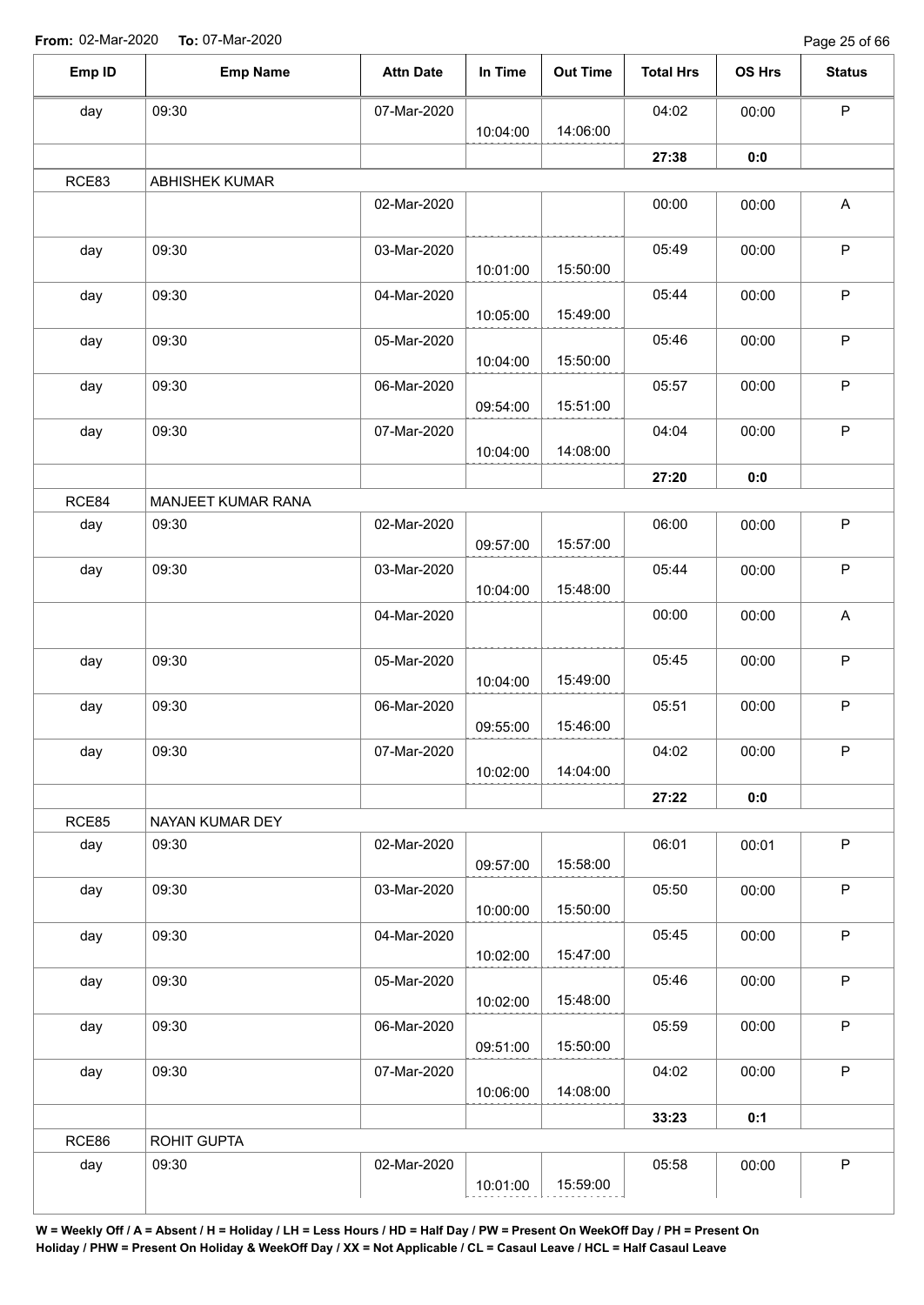**From:** 02-Mar-2020 **To:** 07-Mar-2020

| Emp ID | Emp Name | Attn Date | In Time | Out Time | Total Hrs | OS Hrs | Status |
|---|---|---|---|---|---|---|---|
| day | 09:30 | 07-Mar-2020 | 10:04:00 | 14:06:00 | 04:02 | 00:00 | P |
| | | | | | **27:38** | **0:0** | |
| RCE83 | ABHISHEK KUMAR | | | | | | |
| | | 02-Mar-2020 | | | 00:00 | 00:00 | A |
| day | 09:30 | 03-Mar-2020 | 10:01:00 | 15:50:00 | 05:49 | 00:00 | P |
| day | 09:30 | 04-Mar-2020 | 10:05:00 | 15:49:00 | 05:44 | 00:00 | P |
| day | 09:30 | 05-Mar-2020 | 10:04:00 | 15:50:00 | 05:46 | 00:00 | P |
| day | 09:30 | 06-Mar-2020 | 09:54:00 | 15:51:00 | 05:57 | 00:00 | P |
| day | 09:30 | 07-Mar-2020 | 10:04:00 | 14:08:00 | 04:04 | 00:00 | P |
| | | | | | **27:20** | **0:0** | |
| RCE84 | MANJEET KUMAR RANA | | | | | | |
| day | 09:30 | 02-Mar-2020 | 09:57:00 | 15:57:00 | 06:00 | 00:00 | P |
| day | 09:30 | 03-Mar-2020 | 10:04:00 | 15:48:00 | 05:44 | 00:00 | P |
| | | 04-Mar-2020 | | | 00:00 | 00:00 | A |
| day | 09:30 | 05-Mar-2020 | 10:04:00 | 15:49:00 | 05:45 | 00:00 | P |
| day | 09:30 | 06-Mar-2020 | 09:55:00 | 15:46:00 | 05:51 | 00:00 | P |
| day | 09:30 | 07-Mar-2020 | 10:02:00 | 14:04:00 | 04:02 | 00:00 | P |
| | | | | | **27:22** | **0:0** | |
| RCE85 | NAYAN KUMAR DEY | | | | | | |
| day | 09:30 | 02-Mar-2020 | 09:57:00 | 15:58:00 | 06:01 | 00:01 | P |
| day | 09:30 | 03-Mar-2020 | 10:00:00 | 15:50:00 | 05:50 | 00:00 | P |
| day | 09:30 | 04-Mar-2020 | 10:02:00 | 15:47:00 | 05:45 | 00:00 | P |
| day | 09:30 | 05-Mar-2020 | 10:02:00 | 15:48:00 | 05:46 | 00:00 | P |
| day | 09:30 | 06-Mar-2020 | 09:51:00 | 15:50:00 | 05:59 | 00:00 | P |
| day | 09:30 | 07-Mar-2020 | 10:06:00 | 14:08:00 | 04:02 | 00:00 | P |
| | | | | | **33:23** | **0:1** | |
| RCE86 | ROHIT GUPTA | | | | | | |
| day | 09:30 | 02-Mar-2020 | 10:01:00 | 15:59:00 | 05:58 | 00:00 | P |

**W = Weekly Off / A = Absent / H = Holiday / LH = Less Hours / HD = Half Day / PW = Present On WeekOff Day / PH = Present On Holiday / PHW = Present On Holiday & WeekOff Day / XX = Not Applicable / CL = Casaul Leave / HCL = Half Casaul Leave**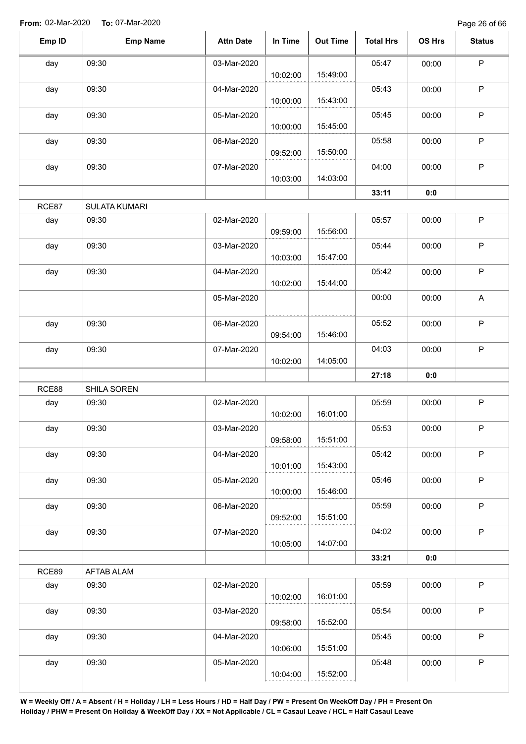**From:** 02-Mar-2020 **To:** 07-Mar-2020

| Emp ID | Emp Name | Attn Date | In Time | Out Time | Total Hrs | OS Hrs | Status |
|---|---|---|---|---|---|---|---|
| day | 09:30 | 03-Mar-2020 | 10:02:00 | 15:49:00 | 05:47 | 00:00 | P |
| day | 09:30 | 04-Mar-2020 | 10:00:00 | 15:43:00 | 05:43 | 00:00 | P |
| day | 09:30 | 05-Mar-2020 | 10:00:00 | 15:45:00 | 05:45 | 00:00 | P |
| day | 09:30 | 06-Mar-2020 | 09:52:00 | 15:50:00 | 05:58 | 00:00 | P |
| day | 09:30 | 07-Mar-2020 | 10:03:00 | 14:03:00 | 04:00 | 00:00 | P |
| | | | | | **33:11** | **0:0** | |
| RCE87 | SULATA KUMARI | | | | | | |
| day | 09:30 | 02-Mar-2020 | 09:59:00 | 15:56:00 | 05:57 | 00:00 | P |
| day | 09:30 | 03-Mar-2020 | 10:03:00 | 15:47:00 | 05:44 | 00:00 | P |
| day | 09:30 | 04-Mar-2020 | 10:02:00 | 15:44:00 | 05:42 | 00:00 | P |
| | | 05-Mar-2020 | | | 00:00 | 00:00 | A |
| day | 09:30 | 06-Mar-2020 | 09:54:00 | 15:46:00 | 05:52 | 00:00 | P |
| day | 09:30 | 07-Mar-2020 | 10:02:00 | 14:05:00 | 04:03 | 00:00 | P |
| | | | | | **27:18** | **0:0** | |
| RCE88 | SHILA SOREN | | | | | | |
| day | 09:30 | 02-Mar-2020 | 10:02:00 | 16:01:00 | 05:59 | 00:00 | P |
| day | 09:30 | 03-Mar-2020 | 09:58:00 | 15:51:00 | 05:53 | 00:00 | P |
| day | 09:30 | 04-Mar-2020 | 10:01:00 | 15:43:00 | 05:42 | 00:00 | P |
| day | 09:30 | 05-Mar-2020 | 10:00:00 | 15:46:00 | 05:46 | 00:00 | P |
| day | 09:30 | 06-Mar-2020 | 09:52:00 | 15:51:00 | 05:59 | 00:00 | P |
| day | 09:30 | 07-Mar-2020 | 10:05:00 | 14:07:00 | 04:02 | 00:00 | P |
| | | | | | **33:21** | **0:0** | |
| RCE89 | AFTAB ALAM | | | | | | |
| day | 09:30 | 02-Mar-2020 | 10:02:00 | 16:01:00 | 05:59 | 00:00 | P |
| day | 09:30 | 03-Mar-2020 | 09:58:00 | 15:52:00 | 05:54 | 00:00 | P |
| day | 09:30 | 04-Mar-2020 | 10:06:00 | 15:51:00 | 05:45 | 00:00 | P |
| day | 09:30 | 05-Mar-2020 | 10:04:00 | 15:52:00 | 05:48 | 00:00 | P |

**W = Weekly Off / A = Absent / H = Holiday / LH = Less Hours / HD = Half Day / PW = Present On WeekOff Day / PH = Present On Holiday / PHW = Present On Holiday & WeekOff Day / XX = Not Applicable / CL = Casaul Leave / HCL = Half Casaul Leave**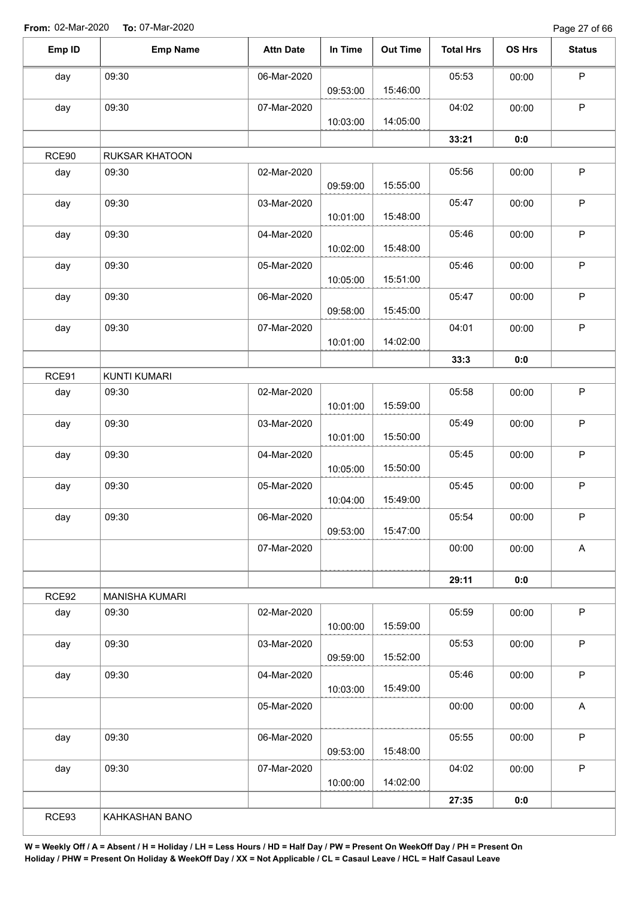**From:** 02-Mar-2020 **To:** 07-Mar-2020

| Emp ID | Emp Name | Attn Date | In Time | Out Time | Total Hrs | OS Hrs | Status |
|---|---|---|---|---|---|---|---|
| day | 09:30 | 06-Mar-2020 | 09:53:00 | 15:46:00 | 05:53 | 00:00 | P |
| day | 09:30 | 07-Mar-2020 | 10:03:00 | 14:05:00 | 04:02 | 00:00 | P |
| | | | | | **33:21** | **0:0** | |
| RCE90 | RUKSAR KHATOON | | | | | | |
| day | 09:30 | 02-Mar-2020 | 09:59:00 | 15:55:00 | 05:56 | 00:00 | P |
| day | 09:30 | 03-Mar-2020 | 10:01:00 | 15:48:00 | 05:47 | 00:00 | P |
| day | 09:30 | 04-Mar-2020 | 10:02:00 | 15:48:00 | 05:46 | 00:00 | P |
| day | 09:30 | 05-Mar-2020 | 10:05:00 | 15:51:00 | 05:46 | 00:00 | P |
| day | 09:30 | 06-Mar-2020 | 09:58:00 | 15:45:00 | 05:47 | 00:00 | P |
| day | 09:30 | 07-Mar-2020 | 10:01:00 | 14:02:00 | 04:01 | 00:00 | P |
| | | | | | **33:3** | **0:0** | |
| RCE91 | KUNTI KUMARI | | | | | | |
| day | 09:30 | 02-Mar-2020 | 10:01:00 | 15:59:00 | 05:58 | 00:00 | P |
| day | 09:30 | 03-Mar-2020 | 10:01:00 | 15:50:00 | 05:49 | 00:00 | P |
| day | 09:30 | 04-Mar-2020 | 10:05:00 | 15:50:00 | 05:45 | 00:00 | P |
| day | 09:30 | 05-Mar-2020 | 10:04:00 | 15:49:00 | 05:45 | 00:00 | P |
| day | 09:30 | 06-Mar-2020 | 09:53:00 | 15:47:00 | 05:54 | 00:00 | P |
| | | 07-Mar-2020 | | | 00:00 | 00:00 | A |
| | | | | | **29:11** | **0:0** | |
| RCE92 | MANISHA KUMARI | | | | | | |
| day | 09:30 | 02-Mar-2020 | 10:00:00 | 15:59:00 | 05:59 | 00:00 | P |
| day | 09:30 | 03-Mar-2020 | 09:59:00 | 15:52:00 | 05:53 | 00:00 | P |
| day | 09:30 | 04-Mar-2020 | 10:03:00 | 15:49:00 | 05:46 | 00:00 | P |
| | | 05-Mar-2020 | | | 00:00 | 00:00 | A |
| day | 09:30 | 06-Mar-2020 | 09:53:00 | 15:48:00 | 05:55 | 00:00 | P |
| day | 09:30 | 07-Mar-2020 | 10:00:00 | 14:02:00 | 04:02 | 00:00 | P |
| | | | | | **27:35** | **0:0** | |
| RCE93 | KAHKASHAN BANO | | | | | | |

**W = Weekly Off / A = Absent / H = Holiday / LH = Less Hours / HD = Half Day / PW = Present On WeekOff Day / PH = Present On Holiday / PHW = Present On Holiday & WeekOff Day / XX = Not Applicable / CL = Casaul Leave / HCL = Half Casaul Leave**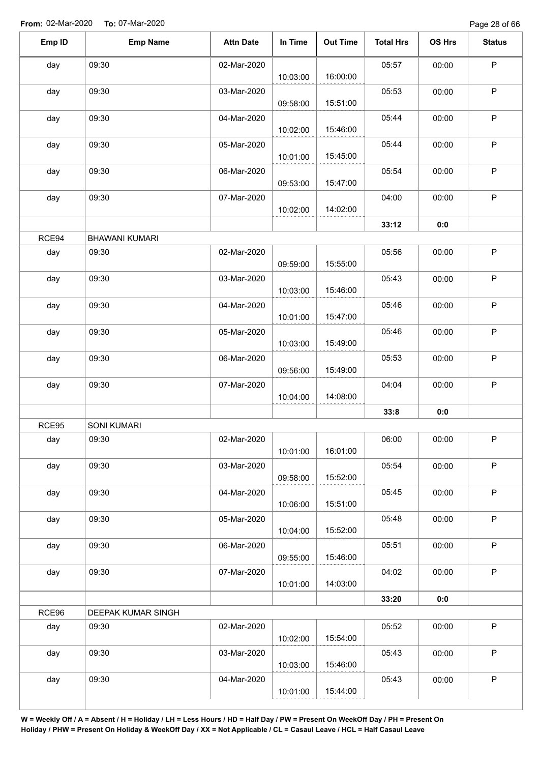**From:** 02-Mar-2020 **To:** 07-Mar-2020

| Emp ID | Emp Name | Attn Date | In Time | Out Time | Total Hrs | OS Hrs | Status |
|---|---|---|---|---|---|---|---|
| day | 09:30 | 02-Mar-2020 | 10:03:00 | 16:00:00 | 05:57 | 00:00 | P |
| day | 09:30 | 03-Mar-2020 | 09:58:00 | 15:51:00 | 05:53 | 00:00 | P |
| day | 09:30 | 04-Mar-2020 | 10:02:00 | 15:46:00 | 05:44 | 00:00 | P |
| day | 09:30 | 05-Mar-2020 | 10:01:00 | 15:45:00 | 05:44 | 00:00 | P |
| day | 09:30 | 06-Mar-2020 | 09:53:00 | 15:47:00 | 05:54 | 00:00 | P |
| day | 09:30 | 07-Mar-2020 | 10:02:00 | 14:02:00 | 04:00 | 00:00 | P |
| | | | | | **33:12** | **0:0** | |
| RCE94 | BHAWANI KUMARI | | | | | | |
| day | 09:30 | 02-Mar-2020 | 09:59:00 | 15:55:00 | 05:56 | 00:00 | P |
| day | 09:30 | 03-Mar-2020 | 10:03:00 | 15:46:00 | 05:43 | 00:00 | P |
| day | 09:30 | 04-Mar-2020 | 10:01:00 | 15:47:00 | 05:46 | 00:00 | P |
| day | 09:30 | 05-Mar-2020 | 10:03:00 | 15:49:00 | 05:46 | 00:00 | P |
| day | 09:30 | 06-Mar-2020 | 09:56:00 | 15:49:00 | 05:53 | 00:00 | P |
| day | 09:30 | 07-Mar-2020 | 10:04:00 | 14:08:00 | 04:04 | 00:00 | P |
| | | | | | **33:8** | **0:0** | |
| RCE95 | SONI KUMARI | | | | | | |
| day | 09:30 | 02-Mar-2020 | 10:01:00 | 16:01:00 | 06:00 | 00:00 | P |
| day | 09:30 | 03-Mar-2020 | 09:58:00 | 15:52:00 | 05:54 | 00:00 | P |
| day | 09:30 | 04-Mar-2020 | 10:06:00 | 15:51:00 | 05:45 | 00:00 | P |
| day | 09:30 | 05-Mar-2020 | 10:04:00 | 15:52:00 | 05:48 | 00:00 | P |
| day | 09:30 | 06-Mar-2020 | 09:55:00 | 15:46:00 | 05:51 | 00:00 | P |
| day | 09:30 | 07-Mar-2020 | 10:01:00 | 14:03:00 | 04:02 | 00:00 | P |
| | | | | | **33:20** | **0:0** | |
| RCE96 | DEEPAK KUMAR SINGH | | | | | | |
| day | 09:30 | 02-Mar-2020 | 10:02:00 | 15:54:00 | 05:52 | 00:00 | P |
| day | 09:30 | 03-Mar-2020 | 10:03:00 | 15:46:00 | 05:43 | 00:00 | P |
| day | 09:30 | 04-Mar-2020 | 10:01:00 | 15:44:00 | 05:43 | 00:00 | P |

**W = Weekly Off / A = Absent / H = Holiday / LH = Less Hours / HD = Half Day / PW = Present On WeekOff Day / PH = Present On Holiday / PHW = Present On Holiday & WeekOff Day / XX = Not Applicable / CL = Casaul Leave / HCL = Half Casaul Leave**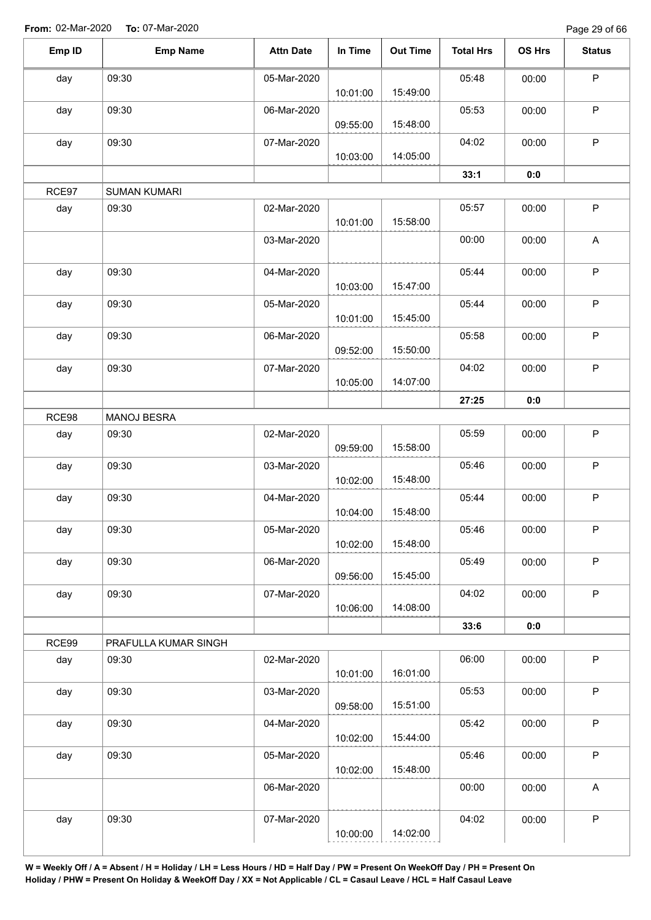**From:** 02-Mar-2020 **To:** 07-Mar-2020

| Emp ID | Emp Name | Attn Date | In Time | Out Time | Total Hrs | OS Hrs | Status |
|---|---|---|---|---|---|---|---|
| day | 09:30 | 05-Mar-2020 | 10:01:00 | 15:49:00 | 05:48 | 00:00 | P |
| day | 09:30 | 06-Mar-2020 | 09:55:00 | 15:48:00 | 05:53 | 00:00 | P |
| day | 09:30 | 07-Mar-2020 | 10:03:00 | 14:05:00 | 04:02 | 00:00 | P |
| | | | | | **33:1** | **0:0** | |
| RCE97 | SUMAN KUMARI | | | | | | |
| day | 09:30 | 02-Mar-2020 | 10:01:00 | 15:58:00 | 05:57 | 00:00 | P |
| | | 03-Mar-2020 | | | 00:00 | 00:00 | A |
| day | 09:30 | 04-Mar-2020 | 10:03:00 | 15:47:00 | 05:44 | 00:00 | P |
| day | 09:30 | 05-Mar-2020 | 10:01:00 | 15:45:00 | 05:44 | 00:00 | P |
| day | 09:30 | 06-Mar-2020 | 09:52:00 | 15:50:00 | 05:58 | 00:00 | P |
| day | 09:30 | 07-Mar-2020 | 10:05:00 | 14:07:00 | 04:02 | 00:00 | P |
| | | | | | **27:25** | **0:0** | |
| RCE98 | MANOJ BESRA | | | | | | |
| day | 09:30 | 02-Mar-2020 | 09:59:00 | 15:58:00 | 05:59 | 00:00 | P |
| day | 09:30 | 03-Mar-2020 | 10:02:00 | 15:48:00 | 05:46 | 00:00 | P |
| day | 09:30 | 04-Mar-2020 | 10:04:00 | 15:48:00 | 05:44 | 00:00 | P |
| day | 09:30 | 05-Mar-2020 | 10:02:00 | 15:48:00 | 05:46 | 00:00 | P |
| day | 09:30 | 06-Mar-2020 | 09:56:00 | 15:45:00 | 05:49 | 00:00 | P |
| day | 09:30 | 07-Mar-2020 | 10:06:00 | 14:08:00 | 04:02 | 00:00 | P |
| | | | | | **33:6** | **0:0** | |
| RCE99 | PRAFULLA KUMAR SINGH | | | | | | |
| day | 09:30 | 02-Mar-2020 | 10:01:00 | 16:01:00 | 06:00 | 00:00 | P |
| day | 09:30 | 03-Mar-2020 | 09:58:00 | 15:51:00 | 05:53 | 00:00 | P |
| day | 09:30 | 04-Mar-2020 | 10:02:00 | 15:44:00 | 05:42 | 00:00 | P |
| day | 09:30 | 05-Mar-2020 | 10:02:00 | 15:48:00 | 05:46 | 00:00 | P |
| | | 06-Mar-2020 | | | 00:00 | 00:00 | A |
| day | 09:30 | 07-Mar-2020 | 10:00:00 | 14:02:00 | 04:02 | 00:00 | P |

**W = Weekly Off / A = Absent / H = Holiday / LH = Less Hours / HD = Half Day / PW = Present On WeekOff Day / PH = Present On Holiday / PHW = Present On Holiday & WeekOff Day / XX = Not Applicable / CL = Casaul Leave / HCL = Half Casaul Leave**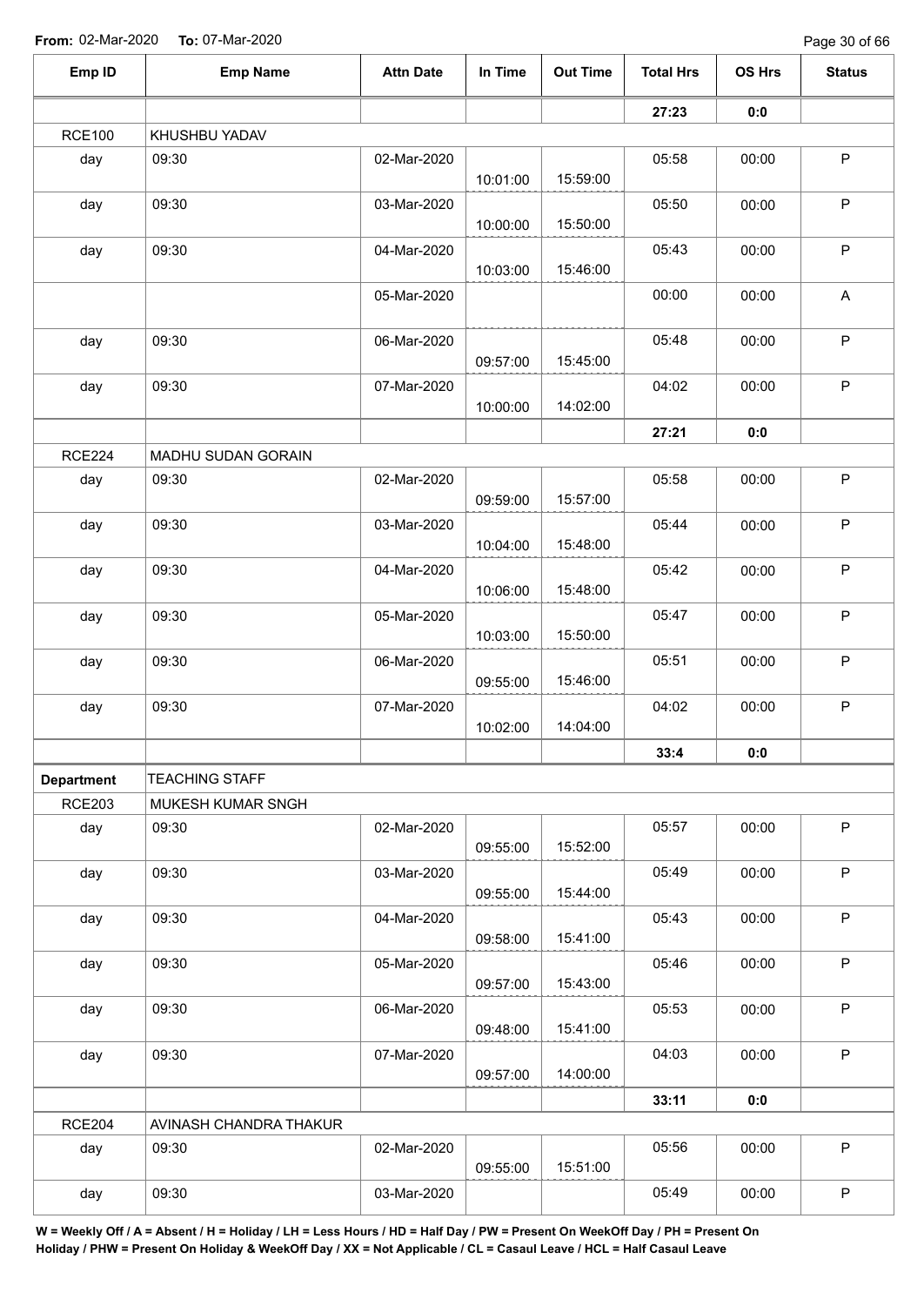From: 02-Mar-2020 To: 07-Mar-2020

| Emp ID | Emp Name | Attn Date | In Time | Out Time | Total Hrs | OS Hrs | Status |
|---|---|---|---|---|---|---|---|
| | | | | | 27:23 | 0:0 | |
| RCE100 | KHUSHBU YADAV | | | | | | |
| day | 09:30 | 02-Mar-2020 | 10:01:00 | 15:59:00 | 05:58 | 00:00 | P |
| day | 09:30 | 03-Mar-2020 | 10:00:00 | 15:50:00 | 05:50 | 00:00 | P |
| day | 09:30 | 04-Mar-2020 | 10:03:00 | 15:46:00 | 05:43 | 00:00 | P |
| | | 05-Mar-2020 | | | 00:00 | 00:00 | A |
| day | 09:30 | 06-Mar-2020 | 09:57:00 | 15:45:00 | 05:48 | 00:00 | P |
| day | 09:30 | 07-Mar-2020 | 10:00:00 | 14:02:00 | 04:02 | 00:00 | P |
| | | | | | 27:21 | 0:0 | |
| RCE224 | MADHU SUDAN GORAIN | | | | | | |
| day | 09:30 | 02-Mar-2020 | 09:59:00 | 15:57:00 | 05:58 | 00:00 | P |
| day | 09:30 | 03-Mar-2020 | 10:04:00 | 15:48:00 | 05:44 | 00:00 | P |
| day | 09:30 | 04-Mar-2020 | 10:06:00 | 15:48:00 | 05:42 | 00:00 | P |
| day | 09:30 | 05-Mar-2020 | 10:03:00 | 15:50:00 | 05:47 | 00:00 | P |
| day | 09:30 | 06-Mar-2020 | 09:55:00 | 15:46:00 | 05:51 | 00:00 | P |
| day | 09:30 | 07-Mar-2020 | 10:02:00 | 14:04:00 | 04:02 | 00:00 | P |
| | | | | | 33:4 | 0:0 | |
| **Department** | TEACHING STAFF | | | | | | |
| RCE203 | MUKESH KUMAR SNGH | | | | | | |
| day | 09:30 | 02-Mar-2020 | 09:55:00 | 15:52:00 | 05:57 | 00:00 | P |
| day | 09:30 | 03-Mar-2020 | 09:55:00 | 15:44:00 | 05:49 | 00:00 | P |
| day | 09:30 | 04-Mar-2020 | 09:58:00 | 15:41:00 | 05:43 | 00:00 | P |
| day | 09:30 | 05-Mar-2020 | 09:57:00 | 15:43:00 | 05:46 | 00:00 | P |
| day | 09:30 | 06-Mar-2020 | 09:48:00 | 15:41:00 | 05:53 | 00:00 | P |
| day | 09:30 | 07-Mar-2020 | 09:57:00 | 14:00:00 | 04:03 | 00:00 | P |
| | | | | | 33:11 | 0:0 | |
| RCE204 | AVINASH CHANDRA THAKUR | | | | | | |
| day | 09:30 | 02-Mar-2020 | 09:55:00 | 15:51:00 | 05:56 | 00:00 | P |
| day | 09:30 | 03-Mar-2020 | | | 05:49 | 00:00 | P |

**W = Weekly Off / A = Absent / H = Holiday / LH = Less Hours / HD = Half Day / PW = Present On WeekOff Day / PH = Present On Holiday / PHW = Present On Holiday & WeekOff Day / XX = Not Applicable / CL = Casaul Leave / HCL = Half Casaul Leave**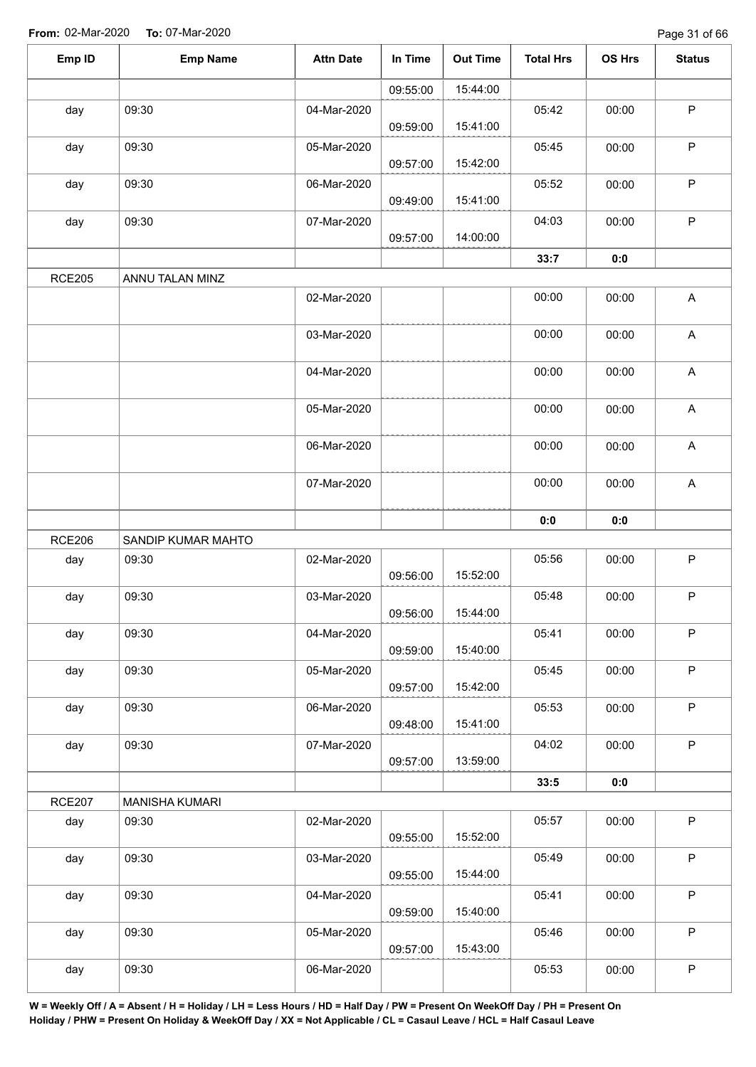**From:** 02-Mar-2020 **To:** 07-Mar-2020

| Emp ID | Emp Name | Attn Date | In Time | Out Time | Total Hrs | OS Hrs | Status |
|---|---|---|---|---|---|---|---|
| | | | 09:55:00 | 15:44:00 | | | |
| day | 09:30 | 04-Mar-2020 | 09:59:00 | 15:41:00 | 05:42 | 00:00 | P |
| day | 09:30 | 05-Mar-2020 | 09:57:00 | 15:42:00 | 05:45 | 00:00 | P |
| day | 09:30 | 06-Mar-2020 | 09:49:00 | 15:41:00 | 05:52 | 00:00 | P |
| day | 09:30 | 07-Mar-2020 | 09:57:00 | 14:00:00 | 04:03 | 00:00 | P |
| | | | | | 33:7 | 0:0 | |
| RCE205 | ANNU TALAN MINZ | | | | | | |
| | | 02-Mar-2020 | | | 00:00 | 00:00 | A |
| | | 03-Mar-2020 | | | 00:00 | 00:00 | A |
| | | 04-Mar-2020 | | | 00:00 | 00:00 | A |
| | | 05-Mar-2020 | | | 00:00 | 00:00 | A |
| | | 06-Mar-2020 | | | 00:00 | 00:00 | A |
| | | 07-Mar-2020 | | | 00:00 | 00:00 | A |
| | | | | | 0:0 | 0:0 | |
| RCE206 | SANDIP KUMAR MAHTO | | | | | | |
| day | 09:30 | 02-Mar-2020 | 09:56:00 | 15:52:00 | 05:56 | 00:00 | P |
| day | 09:30 | 03-Mar-2020 | 09:56:00 | 15:44:00 | 05:48 | 00:00 | P |
| day | 09:30 | 04-Mar-2020 | 09:59:00 | 15:40:00 | 05:41 | 00:00 | P |
| day | 09:30 | 05-Mar-2020 | 09:57:00 | 15:42:00 | 05:45 | 00:00 | P |
| day | 09:30 | 06-Mar-2020 | 09:48:00 | 15:41:00 | 05:53 | 00:00 | P |
| day | 09:30 | 07-Mar-2020 | 09:57:00 | 13:59:00 | 04:02 | 00:00 | P |
| | | | | | 33:5 | 0:0 | |
| RCE207 | MANISHA KUMARI | | | | | | |
| day | 09:30 | 02-Mar-2020 | 09:55:00 | 15:52:00 | 05:57 | 00:00 | P |
| day | 09:30 | 03-Mar-2020 | 09:55:00 | 15:44:00 | 05:49 | 00:00 | P |
| day | 09:30 | 04-Mar-2020 | 09:59:00 | 15:40:00 | 05:41 | 00:00 | P |
| day | 09:30 | 05-Mar-2020 | 09:57:00 | 15:43:00 | 05:46 | 00:00 | P |
| day | 09:30 | 06-Mar-2020 | | | 05:53 | 00:00 | P |

**W = Weekly Off / A = Absent / H = Holiday / LH = Less Hours / HD = Half Day / PW = Present On WeekOff Day / PH = Present On Holiday / PHW = Present On Holiday & WeekOff Day / XX = Not Applicable / CL = Casaul Leave / HCL = Half Casaul Leave**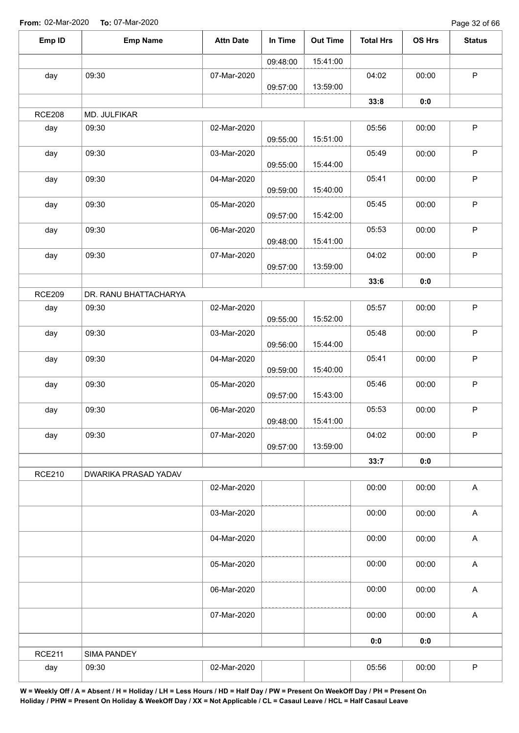**From:** 02-Mar-2020 **To:** 07-Mar-2020

| Emp ID | Emp Name | Attn Date | In Time | Out Time | Total Hrs | OS Hrs | Status |
|---|---|---|---|---|---|---|---|
| | | | 09:48:00 | 15:41:00 | | | |
| day | 09:30 | 07-Mar-2020 | 09:57:00 | 13:59:00 | 04:02 | 00:00 | P |
| | | | | | **33:8** | **0:0** | |
| RCE208 | MD. JULFIKAR | | | | | | |
| day | 09:30 | 02-Mar-2020 | 09:55:00 | 15:51:00 | 05:56 | 00:00 | P |
| day | 09:30 | 03-Mar-2020 | 09:55:00 | 15:44:00 | 05:49 | 00:00 | P |
| day | 09:30 | 04-Mar-2020 | 09:59:00 | 15:40:00 | 05:41 | 00:00 | P |
| day | 09:30 | 05-Mar-2020 | 09:57:00 | 15:42:00 | 05:45 | 00:00 | P |
| day | 09:30 | 06-Mar-2020 | 09:48:00 | 15:41:00 | 05:53 | 00:00 | P |
| day | 09:30 | 07-Mar-2020 | 09:57:00 | 13:59:00 | 04:02 | 00:00 | P |
| | | | | | **33:6** | **0:0** | |
| RCE209 | DR. RANU BHATTACHARYA | | | | | | |
| day | 09:30 | 02-Mar-2020 | 09:55:00 | 15:52:00 | 05:57 | 00:00 | P |
| day | 09:30 | 03-Mar-2020 | 09:56:00 | 15:44:00 | 05:48 | 00:00 | P |
| day | 09:30 | 04-Mar-2020 | 09:59:00 | 15:40:00 | 05:41 | 00:00 | P |
| day | 09:30 | 05-Mar-2020 | 09:57:00 | 15:43:00 | 05:46 | 00:00 | P |
| day | 09:30 | 06-Mar-2020 | 09:48:00 | 15:41:00 | 05:53 | 00:00 | P |
| day | 09:30 | 07-Mar-2020 | 09:57:00 | 13:59:00 | 04:02 | 00:00 | P |
| | | | | | **33:7** | **0:0** | |
| RCE210 | DWARIKA PRASAD YADAV | | | | | | |
| | | 02-Mar-2020 | | | 00:00 | 00:00 | A |
| | | 03-Mar-2020 | | | 00:00 | 00:00 | A |
| | | 04-Mar-2020 | | | 00:00 | 00:00 | A |
| | | 05-Mar-2020 | | | 00:00 | 00:00 | A |
| | | 06-Mar-2020 | | | 00:00 | 00:00 | A |
| | | 07-Mar-2020 | | | 00:00 | 00:00 | A |
| | | | | | **0:0** | **0:0** | |
| RCE211 | SIMA PANDEY | | | | | | |
| day | 09:30 | 02-Mar-2020 | | | 05:56 | 00:00 | P |

**W = Weekly Off / A = Absent / H = Holiday / LH = Less Hours / HD = Half Day / PW = Present On WeekOff Day / PH = Present On Holiday / PHW = Present On Holiday & WeekOff Day / XX = Not Applicable / CL = Casaul Leave / HCL = Half Casaul Leave**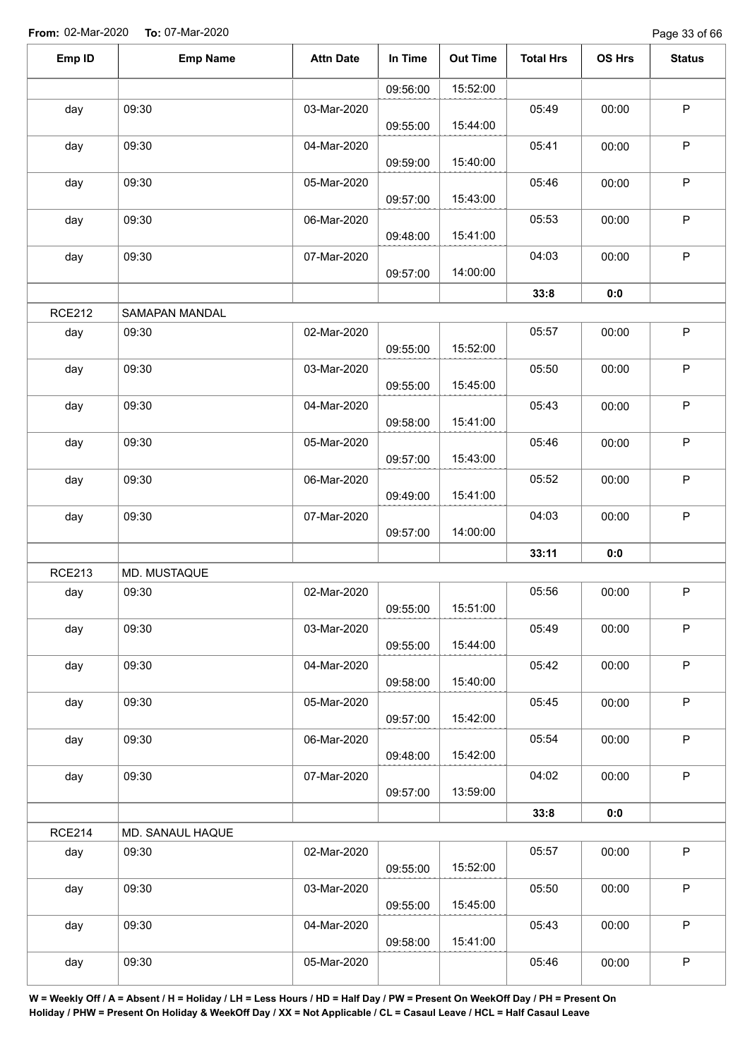**From:** 02-Mar-2020 **To:** 07-Mar-2020

| Emp ID | Emp Name | Attn Date | In Time | Out Time | Total Hrs | OS Hrs | Status |
|---|---|---|---|---|---|---|---|
| | | | 09:56:00 | 15:52:00 | | | |
| day | 09:30 | 03-Mar-2020 | 09:55:00 | 15:44:00 | 05:49 | 00:00 | P |
| day | 09:30 | 04-Mar-2020 | 09:59:00 | 15:40:00 | 05:41 | 00:00 | P |
| day | 09:30 | 05-Mar-2020 | 09:57:00 | 15:43:00 | 05:46 | 00:00 | P |
| day | 09:30 | 06-Mar-2020 | 09:48:00 | 15:41:00 | 05:53 | 00:00 | P |
| day | 09:30 | 07-Mar-2020 | 09:57:00 | 14:00:00 | 04:03 | 00:00 | P |
| | | | | | **33:8** | **0:0** | |
| RCE212 | SAMAPAN MANDAL | | | | | | |
| day | 09:30 | 02-Mar-2020 | 09:55:00 | 15:52:00 | 05:57 | 00:00 | P |
| day | 09:30 | 03-Mar-2020 | 09:55:00 | 15:45:00 | 05:50 | 00:00 | P |
| day | 09:30 | 04-Mar-2020 | 09:58:00 | 15:41:00 | 05:43 | 00:00 | P |
| day | 09:30 | 05-Mar-2020 | 09:57:00 | 15:43:00 | 05:46 | 00:00 | P |
| day | 09:30 | 06-Mar-2020 | 09:49:00 | 15:41:00 | 05:52 | 00:00 | P |
| day | 09:30 | 07-Mar-2020 | 09:57:00 | 14:00:00 | 04:03 | 00:00 | P |
| | | | | | **33:11** | **0:0** | |
| RCE213 | MD. MUSTAQUE | | | | | | |
| day | 09:30 | 02-Mar-2020 | 09:55:00 | 15:51:00 | 05:56 | 00:00 | P |
| day | 09:30 | 03-Mar-2020 | 09:55:00 | 15:44:00 | 05:49 | 00:00 | P |
| day | 09:30 | 04-Mar-2020 | 09:58:00 | 15:40:00 | 05:42 | 00:00 | P |
| day | 09:30 | 05-Mar-2020 | 09:57:00 | 15:42:00 | 05:45 | 00:00 | P |
| day | 09:30 | 06-Mar-2020 | 09:48:00 | 15:42:00 | 05:54 | 00:00 | P |
| day | 09:30 | 07-Mar-2020 | 09:57:00 | 13:59:00 | 04:02 | 00:00 | P |
| | | | | | **33:8** | **0:0** | |
| RCE214 | MD. SANAUL HAQUE | | | | | | |
| day | 09:30 | 02-Mar-2020 | 09:55:00 | 15:52:00 | 05:57 | 00:00 | P |
| day | 09:30 | 03-Mar-2020 | 09:55:00 | 15:45:00 | 05:50 | 00:00 | P |
| day | 09:30 | 04-Mar-2020 | 09:58:00 | 15:41:00 | 05:43 | 00:00 | P |
| day | 09:30 | 05-Mar-2020 | | | 05:46 | 00:00 | P |

**W = Weekly Off / A = Absent / H = Holiday / LH = Less Hours / HD = Half Day / PW = Present On WeekOff Day / PH = Present On Holiday / PHW = Present On Holiday & WeekOff Day / XX = Not Applicable / CL = Casaul Leave / HCL = Half Casaul Leave**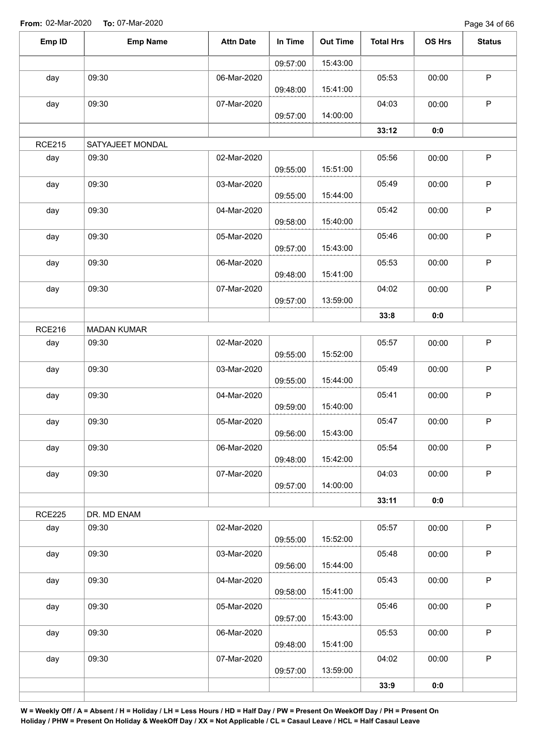**From:** 02-Mar-2020 **To:** 07-Mar-2020

| Emp ID | Emp Name | Attn Date | In Time | Out Time | Total Hrs | OS Hrs | Status |
|---|---|---|---|---|---|---|---|
| | | | 09:57:00 | 15:43:00 | | | |
| day | 09:30 | 06-Mar-2020 | 09:48:00 | 15:41:00 | 05:53 | 00:00 | P |
| day | 09:30 | 07-Mar-2020 | 09:57:00 | 14:00:00 | 04:03 | 00:00 | P |
| | | | | | 33:12 | 0:0 | |
| RCE215 | SATYAJEET MONDAL | | | | | | |
| day | 09:30 | 02-Mar-2020 | 09:55:00 | 15:51:00 | 05:56 | 00:00 | P |
| day | 09:30 | 03-Mar-2020 | 09:55:00 | 15:44:00 | 05:49 | 00:00 | P |
| day | 09:30 | 04-Mar-2020 | 09:58:00 | 15:40:00 | 05:42 | 00:00 | P |
| day | 09:30 | 05-Mar-2020 | 09:57:00 | 15:43:00 | 05:46 | 00:00 | P |
| day | 09:30 | 06-Mar-2020 | 09:48:00 | 15:41:00 | 05:53 | 00:00 | P |
| day | 09:30 | 07-Mar-2020 | 09:57:00 | 13:59:00 | 04:02 | 00:00 | P |
| | | | | | 33:8 | 0:0 | |
| RCE216 | MADAN KUMAR | | | | | | |
| day | 09:30 | 02-Mar-2020 | 09:55:00 | 15:52:00 | 05:57 | 00:00 | P |
| day | 09:30 | 03-Mar-2020 | 09:55:00 | 15:44:00 | 05:49 | 00:00 | P |
| day | 09:30 | 04-Mar-2020 | 09:59:00 | 15:40:00 | 05:41 | 00:00 | P |
| day | 09:30 | 05-Mar-2020 | 09:56:00 | 15:43:00 | 05:47 | 00:00 | P |
| day | 09:30 | 06-Mar-2020 | 09:48:00 | 15:42:00 | 05:54 | 00:00 | P |
| day | 09:30 | 07-Mar-2020 | 09:57:00 | 14:00:00 | 04:03 | 00:00 | P |
| | | | | | 33:11 | 0:0 | |
| RCE225 | DR. MD ENAM | | | | | | |
| day | 09:30 | 02-Mar-2020 | 09:55:00 | 15:52:00 | 05:57 | 00:00 | P |
| day | 09:30 | 03-Mar-2020 | 09:56:00 | 15:44:00 | 05:48 | 00:00 | P |
| day | 09:30 | 04-Mar-2020 | 09:58:00 | 15:41:00 | 05:43 | 00:00 | P |
| day | 09:30 | 05-Mar-2020 | 09:57:00 | 15:43:00 | 05:46 | 00:00 | P |
| day | 09:30 | 06-Mar-2020 | 09:48:00 | 15:41:00 | 05:53 | 00:00 | P |
| day | 09:30 | 07-Mar-2020 | 09:57:00 | 13:59:00 | 04:02 | 00:00 | P |
| | | | | | 33:9 | 0:0 | |

**W = Weekly Off / A = Absent / H = Holiday / LH = Less Hours / HD = Half Day / PW = Present On WeekOff Day / PH = Present On Holiday / PHW = Present On Holiday & WeekOff Day / XX = Not Applicable / CL = Casaul Leave / HCL = Half Casaul Leave**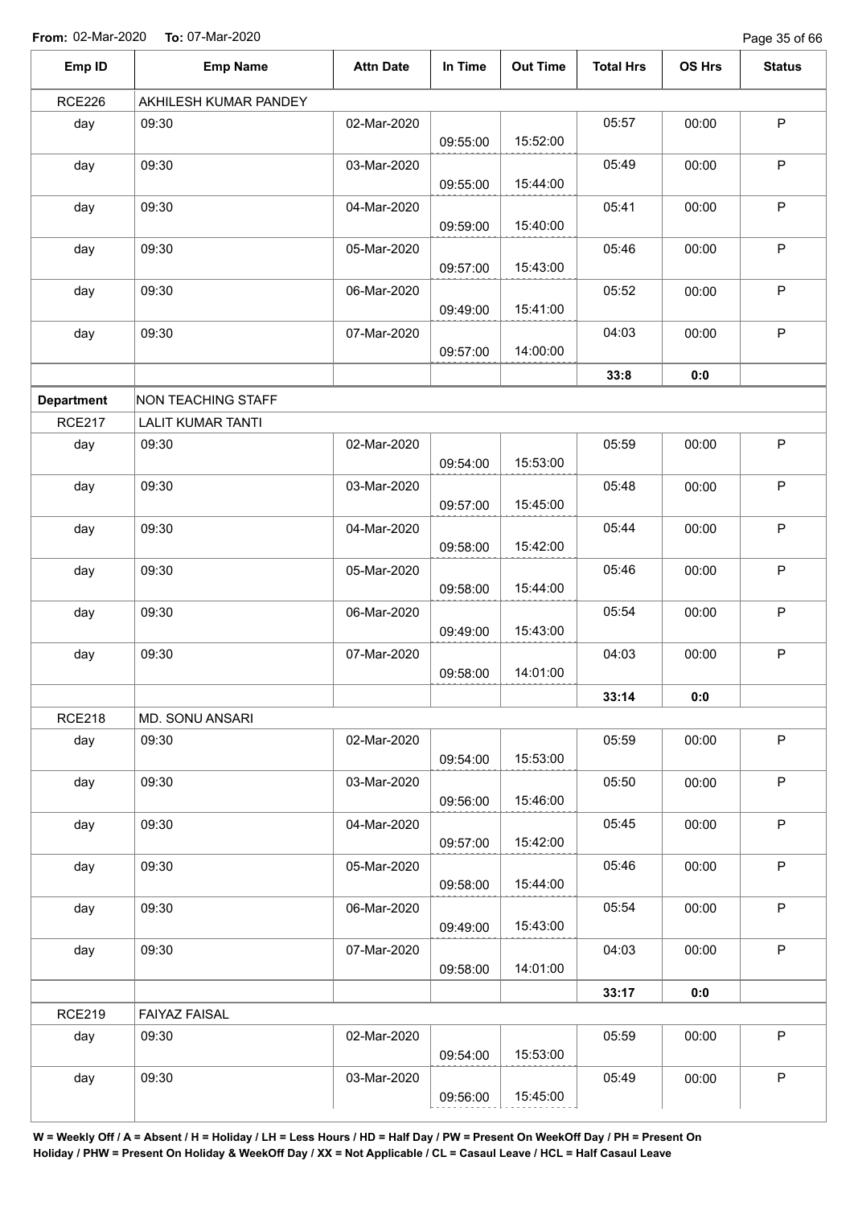**From:** 02-Mar-2020 **To:** 07-Mar-2020

| Emp ID | Emp Name | Attn Date | In Time | Out Time | Total Hrs | OS Hrs | Status |
|---|---|---|---|---|---|---|---|
| RCE226 | AKHILESH KUMAR PANDEY | | | | | | |
| day | 09:30 | 02-Mar-2020 | 09:55:00 | 15:52:00 | 05:57 | 00:00 | P |
| day | 09:30 | 03-Mar-2020 | 09:55:00 | 15:44:00 | 05:49 | 00:00 | P |
| day | 09:30 | 04-Mar-2020 | 09:59:00 | 15:40:00 | 05:41 | 00:00 | P |
| day | 09:30 | 05-Mar-2020 | 09:57:00 | 15:43:00 | 05:46 | 00:00 | P |
| day | 09:30 | 06-Mar-2020 | 09:49:00 | 15:41:00 | 05:52 | 00:00 | P |
| day | 09:30 | 07-Mar-2020 | 09:57:00 | 14:00:00 | 04:03 | 00:00 | P |
| | | | | | **33:8** | **0:0** | |
| **Department** | NON TEACHING STAFF | | | | | | |
| RCE217 | LALIT KUMAR TANTI | | | | | | |
| day | 09:30 | 02-Mar-2020 | 09:54:00 | 15:53:00 | 05:59 | 00:00 | P |
| day | 09:30 | 03-Mar-2020 | 09:57:00 | 15:45:00 | 05:48 | 00:00 | P |
| day | 09:30 | 04-Mar-2020 | 09:58:00 | 15:42:00 | 05:44 | 00:00 | P |
| day | 09:30 | 05-Mar-2020 | 09:58:00 | 15:44:00 | 05:46 | 00:00 | P |
| day | 09:30 | 06-Mar-2020 | 09:49:00 | 15:43:00 | 05:54 | 00:00 | P |
| day | 09:30 | 07-Mar-2020 | 09:58:00 | 14:01:00 | 04:03 | 00:00 | P |
| | | | | | **33:14** | **0:0** | |
| RCE218 | MD. SONU ANSARI | | | | | | |
| day | 09:30 | 02-Mar-2020 | 09:54:00 | 15:53:00 | 05:59 | 00:00 | P |
| day | 09:30 | 03-Mar-2020 | 09:56:00 | 15:46:00 | 05:50 | 00:00 | P |
| day | 09:30 | 04-Mar-2020 | 09:57:00 | 15:42:00 | 05:45 | 00:00 | P |
| day | 09:30 | 05-Mar-2020 | 09:58:00 | 15:44:00 | 05:46 | 00:00 | P |
| day | 09:30 | 06-Mar-2020 | 09:49:00 | 15:43:00 | 05:54 | 00:00 | P |
| day | 09:30 | 07-Mar-2020 | 09:58:00 | 14:01:00 | 04:03 | 00:00 | P |
| | | | | | **33:17** | **0:0** | |
| RCE219 | FAIYAZ FAISAL | | | | | | |
| day | 09:30 | 02-Mar-2020 | 09:54:00 | 15:53:00 | 05:59 | 00:00 | P |
| day | 09:30 | 03-Mar-2020 | 09:56:00 | 15:45:00 | 05:49 | 00:00 | P |

**W = Weekly Off / A = Absent / H = Holiday / LH = Less Hours / HD = Half Day / PW = Present On WeekOff Day / PH = Present On Holiday / PHW = Present On Holiday & WeekOff Day / XX = Not Applicable / CL = Casaul Leave / HCL = Half Casaul Leave**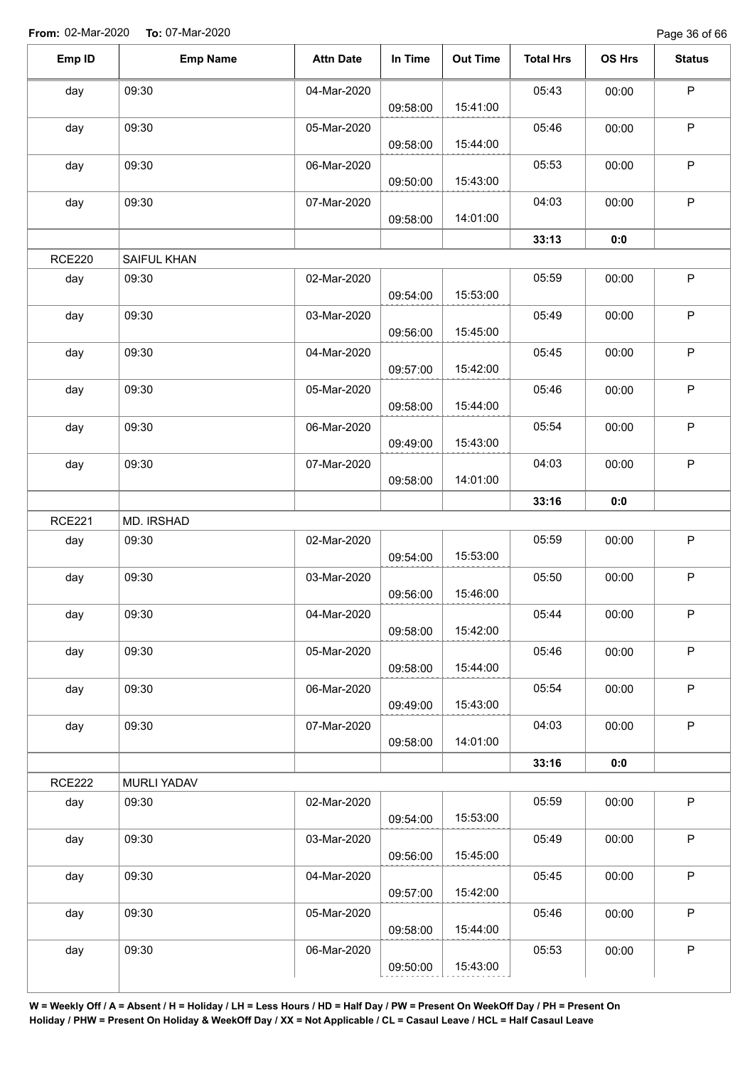**From:** 02-Mar-2020 **To:** 07-Mar-2020

| Emp ID | Emp Name | Attn Date | In Time | Out Time | Total Hrs | OS Hrs | Status |
|---|---|---|---|---|---|---|---|
| day | 09:30 | 04-Mar-2020 | 09:58:00 | 15:41:00 | 05:43 | 00:00 | P |
| day | 09:30 | 05-Mar-2020 | 09:58:00 | 15:44:00 | 05:46 | 00:00 | P |
| day | 09:30 | 06-Mar-2020 | 09:50:00 | 15:43:00 | 05:53 | 00:00 | P |
| day | 09:30 | 07-Mar-2020 | 09:58:00 | 14:01:00 | 04:03 | 00:00 | P |
| | | | | | **33:13** | **0:0** | |
| RCE220 | SAIFUL KHAN | | | | | | |
| day | 09:30 | 02-Mar-2020 | 09:54:00 | 15:53:00 | 05:59 | 00:00 | P |
| day | 09:30 | 03-Mar-2020 | 09:56:00 | 15:45:00 | 05:49 | 00:00 | P |
| day | 09:30 | 04-Mar-2020 | 09:57:00 | 15:42:00 | 05:45 | 00:00 | P |
| day | 09:30 | 05-Mar-2020 | 09:58:00 | 15:44:00 | 05:46 | 00:00 | P |
| day | 09:30 | 06-Mar-2020 | 09:49:00 | 15:43:00 | 05:54 | 00:00 | P |
| day | 09:30 | 07-Mar-2020 | 09:58:00 | 14:01:00 | 04:03 | 00:00 | P |
| | | | | | **33:16** | **0:0** | |
| RCE221 | MD. IRSHAD | | | | | | |
| day | 09:30 | 02-Mar-2020 | 09:54:00 | 15:53:00 | 05:59 | 00:00 | P |
| day | 09:30 | 03-Mar-2020 | 09:56:00 | 15:46:00 | 05:50 | 00:00 | P |
| day | 09:30 | 04-Mar-2020 | 09:58:00 | 15:42:00 | 05:44 | 00:00 | P |
| day | 09:30 | 05-Mar-2020 | 09:58:00 | 15:44:00 | 05:46 | 00:00 | P |
| day | 09:30 | 06-Mar-2020 | 09:49:00 | 15:43:00 | 05:54 | 00:00 | P |
| day | 09:30 | 07-Mar-2020 | 09:58:00 | 14:01:00 | 04:03 | 00:00 | P |
| | | | | | **33:16** | **0:0** | |
| RCE222 | MURLI YADAV | | | | | | |
| day | 09:30 | 02-Mar-2020 | 09:54:00 | 15:53:00 | 05:59 | 00:00 | P |
| day | 09:30 | 03-Mar-2020 | 09:56:00 | 15:45:00 | 05:49 | 00:00 | P |
| day | 09:30 | 04-Mar-2020 | 09:57:00 | 15:42:00 | 05:45 | 00:00 | P |
| day | 09:30 | 05-Mar-2020 | 09:58:00 | 15:44:00 | 05:46 | 00:00 | P |
| day | 09:30 | 06-Mar-2020 | 09:50:00 | 15:43:00 | 05:53 | 00:00 | P |

**W = Weekly Off / A = Absent / H = Holiday / LH = Less Hours / HD = Half Day / PW = Present On WeekOff Day / PH = Present On Holiday / PHW = Present On Holiday & WeekOff Day / XX = Not Applicable / CL = Casaul Leave / HCL = Half Casaul Leave**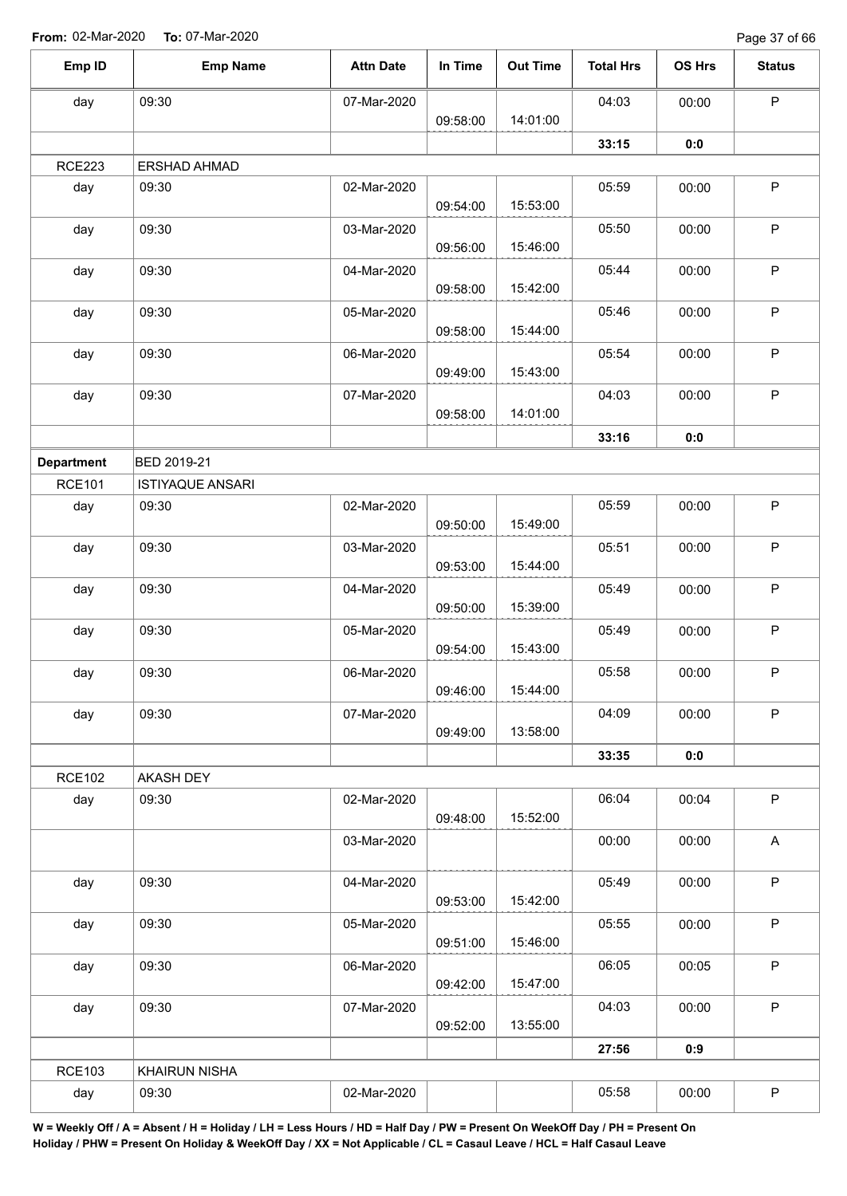**From:** 02-Mar-2020 **To:** 07-Mar-2020

| Emp ID | Emp Name | Attn Date | In Time | Out Time | Total Hrs | OS Hrs | Status |
|---|---|---|---|---|---|---|---|
| day | 09:30 | 07-Mar-2020 | 09:58:00 | 14:01:00 | 04:03 | 00:00 | P |
| | | | | | **33:15** | **0:0** | |
| RCE223 | ERSHAD AHMAD | | | | | | |
| day | 09:30 | 02-Mar-2020 | 09:54:00 | 15:53:00 | 05:59 | 00:00 | P |
| day | 09:30 | 03-Mar-2020 | 09:56:00 | 15:46:00 | 05:50 | 00:00 | P |
| day | 09:30 | 04-Mar-2020 | 09:58:00 | 15:42:00 | 05:44 | 00:00 | P |
| day | 09:30 | 05-Mar-2020 | 09:58:00 | 15:44:00 | 05:46 | 00:00 | P |
| day | 09:30 | 06-Mar-2020 | 09:49:00 | 15:43:00 | 05:54 | 00:00 | P |
| day | 09:30 | 07-Mar-2020 | 09:58:00 | 14:01:00 | 04:03 | 00:00 | P |
| | | | | | **33:16** | **0:0** | |
| **Department** | BED 2019-21 | | | | | | |
| RCE101 | ISTIYAQUE ANSARI | | | | | | |
| day | 09:30 | 02-Mar-2020 | 09:50:00 | 15:49:00 | 05:59 | 00:00 | P |
| day | 09:30 | 03-Mar-2020 | 09:53:00 | 15:44:00 | 05:51 | 00:00 | P |
| day | 09:30 | 04-Mar-2020 | 09:50:00 | 15:39:00 | 05:49 | 00:00 | P |
| day | 09:30 | 05-Mar-2020 | 09:54:00 | 15:43:00 | 05:49 | 00:00 | P |
| day | 09:30 | 06-Mar-2020 | 09:46:00 | 15:44:00 | 05:58 | 00:00 | P |
| day | 09:30 | 07-Mar-2020 | 09:49:00 | 13:58:00 | 04:09 | 00:00 | P |
| | | | | | **33:35** | **0:0** | |
| RCE102 | AKASH DEY | | | | | | |
| day | 09:30 | 02-Mar-2020 | 09:48:00 | 15:52:00 | 06:04 | 00:04 | P |
| | | 03-Mar-2020 | | | 00:00 | 00:00 | A |
| day | 09:30 | 04-Mar-2020 | 09:53:00 | 15:42:00 | 05:49 | 00:00 | P |
| day | 09:30 | 05-Mar-2020 | 09:51:00 | 15:46:00 | 05:55 | 00:00 | P |
| day | 09:30 | 06-Mar-2020 | 09:42:00 | 15:47:00 | 06:05 | 00:05 | P |
| day | 09:30 | 07-Mar-2020 | 09:52:00 | 13:55:00 | 04:03 | 00:00 | P |
| | | | | | **27:56** | **0:9** | |
| RCE103 | KHAIRUN NISHA | | | | | | |
| day | 09:30 | 02-Mar-2020 | | | 05:58 | 00:00 | P |

**W = Weekly Off / A = Absent / H = Holiday / LH = Less Hours / HD = Half Day / PW = Present On WeekOff Day / PH = Present On Holiday / PHW = Present On Holiday & WeekOff Day / XX = Not Applicable / CL = Casaul Leave / HCL = Half Casaul Leave**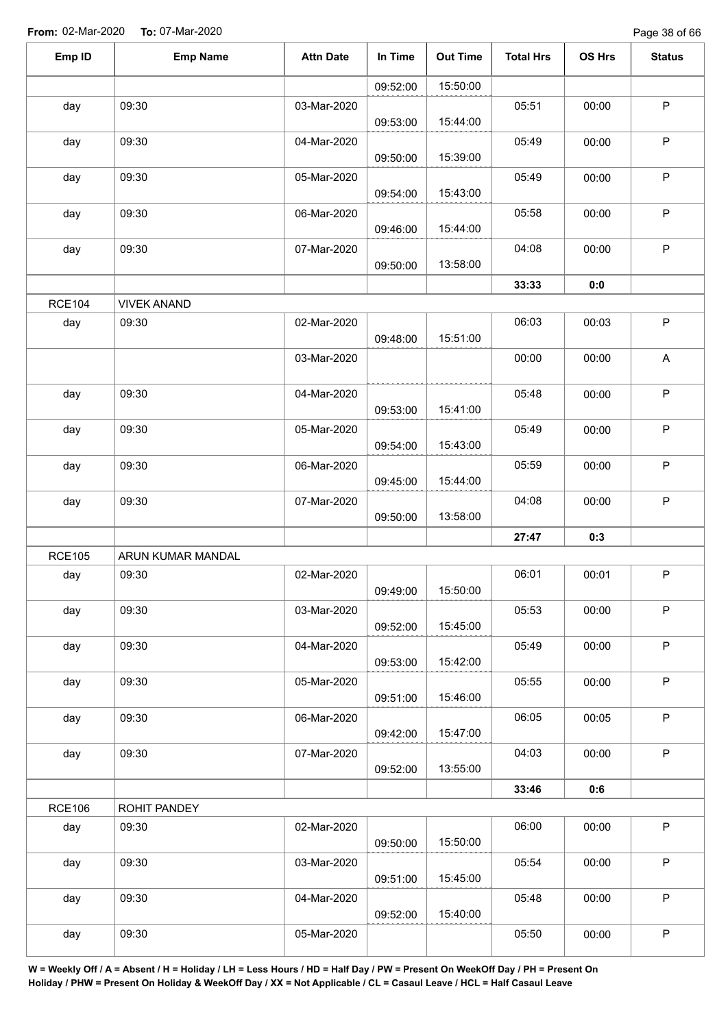**From:** 02-Mar-2020 **To:** 07-Mar-2020

| Emp ID | Emp Name | Attn Date | In Time | Out Time | Total Hrs | OS Hrs | Status |
|---|---|---|---|---|---|---|---|
| | | | 09:52:00 | 15:50:00 | | | |
| day | 09:30 | 03-Mar-2020 | 09:53:00 | 15:44:00 | 05:51 | 00:00 | P |
| day | 09:30 | 04-Mar-2020 | 09:50:00 | 15:39:00 | 05:49 | 00:00 | P |
| day | 09:30 | 05-Mar-2020 | 09:54:00 | 15:43:00 | 05:49 | 00:00 | P |
| day | 09:30 | 06-Mar-2020 | 09:46:00 | 15:44:00 | 05:58 | 00:00 | P |
| day | 09:30 | 07-Mar-2020 | 09:50:00 | 13:58:00 | 04:08 | 00:00 | P |
| | | | | | **33:33** | **0:0** | |
| RCE104 | VIVEK ANAND | | | | | | |
| day | 09:30 | 02-Mar-2020 | 09:48:00 | 15:51:00 | 06:03 | 00:03 | P |
| | | 03-Mar-2020 | | | 00:00 | 00:00 | A |
| day | 09:30 | 04-Mar-2020 | 09:53:00 | 15:41:00 | 05:48 | 00:00 | P |
| day | 09:30 | 05-Mar-2020 | 09:54:00 | 15:43:00 | 05:49 | 00:00 | P |
| day | 09:30 | 06-Mar-2020 | 09:45:00 | 15:44:00 | 05:59 | 00:00 | P |
| day | 09:30 | 07-Mar-2020 | 09:50:00 | 13:58:00 | 04:08 | 00:00 | P |
| | | | | | **27:47** | **0:3** | |
| RCE105 | ARUN KUMAR MANDAL | | | | | | |
| day | 09:30 | 02-Mar-2020 | 09:49:00 | 15:50:00 | 06:01 | 00:01 | P |
| day | 09:30 | 03-Mar-2020 | 09:52:00 | 15:45:00 | 05:53 | 00:00 | P |
| day | 09:30 | 04-Mar-2020 | 09:53:00 | 15:42:00 | 05:49 | 00:00 | P |
| day | 09:30 | 05-Mar-2020 | 09:51:00 | 15:46:00 | 05:55 | 00:00 | P |
| day | 09:30 | 06-Mar-2020 | 09:42:00 | 15:47:00 | 06:05 | 00:05 | P |
| day | 09:30 | 07-Mar-2020 | 09:52:00 | 13:55:00 | 04:03 | 00:00 | P |
| | | | | | **33:46** | **0:6** | |
| RCE106 | ROHIT PANDEY | | | | | | |
| day | 09:30 | 02-Mar-2020 | 09:50:00 | 15:50:00 | 06:00 | 00:00 | P |
| day | 09:30 | 03-Mar-2020 | 09:51:00 | 15:45:00 | 05:54 | 00:00 | P |
| day | 09:30 | 04-Mar-2020 | 09:52:00 | 15:40:00 | 05:48 | 00:00 | P |
| day | 09:30 | 05-Mar-2020 | | | 05:50 | 00:00 | P |

**W = Weekly Off / A = Absent / H = Holiday / LH = Less Hours / HD = Half Day / PW = Present On WeekOff Day / PH = Present On Holiday / PHW = Present On Holiday & WeekOff Day / XX = Not Applicable / CL = Casaul Leave / HCL = Half Casaul Leave**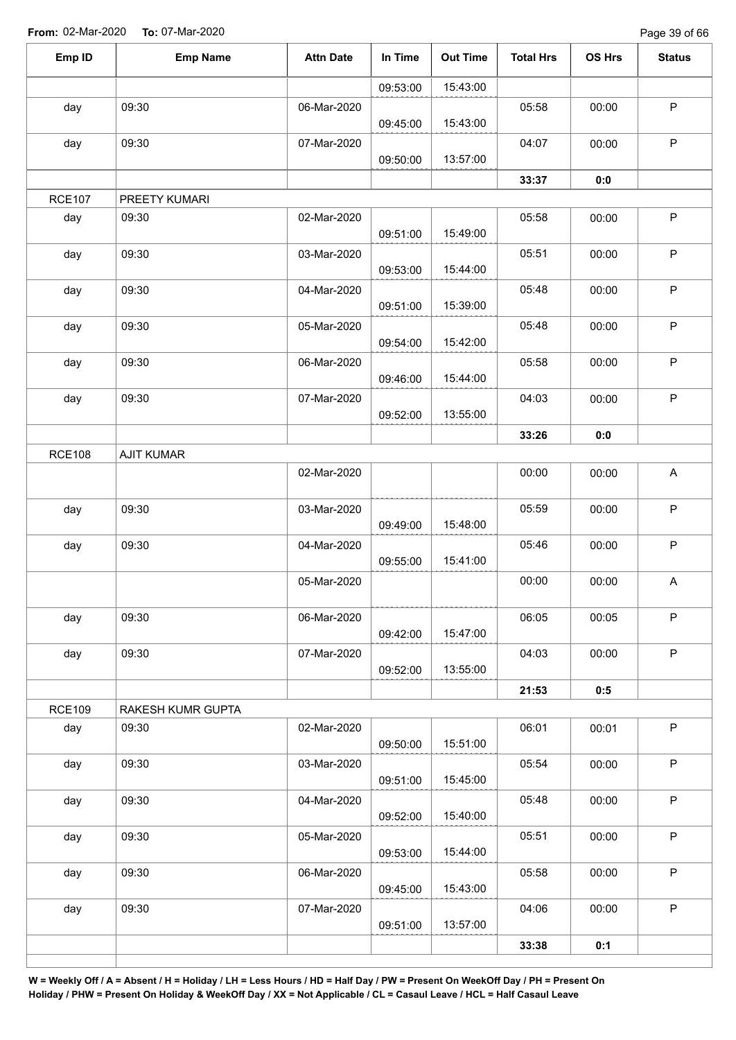**From:** 02-Mar-2020 **To:** 07-Mar-2020

| Emp ID | Emp Name | Attn Date | In Time | Out Time | Total Hrs | OS Hrs | Status |
|---|---|---|---|---|---|---|---|
| | | | 09:53:00 | 15:43:00 | | | |
| day | 09:30 | 06-Mar-2020 | 09:45:00 | 15:43:00 | 05:58 | 00:00 | P |
| day | 09:30 | 07-Mar-2020 | 09:50:00 | 13:57:00 | 04:07 | 00:00 | P |
| | | | | | **33:37** | **0:0** | |
| RCE107 | PREETY KUMARI | | | | | | |
| day | 09:30 | 02-Mar-2020 | 09:51:00 | 15:49:00 | 05:58 | 00:00 | P |
| day | 09:30 | 03-Mar-2020 | 09:53:00 | 15:44:00 | 05:51 | 00:00 | P |
| day | 09:30 | 04-Mar-2020 | 09:51:00 | 15:39:00 | 05:48 | 00:00 | P |
| day | 09:30 | 05-Mar-2020 | 09:54:00 | 15:42:00 | 05:48 | 00:00 | P |
| day | 09:30 | 06-Mar-2020 | 09:46:00 | 15:44:00 | 05:58 | 00:00 | P |
| day | 09:30 | 07-Mar-2020 | 09:52:00 | 13:55:00 | 04:03 | 00:00 | P |
| | | | | | **33:26** | **0:0** | |
| RCE108 | AJIT KUMAR | | | | | | |
| | | 02-Mar-2020 | | | 00:00 | 00:00 | A |
| day | 09:30 | 03-Mar-2020 | 09:49:00 | 15:48:00 | 05:59 | 00:00 | P |
| day | 09:30 | 04-Mar-2020 | 09:55:00 | 15:41:00 | 05:46 | 00:00 | P |
| | | 05-Mar-2020 | | | 00:00 | 00:00 | A |
| day | 09:30 | 06-Mar-2020 | 09:42:00 | 15:47:00 | 06:05 | 00:05 | P |
| day | 09:30 | 07-Mar-2020 | 09:52:00 | 13:55:00 | 04:03 | 00:00 | P |
| | | | | | **21:53** | **0:5** | |
| RCE109 | RAKESH KUMR GUPTA | | | | | | |
| day | 09:30 | 02-Mar-2020 | 09:50:00 | 15:51:00 | 06:01 | 00:01 | P |
| day | 09:30 | 03-Mar-2020 | 09:51:00 | 15:45:00 | 05:54 | 00:00 | P |
| day | 09:30 | 04-Mar-2020 | 09:52:00 | 15:40:00 | 05:48 | 00:00 | P |
| day | 09:30 | 05-Mar-2020 | 09:53:00 | 15:44:00 | 05:51 | 00:00 | P |
| day | 09:30 | 06-Mar-2020 | 09:45:00 | 15:43:00 | 05:58 | 00:00 | P |
| day | 09:30 | 07-Mar-2020 | 09:51:00 | 13:57:00 | 04:06 | 00:00 | P |
| | | | | | **33:38** | **0:1** | |

**W = Weekly Off / A = Absent / H = Holiday / LH = Less Hours / HD = Half Day / PW = Present On WeekOff Day / PH = Present On Holiday / PHW = Present On Holiday & WeekOff Day / XX = Not Applicable / CL = Casaul Leave / HCL = Half Casaul Leave**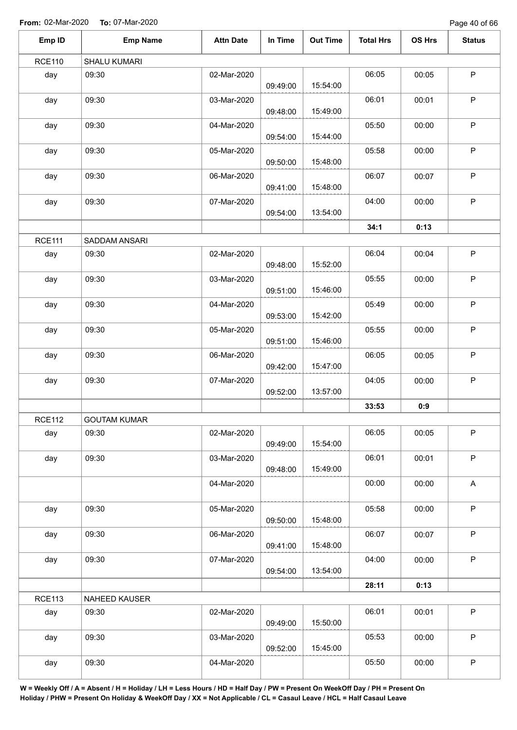**From:** 02-Mar-2020 **To:** 07-Mar-2020

| Emp ID | Emp Name | Attn Date | In Time | Out Time | Total Hrs | OS Hrs | Status |
|---|---|---|---|---|---|---|---|
| RCE110 | SHALU KUMARI | | | | | | |
| day | 09:30 | 02-Mar-2020 | 09:49:00 | 15:54:00 | 06:05 | 00:05 | P |
| day | 09:30 | 03-Mar-2020 | 09:48:00 | 15:49:00 | 06:01 | 00:01 | P |
| day | 09:30 | 04-Mar-2020 | 09:54:00 | 15:44:00 | 05:50 | 00:00 | P |
| day | 09:30 | 05-Mar-2020 | 09:50:00 | 15:48:00 | 05:58 | 00:00 | P |
| day | 09:30 | 06-Mar-2020 | 09:41:00 | 15:48:00 | 06:07 | 00:07 | P |
| day | 09:30 | 07-Mar-2020 | 09:54:00 | 13:54:00 | 04:00 | 00:00 | P |
| | | | | | **34:1** | **0:13** | |
| RCE111 | SADDAM ANSARI | | | | | | |
| day | 09:30 | 02-Mar-2020 | 09:48:00 | 15:52:00 | 06:04 | 00:04 | P |
| day | 09:30 | 03-Mar-2020 | 09:51:00 | 15:46:00 | 05:55 | 00:00 | P |
| day | 09:30 | 04-Mar-2020 | 09:53:00 | 15:42:00 | 05:49 | 00:00 | P |
| day | 09:30 | 05-Mar-2020 | 09:51:00 | 15:46:00 | 05:55 | 00:00 | P |
| day | 09:30 | 06-Mar-2020 | 09:42:00 | 15:47:00 | 06:05 | 00:05 | P |
| day | 09:30 | 07-Mar-2020 | 09:52:00 | 13:57:00 | 04:05 | 00:00 | P |
| | | | | | **33:53** | **0:9** | |
| RCE112 | GOUTAM KUMAR | | | | | | |
| day | 09:30 | 02-Mar-2020 | 09:49:00 | 15:54:00 | 06:05 | 00:05 | P |
| day | 09:30 | 03-Mar-2020 | 09:48:00 | 15:49:00 | 06:01 | 00:01 | P |
| | | 04-Mar-2020 | | | 00:00 | 00:00 | A |
| day | 09:30 | 05-Mar-2020 | 09:50:00 | 15:48:00 | 05:58 | 00:00 | P |
| day | 09:30 | 06-Mar-2020 | 09:41:00 | 15:48:00 | 06:07 | 00:07 | P |
| day | 09:30 | 07-Mar-2020 | 09:54:00 | 13:54:00 | 04:00 | 00:00 | P |
| | | | | | **28:11** | **0:13** | |
| RCE113 | NAHEED KAUSER | | | | | | |
| day | 09:30 | 02-Mar-2020 | 09:49:00 | 15:50:00 | 06:01 | 00:01 | P |
| day | 09:30 | 03-Mar-2020 | 09:52:00 | 15:45:00 | 05:53 | 00:00 | P |
| day | 09:30 | 04-Mar-2020 | | | 05:50 | 00:00 | P |

**W = Weekly Off / A = Absent / H = Holiday / LH = Less Hours / HD = Half Day / PW = Present On WeekOff Day / PH = Present On Holiday / PHW = Present On Holiday & WeekOff Day / XX = Not Applicable / CL = Casaul Leave / HCL = Half Casaul Leave**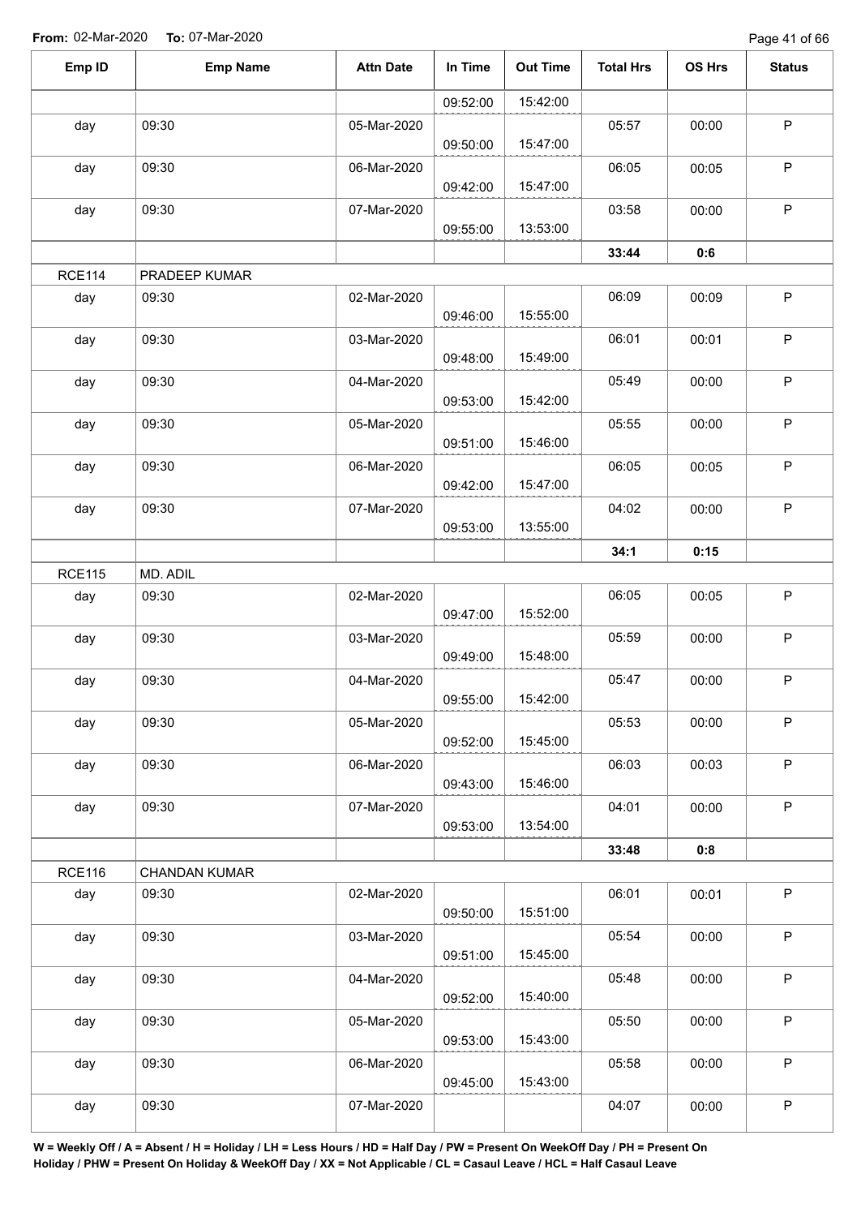**From:** 02-Mar-2020 **To:** 07-Mar-2020

| Emp ID | Emp Name | Attn Date | In Time | Out Time | Total Hrs | OS Hrs | Status |
|---|---|---|---|---|---|---|---|
| | | | 09:52:00 | 15:42:00 | | | |
| day | 09:30 | 05-Mar-2020 | 09:50:00 | 15:47:00 | 05:57 | 00:00 | P |
| day | 09:30 | 06-Mar-2020 | 09:42:00 | 15:47:00 | 06:05 | 00:05 | P |
| day | 09:30 | 07-Mar-2020 | 09:55:00 | 13:53:00 | 03:58 | 00:00 | P |
| | | | | | **33:44** | **0:6** | |
| RCE114 | PRADEEP KUMAR | | | | | | |
| day | 09:30 | 02-Mar-2020 | 09:46:00 | 15:55:00 | 06:09 | 00:09 | P |
| day | 09:30 | 03-Mar-2020 | 09:48:00 | 15:49:00 | 06:01 | 00:01 | P |
| day | 09:30 | 04-Mar-2020 | 09:53:00 | 15:42:00 | 05:49 | 00:00 | P |
| day | 09:30 | 05-Mar-2020 | 09:51:00 | 15:46:00 | 05:55 | 00:00 | P |
| day | 09:30 | 06-Mar-2020 | 09:42:00 | 15:47:00 | 06:05 | 00:05 | P |
| day | 09:30 | 07-Mar-2020 | 09:53:00 | 13:55:00 | 04:02 | 00:00 | P |
| | | | | | **34:1** | **0:15** | |
| RCE115 | MD. ADIL | | | | | | |
| day | 09:30 | 02-Mar-2020 | 09:47:00 | 15:52:00 | 06:05 | 00:05 | P |
| day | 09:30 | 03-Mar-2020 | 09:49:00 | 15:48:00 | 05:59 | 00:00 | P |
| day | 09:30 | 04-Mar-2020 | 09:55:00 | 15:42:00 | 05:47 | 00:00 | P |
| day | 09:30 | 05-Mar-2020 | 09:52:00 | 15:45:00 | 05:53 | 00:00 | P |
| day | 09:30 | 06-Mar-2020 | 09:43:00 | 15:46:00 | 06:03 | 00:03 | P |
| day | 09:30 | 07-Mar-2020 | 09:53:00 | 13:54:00 | 04:01 | 00:00 | P |
| | | | | | **33:48** | **0:8** | |
| RCE116 | CHANDAN KUMAR | | | | | | |
| day | 09:30 | 02-Mar-2020 | 09:50:00 | 15:51:00 | 06:01 | 00:01 | P |
| day | 09:30 | 03-Mar-2020 | 09:51:00 | 15:45:00 | 05:54 | 00:00 | P |
| day | 09:30 | 04-Mar-2020 | 09:52:00 | 15:40:00 | 05:48 | 00:00 | P |
| day | 09:30 | 05-Mar-2020 | 09:53:00 | 15:43:00 | 05:50 | 00:00 | P |
| day | 09:30 | 06-Mar-2020 | 09:45:00 | 15:43:00 | 05:58 | 00:00 | P |
| day | 09:30 | 07-Mar-2020 | | | 04:07 | 00:00 | P |

**W = Weekly Off / A = Absent / H = Holiday / LH = Less Hours / HD = Half Day / PW = Present On WeekOff Day / PH = Present On Holiday / PHW = Present On Holiday & WeekOff Day / XX = Not Applicable / CL = Casaul Leave / HCL = Half Casaul Leave**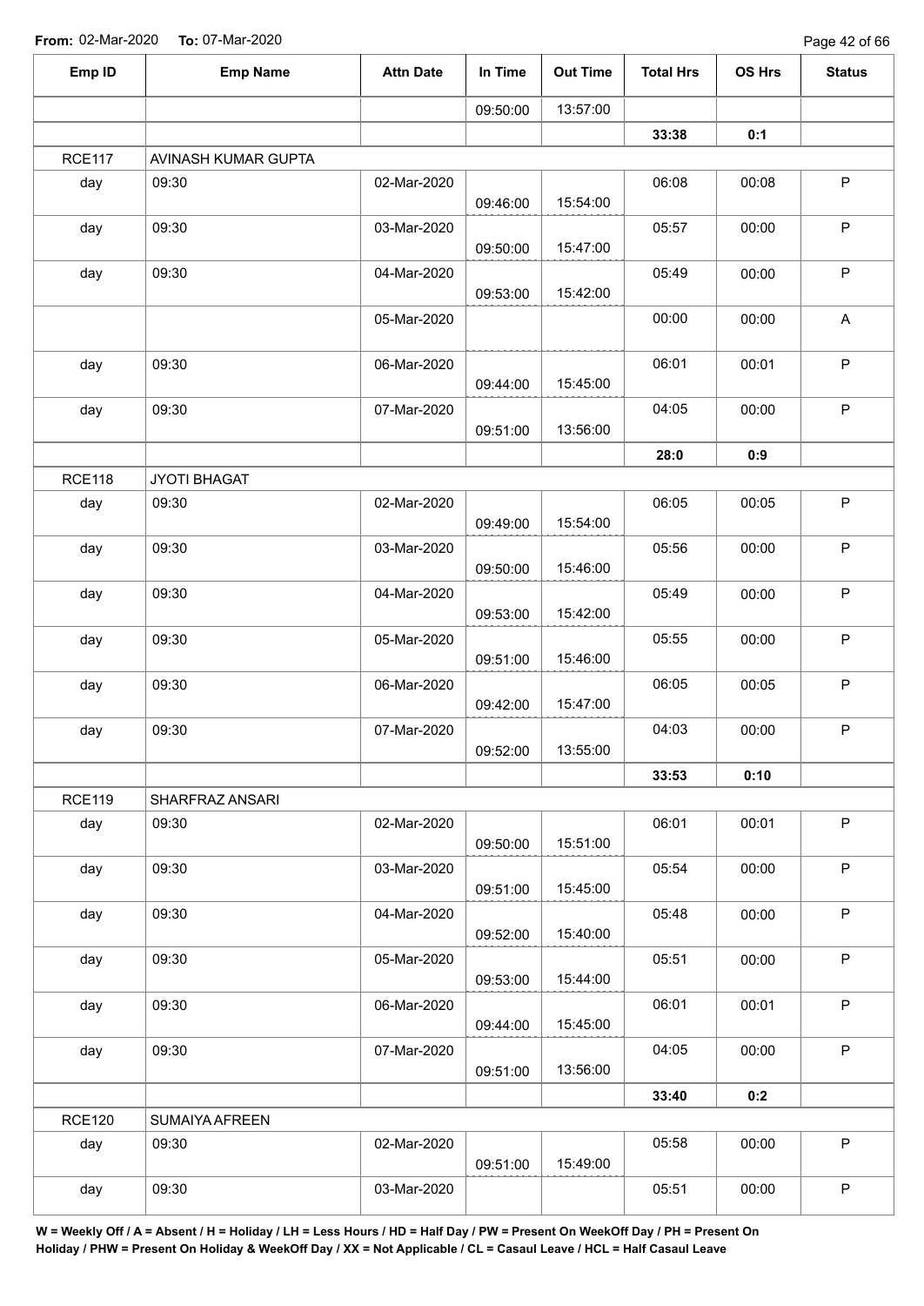**From:** 02-Mar-2020 **To:** 07-Mar-2020

| Emp ID | Emp Name | Attn Date | In Time | Out Time | Total Hrs | OS Hrs | Status |
|---|---|---|---|---|---|---|---|
| | | | 09:50:00 | 13:57:00 | | | |
| | | | | | **33:38** | **0:1** | |
| RCE117 | AVINASH KUMAR GUPTA | | | | | | |
| day | 09:30 | 02-Mar-2020 | 09:46:00 | 15:54:00 | 06:08 | 00:08 | P |
| day | 09:30 | 03-Mar-2020 | 09:50:00 | 15:47:00 | 05:57 | 00:00 | P |
| day | 09:30 | 04-Mar-2020 | 09:53:00 | 15:42:00 | 05:49 | 00:00 | P |
| | | 05-Mar-2020 | | | 00:00 | 00:00 | A |
| day | 09:30 | 06-Mar-2020 | 09:44:00 | 15:45:00 | 06:01 | 00:01 | P |
| day | 09:30 | 07-Mar-2020 | 09:51:00 | 13:56:00 | 04:05 | 00:00 | P |
| | | | | | **28:0** | **0:9** | |
| RCE118 | JYOTI BHAGAT | | | | | | |
| day | 09:30 | 02-Mar-2020 | 09:49:00 | 15:54:00 | 06:05 | 00:05 | P |
| day | 09:30 | 03-Mar-2020 | 09:50:00 | 15:46:00 | 05:56 | 00:00 | P |
| day | 09:30 | 04-Mar-2020 | 09:53:00 | 15:42:00 | 05:49 | 00:00 | P |
| day | 09:30 | 05-Mar-2020 | 09:51:00 | 15:46:00 | 05:55 | 00:00 | P |
| day | 09:30 | 06-Mar-2020 | 09:42:00 | 15:47:00 | 06:05 | 00:05 | P |
| day | 09:30 | 07-Mar-2020 | 09:52:00 | 13:55:00 | 04:03 | 00:00 | P |
| | | | | | **33:53** | **0:10** | |
| RCE119 | SHARFRAZ ANSARI | | | | | | |
| day | 09:30 | 02-Mar-2020 | 09:50:00 | 15:51:00 | 06:01 | 00:01 | P |
| day | 09:30 | 03-Mar-2020 | 09:51:00 | 15:45:00 | 05:54 | 00:00 | P |
| day | 09:30 | 04-Mar-2020 | 09:52:00 | 15:40:00 | 05:48 | 00:00 | P |
| day | 09:30 | 05-Mar-2020 | 09:53:00 | 15:44:00 | 05:51 | 00:00 | P |
| day | 09:30 | 06-Mar-2020 | 09:44:00 | 15:45:00 | 06:01 | 00:01 | P |
| day | 09:30 | 07-Mar-2020 | 09:51:00 | 13:56:00 | 04:05 | 00:00 | P |
| | | | | | **33:40** | **0:2** | |
| RCE120 | SUMAIYA AFREEN | | | | | | |
| day | 09:30 | 02-Mar-2020 | 09:51:00 | 15:49:00 | 05:58 | 00:00 | P |
| day | 09:30 | 03-Mar-2020 | | | 05:51 | 00:00 | P |

**W = Weekly Off / A = Absent / H = Holiday / LH = Less Hours / HD = Half Day / PW = Present On WeekOff Day / PH = Present On Holiday / PHW = Present On Holiday & WeekOff Day / XX = Not Applicable / CL = Casaul Leave / HCL = Half Casaul Leave**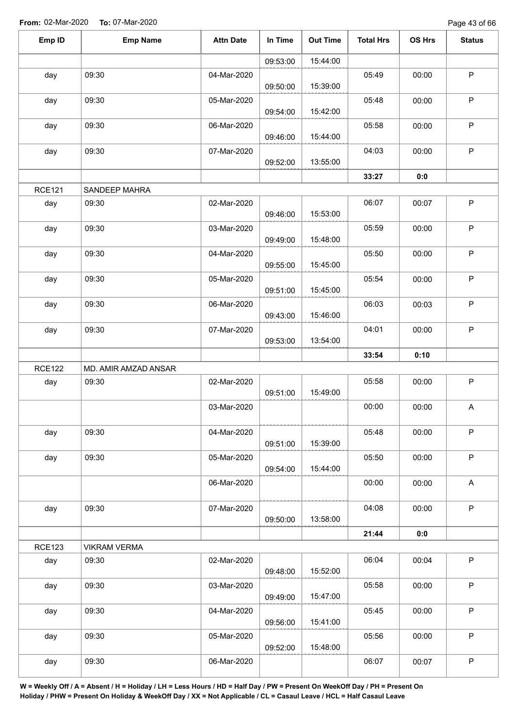**From:** 02-Mar-2020 **To:** 07-Mar-2020

| Emp ID | Emp Name | Attn Date | In Time | Out Time | Total Hrs | OS Hrs | Status |
|---|---|---|---|---|---|---|---|
| | | | 09:53:00 | 15:44:00 | | | |
| day | 09:30 | 04-Mar-2020 | 09:50:00 | 15:39:00 | 05:49 | 00:00 | P |
| day | 09:30 | 05-Mar-2020 | 09:54:00 | 15:42:00 | 05:48 | 00:00 | P |
| day | 09:30 | 06-Mar-2020 | 09:46:00 | 15:44:00 | 05:58 | 00:00 | P |
| day | 09:30 | 07-Mar-2020 | 09:52:00 | 13:55:00 | 04:03 | 00:00 | P |
| | | | | | **33:27** | **0:0** | |
| RCE121 | SANDEEP MAHRA | | | | | | |
| day | 09:30 | 02-Mar-2020 | 09:46:00 | 15:53:00 | 06:07 | 00:07 | P |
| day | 09:30 | 03-Mar-2020 | 09:49:00 | 15:48:00 | 05:59 | 00:00 | P |
| day | 09:30 | 04-Mar-2020 | 09:55:00 | 15:45:00 | 05:50 | 00:00 | P |
| day | 09:30 | 05-Mar-2020 | 09:51:00 | 15:45:00 | 05:54 | 00:00 | P |
| day | 09:30 | 06-Mar-2020 | 09:43:00 | 15:46:00 | 06:03 | 00:03 | P |
| day | 09:30 | 07-Mar-2020 | 09:53:00 | 13:54:00 | 04:01 | 00:00 | P |
| | | | | | **33:54** | **0:10** | |
| RCE122 | MD. AMIR AMZAD ANSAR | | | | | | |
| day | 09:30 | 02-Mar-2020 | 09:51:00 | 15:49:00 | 05:58 | 00:00 | P |
| | | 03-Mar-2020 | | | 00:00 | 00:00 | A |
| day | 09:30 | 04-Mar-2020 | 09:51:00 | 15:39:00 | 05:48 | 00:00 | P |
| day | 09:30 | 05-Mar-2020 | 09:54:00 | 15:44:00 | 05:50 | 00:00 | P |
| | | 06-Mar-2020 | | | 00:00 | 00:00 | A |
| day | 09:30 | 07-Mar-2020 | 09:50:00 | 13:58:00 | 04:08 | 00:00 | P |
| | | | | | **21:44** | **0:0** | |
| RCE123 | VIKRAM VERMA | | | | | | |
| day | 09:30 | 02-Mar-2020 | 09:48:00 | 15:52:00 | 06:04 | 00:04 | P |
| day | 09:30 | 03-Mar-2020 | 09:49:00 | 15:47:00 | 05:58 | 00:00 | P |
| day | 09:30 | 04-Mar-2020 | 09:56:00 | 15:41:00 | 05:45 | 00:00 | P |
| day | 09:30 | 05-Mar-2020 | 09:52:00 | 15:48:00 | 05:56 | 00:00 | P |
| day | 09:30 | 06-Mar-2020 | | | 06:07 | 00:07 | P |

**W = Weekly Off / A = Absent / H = Holiday / LH = Less Hours / HD = Half Day / PW = Present On WeekOff Day / PH = Present On Holiday / PHW = Present On Holiday & WeekOff Day / XX = Not Applicable / CL = Casaul Leave / HCL = Half Casaul Leave**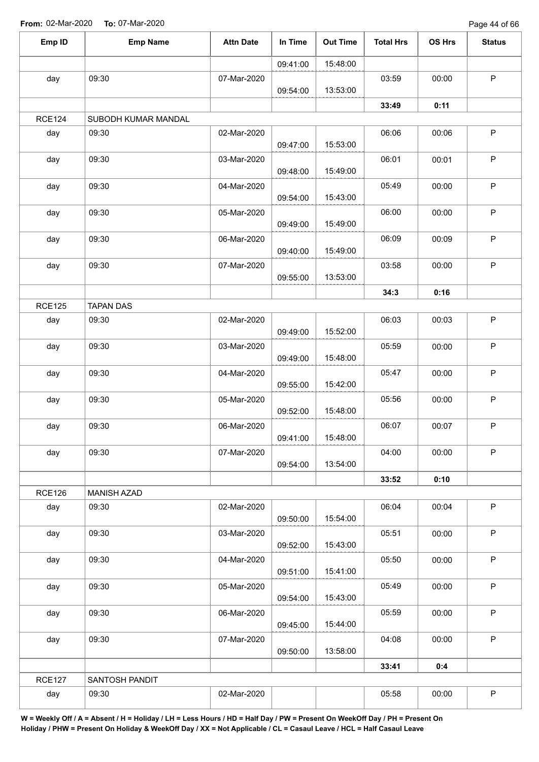**From:** 02-Mar-2020 **To:** 07-Mar-2020

| Emp ID | Emp Name | Attn Date | In Time | Out Time | Total Hrs | OS Hrs | Status |
|---|---|---|---|---|---|---|---|
| | | | 09:41:00 | 15:48:00 | | | |
| day | 09:30 | 07-Mar-2020 | 09:54:00 | 13:53:00 | 03:59 | 00:00 | P |
| | | | | | **33:49** | **0:11** | |
| RCE124 | SUBODH KUMAR MANDAL | | | | | | |
| day | 09:30 | 02-Mar-2020 | 09:47:00 | 15:53:00 | 06:06 | 00:06 | P |
| day | 09:30 | 03-Mar-2020 | 09:48:00 | 15:49:00 | 06:01 | 00:01 | P |
| day | 09:30 | 04-Mar-2020 | 09:54:00 | 15:43:00 | 05:49 | 00:00 | P |
| day | 09:30 | 05-Mar-2020 | 09:49:00 | 15:49:00 | 06:00 | 00:00 | P |
| day | 09:30 | 06-Mar-2020 | 09:40:00 | 15:49:00 | 06:09 | 00:09 | P |
| day | 09:30 | 07-Mar-2020 | 09:55:00 | 13:53:00 | 03:58 | 00:00 | P |
| | | | | | **34:3** | **0:16** | |
| RCE125 | TAPAN DAS | | | | | | |
| day | 09:30 | 02-Mar-2020 | 09:49:00 | 15:52:00 | 06:03 | 00:03 | P |
| day | 09:30 | 03-Mar-2020 | 09:49:00 | 15:48:00 | 05:59 | 00:00 | P |
| day | 09:30 | 04-Mar-2020 | 09:55:00 | 15:42:00 | 05:47 | 00:00 | P |
| day | 09:30 | 05-Mar-2020 | 09:52:00 | 15:48:00 | 05:56 | 00:00 | P |
| day | 09:30 | 06-Mar-2020 | 09:41:00 | 15:48:00 | 06:07 | 00:07 | P |
| day | 09:30 | 07-Mar-2020 | 09:54:00 | 13:54:00 | 04:00 | 00:00 | P |
| | | | | | **33:52** | **0:10** | |
| RCE126 | MANISH AZAD | | | | | | |
| day | 09:30 | 02-Mar-2020 | 09:50:00 | 15:54:00 | 06:04 | 00:04 | P |
| day | 09:30 | 03-Mar-2020 | 09:52:00 | 15:43:00 | 05:51 | 00:00 | P |
| day | 09:30 | 04-Mar-2020 | 09:51:00 | 15:41:00 | 05:50 | 00:00 | P |
| day | 09:30 | 05-Mar-2020 | 09:54:00 | 15:43:00 | 05:49 | 00:00 | P |
| day | 09:30 | 06-Mar-2020 | 09:45:00 | 15:44:00 | 05:59 | 00:00 | P |
| day | 09:30 | 07-Mar-2020 | 09:50:00 | 13:58:00 | 04:08 | 00:00 | P |
| | | | | | **33:41** | **0:4** | |
| RCE127 | SANTOSH PANDIT | | | | | | |
| day | 09:30 | 02-Mar-2020 | | | 05:58 | 00:00 | P |

**W = Weekly Off / A = Absent / H = Holiday / LH = Less Hours / HD = Half Day / PW = Present On WeekOff Day / PH = Present On Holiday / PHW = Present On Holiday & WeekOff Day / XX = Not Applicable / CL = Casaul Leave / HCL = Half Casaul Leave**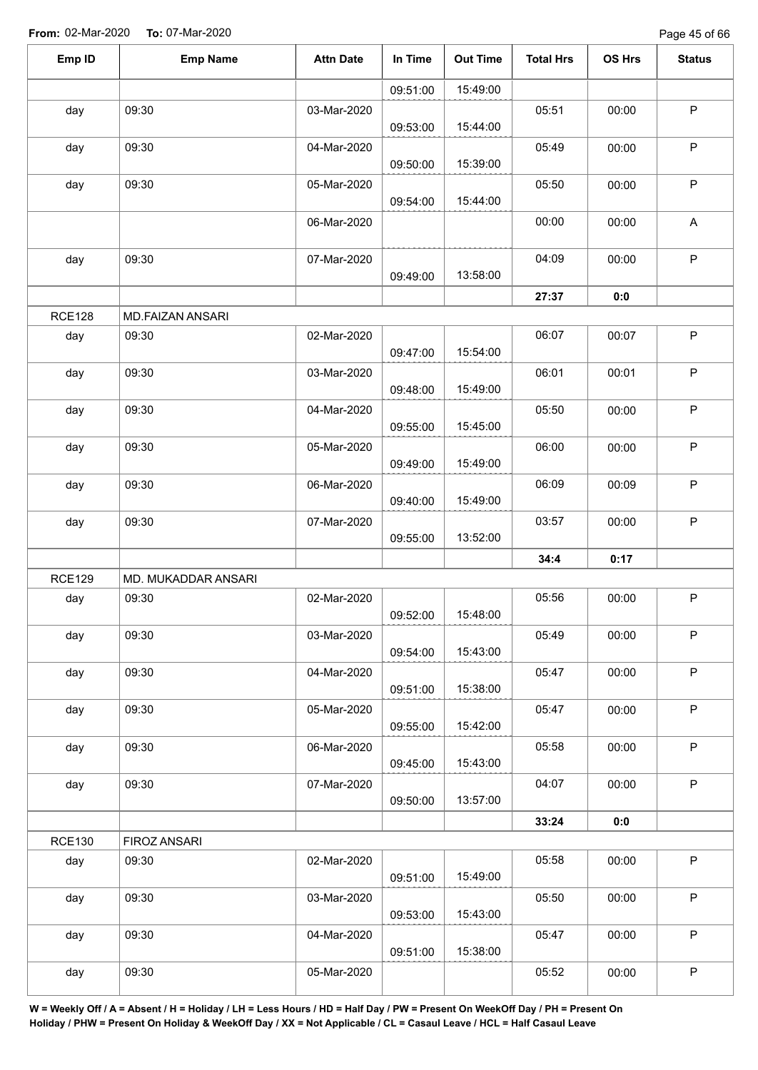**From:** 02-Mar-2020 **To:** 07-Mar-2020

| Emp ID | Emp Name | Attn Date | In Time | Out Time | Total Hrs | OS Hrs | Status |
|---|---|---|---|---|---|---|---|
| | | | 09:51:00 | 15:49:00 | | | |
| day | 09:30 | 03-Mar-2020 | 09:53:00 | 15:44:00 | 05:51 | 00:00 | P |
| day | 09:30 | 04-Mar-2020 | 09:50:00 | 15:39:00 | 05:49 | 00:00 | P |
| day | 09:30 | 05-Mar-2020 | 09:54:00 | 15:44:00 | 05:50 | 00:00 | P |
| | | 06-Mar-2020 | | | 00:00 | 00:00 | A |
| day | 09:30 | 07-Mar-2020 | 09:49:00 | 13:58:00 | 04:09 | 00:00 | P |
| | | | | | **27:37** | **0:0** | |
| RCE128 | MD.FAIZAN ANSARI | | | | | | |
| day | 09:30 | 02-Mar-2020 | 09:47:00 | 15:54:00 | 06:07 | 00:07 | P |
| day | 09:30 | 03-Mar-2020 | 09:48:00 | 15:49:00 | 06:01 | 00:01 | P |
| day | 09:30 | 04-Mar-2020 | 09:55:00 | 15:45:00 | 05:50 | 00:00 | P |
| day | 09:30 | 05-Mar-2020 | 09:49:00 | 15:49:00 | 06:00 | 00:00 | P |
| day | 09:30 | 06-Mar-2020 | 09:40:00 | 15:49:00 | 06:09 | 00:09 | P |
| day | 09:30 | 07-Mar-2020 | 09:55:00 | 13:52:00 | 03:57 | 00:00 | P |
| | | | | | **34:4** | **0:17** | |
| RCE129 | MD. MUKADDAR ANSARI | | | | | | |
| day | 09:30 | 02-Mar-2020 | 09:52:00 | 15:48:00 | 05:56 | 00:00 | P |
| day | 09:30 | 03-Mar-2020 | 09:54:00 | 15:43:00 | 05:49 | 00:00 | P |
| day | 09:30 | 04-Mar-2020 | 09:51:00 | 15:38:00 | 05:47 | 00:00 | P |
| day | 09:30 | 05-Mar-2020 | 09:55:00 | 15:42:00 | 05:47 | 00:00 | P |
| day | 09:30 | 06-Mar-2020 | 09:45:00 | 15:43:00 | 05:58 | 00:00 | P |
| day | 09:30 | 07-Mar-2020 | 09:50:00 | 13:57:00 | 04:07 | 00:00 | P |
| | | | | | **33:24** | **0:0** | |
| RCE130 | FIROZ ANSARI | | | | | | |
| day | 09:30 | 02-Mar-2020 | 09:51:00 | 15:49:00 | 05:58 | 00:00 | P |
| day | 09:30 | 03-Mar-2020 | 09:53:00 | 15:43:00 | 05:50 | 00:00 | P |
| day | 09:30 | 04-Mar-2020 | 09:51:00 | 15:38:00 | 05:47 | 00:00 | P |
| day | 09:30 | 05-Mar-2020 | | | 05:52 | 00:00 | P |

**W = Weekly Off / A = Absent / H = Holiday / LH = Less Hours / HD = Half Day / PW = Present On WeekOff Day / PH = Present On Holiday / PHW = Present On Holiday & WeekOff Day / XX = Not Applicable / CL = Casaul Leave / HCL = Half Casaul Leave**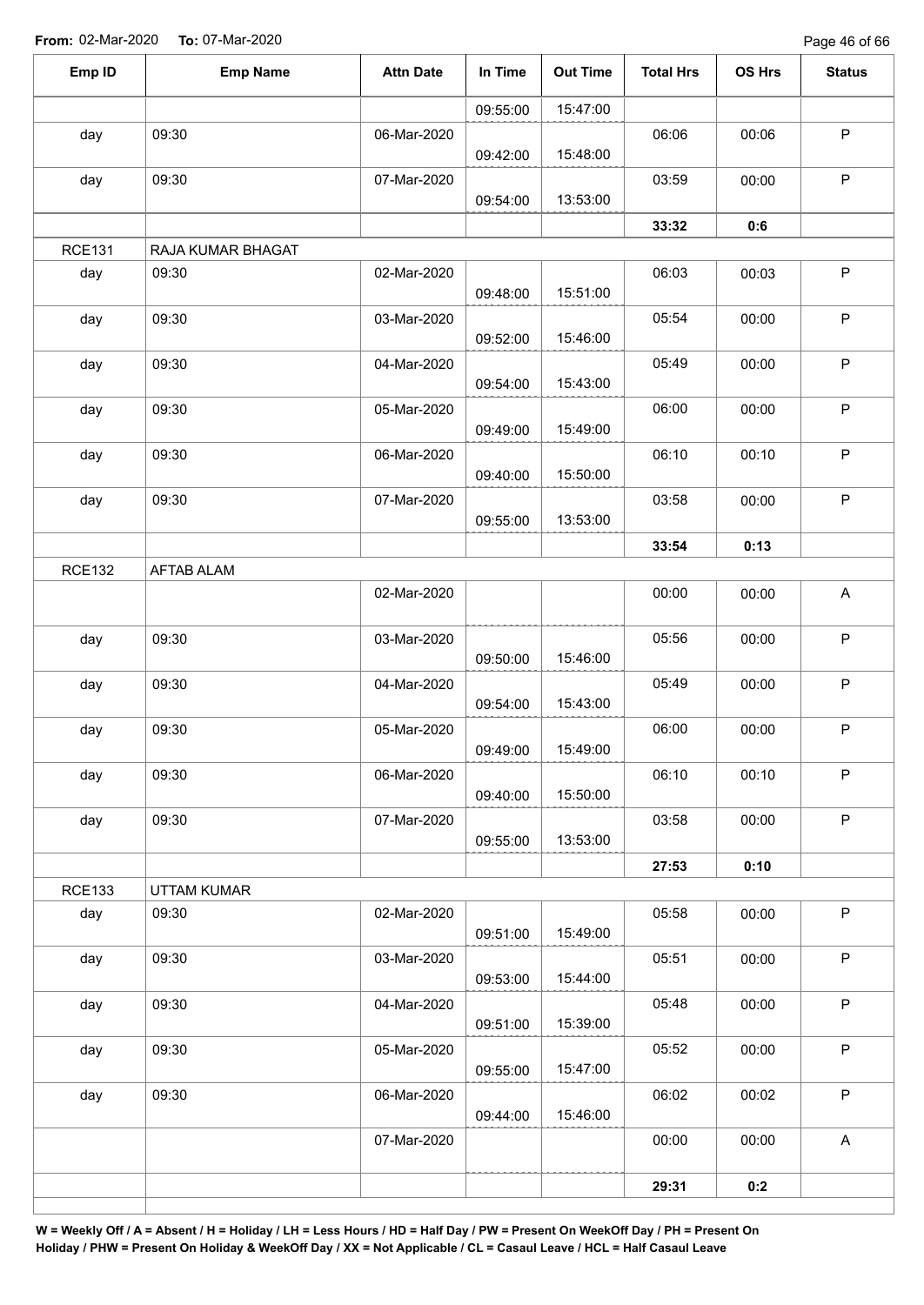**From:** 02-Mar-2020 **To:** 07-Mar-2020

| Emp ID | Emp Name | Attn Date | In Time | Out Time | Total Hrs | OS Hrs | Status |
|---|---|---|---|---|---|---|---|
| | | | 09:55:00 | 15:47:00 | | | |
| day | 09:30 | 06-Mar-2020 | 09:42:00 | 15:48:00 | 06:06 | 00:06 | P |
| day | 09:30 | 07-Mar-2020 | 09:54:00 | 13:53:00 | 03:59 | 00:00 | P |
| | | | | | **33:32** | **0:6** | |
| RCE131 | RAJA KUMAR BHAGAT | | | | | | |
| day | 09:30 | 02-Mar-2020 | 09:48:00 | 15:51:00 | 06:03 | 00:03 | P |
| day | 09:30 | 03-Mar-2020 | 09:52:00 | 15:46:00 | 05:54 | 00:00 | P |
| day | 09:30 | 04-Mar-2020 | 09:54:00 | 15:43:00 | 05:49 | 00:00 | P |
| day | 09:30 | 05-Mar-2020 | 09:49:00 | 15:49:00 | 06:00 | 00:00 | P |
| day | 09:30 | 06-Mar-2020 | 09:40:00 | 15:50:00 | 06:10 | 00:10 | P |
| day | 09:30 | 07-Mar-2020 | 09:55:00 | 13:53:00 | 03:58 | 00:00 | P |
| | | | | | **33:54** | **0:13** | |
| RCE132 | AFTAB ALAM | | | | | | |
| | | 02-Mar-2020 | | | 00:00 | 00:00 | A |
| day | 09:30 | 03-Mar-2020 | 09:50:00 | 15:46:00 | 05:56 | 00:00 | P |
| day | 09:30 | 04-Mar-2020 | 09:54:00 | 15:43:00 | 05:49 | 00:00 | P |
| day | 09:30 | 05-Mar-2020 | 09:49:00 | 15:49:00 | 06:00 | 00:00 | P |
| day | 09:30 | 06-Mar-2020 | 09:40:00 | 15:50:00 | 06:10 | 00:10 | P |
| day | 09:30 | 07-Mar-2020 | 09:55:00 | 13:53:00 | 03:58 | 00:00 | P |
| | | | | | **27:53** | **0:10** | |
| RCE133 | UTTAM KUMAR | | | | | | |
| day | 09:30 | 02-Mar-2020 | 09:51:00 | 15:49:00 | 05:58 | 00:00 | P |
| day | 09:30 | 03-Mar-2020 | 09:53:00 | 15:44:00 | 05:51 | 00:00 | P |
| day | 09:30 | 04-Mar-2020 | 09:51:00 | 15:39:00 | 05:48 | 00:00 | P |
| day | 09:30 | 05-Mar-2020 | 09:55:00 | 15:47:00 | 05:52 | 00:00 | P |
| day | 09:30 | 06-Mar-2020 | 09:44:00 | 15:46:00 | 06:02 | 00:02 | P |
| | | 07-Mar-2020 | | | 00:00 | 00:00 | A |
| | | | | | **29:31** | **0:2** | |

**W = Weekly Off / A = Absent / H = Holiday / LH = Less Hours / HD = Half Day / PW = Present On WeekOff Day / PH = Present On Holiday / PHW = Present On Holiday & WeekOff Day / XX = Not Applicable / CL = Casaul Leave / HCL = Half Casaul Leave**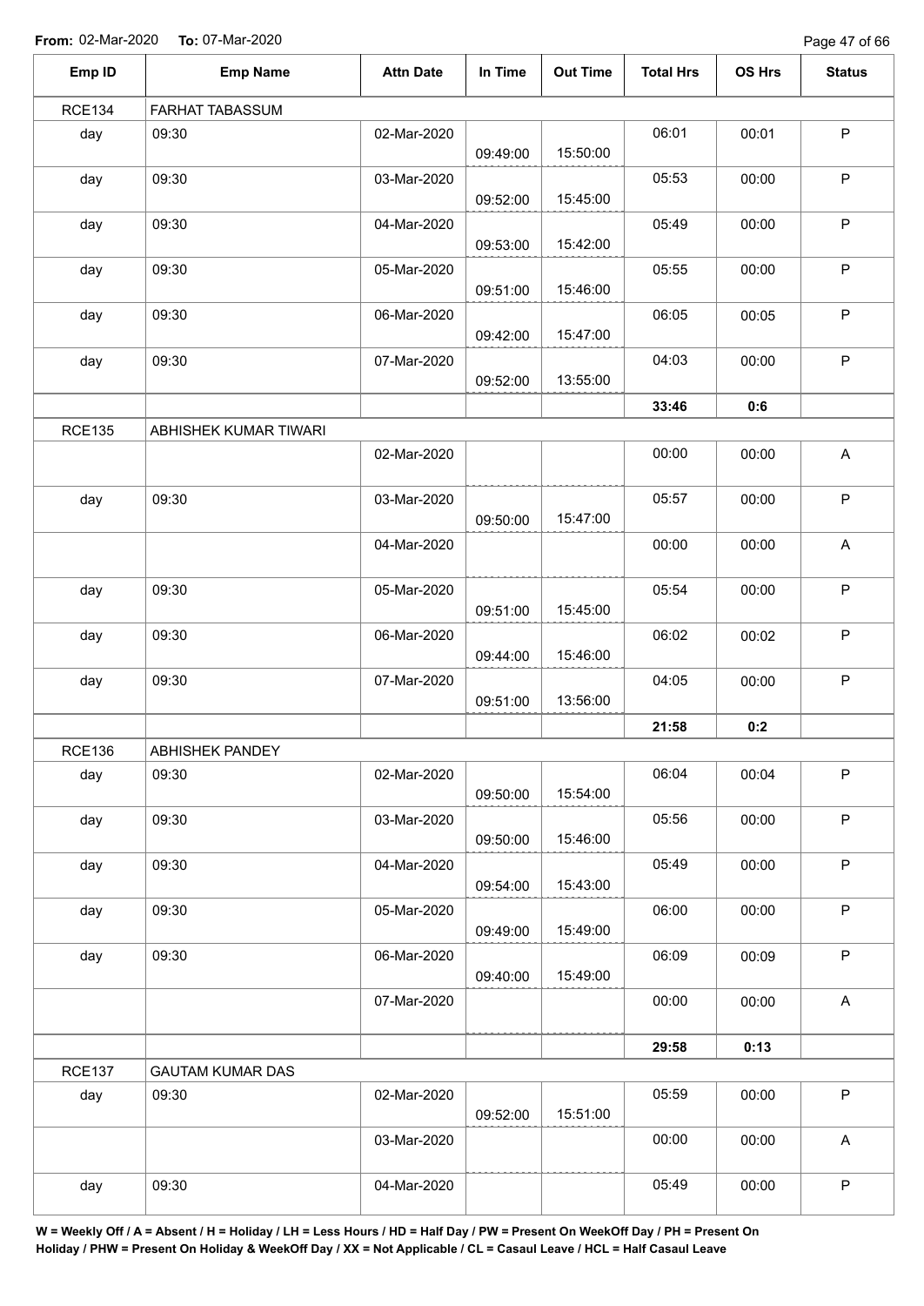**From:** 02-Mar-2020 **To:** 07-Mar-2020

| Emp ID | Emp Name | Attn Date | In Time | Out Time | Total Hrs | OS Hrs | Status |
|---|---|---|---|---|---|---|---|
| RCE134 | FARHAT TABASSUM | | | | | | |
| day | 09:30 | 02-Mar-2020 | 09:49:00 | 15:50:00 | 06:01 | 00:01 | P |
| day | 09:30 | 03-Mar-2020 | 09:52:00 | 15:45:00 | 05:53 | 00:00 | P |
| day | 09:30 | 04-Mar-2020 | 09:53:00 | 15:42:00 | 05:49 | 00:00 | P |
| day | 09:30 | 05-Mar-2020 | 09:51:00 | 15:46:00 | 05:55 | 00:00 | P |
| day | 09:30 | 06-Mar-2020 | 09:42:00 | 15:47:00 | 06:05 | 00:05 | P |
| day | 09:30 | 07-Mar-2020 | 09:52:00 | 13:55:00 | 04:03 | 00:00 | P |
| | | | | | **33:46** | **0:6** | |
| RCE135 | ABHISHEK KUMAR TIWARI | | | | | | |
| | | 02-Mar-2020 | | | 00:00 | 00:00 | A |
| day | 09:30 | 03-Mar-2020 | 09:50:00 | 15:47:00 | 05:57 | 00:00 | P |
| | | 04-Mar-2020 | | | 00:00 | 00:00 | A |
| day | 09:30 | 05-Mar-2020 | 09:51:00 | 15:45:00 | 05:54 | 00:00 | P |
| day | 09:30 | 06-Mar-2020 | 09:44:00 | 15:46:00 | 06:02 | 00:02 | P |
| day | 09:30 | 07-Mar-2020 | 09:51:00 | 13:56:00 | 04:05 | 00:00 | P |
| | | | | | **21:58** | **0:2** | |
| RCE136 | ABHISHEK PANDEY | | | | | | |
| day | 09:30 | 02-Mar-2020 | 09:50:00 | 15:54:00 | 06:04 | 00:04 | P |
| day | 09:30 | 03-Mar-2020 | 09:50:00 | 15:46:00 | 05:56 | 00:00 | P |
| day | 09:30 | 04-Mar-2020 | 09:54:00 | 15:43:00 | 05:49 | 00:00 | P |
| day | 09:30 | 05-Mar-2020 | 09:49:00 | 15:49:00 | 06:00 | 00:00 | P |
| day | 09:30 | 06-Mar-2020 | 09:40:00 | 15:49:00 | 06:09 | 00:09 | P |
| | | 07-Mar-2020 | | | 00:00 | 00:00 | A |
| | | | | | **29:58** | **0:13** | |
| RCE137 | GAUTAM KUMAR DAS | | | | | | |
| day | 09:30 | 02-Mar-2020 | 09:52:00 | 15:51:00 | 05:59 | 00:00 | P |
| | | 03-Mar-2020 | | | 00:00 | 00:00 | A |
| day | 09:30 | 04-Mar-2020 | | | 05:49 | 00:00 | P |

**W = Weekly Off / A = Absent / H = Holiday / LH = Less Hours / HD = Half Day / PW = Present On WeekOff Day / PH = Present On Holiday / PHW = Present On Holiday & WeekOff Day / XX = Not Applicable / CL = Casaul Leave / HCL = Half Casaul Leave**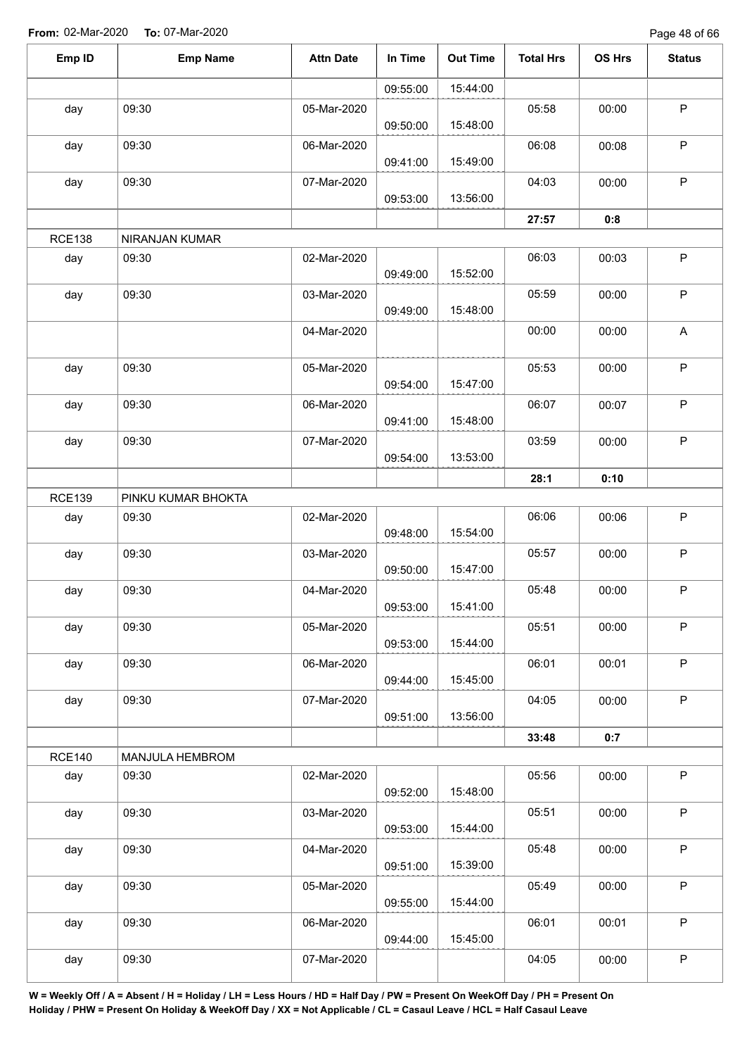**From:** 02-Mar-2020 **To:** 07-Mar-2020

| Emp ID | Emp Name | Attn Date | In Time | Out Time | Total Hrs | OS Hrs | Status |
|---|---|---|---|---|---|---|---|
| | | | 09:55:00 | 15:44:00 | | | |
| day | 09:30 | 05-Mar-2020 | 09:50:00 | 15:48:00 | 05:58 | 00:00 | P |
| day | 09:30 | 06-Mar-2020 | 09:41:00 | 15:49:00 | 06:08 | 00:08 | P |
| day | 09:30 | 07-Mar-2020 | 09:53:00 | 13:56:00 | 04:03 | 00:00 | P |
| | | | | | **27:57** | **0:8** | |
| RCE138 | NIRANJAN KUMAR | | | | | | |
| day | 09:30 | 02-Mar-2020 | 09:49:00 | 15:52:00 | 06:03 | 00:03 | P |
| day | 09:30 | 03-Mar-2020 | 09:49:00 | 15:48:00 | 05:59 | 00:00 | P |
| | | 04-Mar-2020 | | | 00:00 | 00:00 | A |
| day | 09:30 | 05-Mar-2020 | 09:54:00 | 15:47:00 | 05:53 | 00:00 | P |
| day | 09:30 | 06-Mar-2020 | 09:41:00 | 15:48:00 | 06:07 | 00:07 | P |
| day | 09:30 | 07-Mar-2020 | 09:54:00 | 13:53:00 | 03:59 | 00:00 | P |
| | | | | | **28:1** | **0:10** | |
| RCE139 | PINKU KUMAR BHOKTA | | | | | | |
| day | 09:30 | 02-Mar-2020 | 09:48:00 | 15:54:00 | 06:06 | 00:06 | P |
| day | 09:30 | 03-Mar-2020 | 09:50:00 | 15:47:00 | 05:57 | 00:00 | P |
| day | 09:30 | 04-Mar-2020 | 09:53:00 | 15:41:00 | 05:48 | 00:00 | P |
| day | 09:30 | 05-Mar-2020 | 09:53:00 | 15:44:00 | 05:51 | 00:00 | P |
| day | 09:30 | 06-Mar-2020 | 09:44:00 | 15:45:00 | 06:01 | 00:01 | P |
| day | 09:30 | 07-Mar-2020 | 09:51:00 | 13:56:00 | 04:05 | 00:00 | P |
| | | | | | **33:48** | **0:7** | |
| RCE140 | MANJULA HEMBROM | | | | | | |
| day | 09:30 | 02-Mar-2020 | 09:52:00 | 15:48:00 | 05:56 | 00:00 | P |
| day | 09:30 | 03-Mar-2020 | 09:53:00 | 15:44:00 | 05:51 | 00:00 | P |
| day | 09:30 | 04-Mar-2020 | 09:51:00 | 15:39:00 | 05:48 | 00:00 | P |
| day | 09:30 | 05-Mar-2020 | 09:55:00 | 15:44:00 | 05:49 | 00:00 | P |
| day | 09:30 | 06-Mar-2020 | 09:44:00 | 15:45:00 | 06:01 | 00:01 | P |
| day | 09:30 | 07-Mar-2020 | | | 04:05 | 00:00 | P |

**W = Weekly Off / A = Absent / H = Holiday / LH = Less Hours / HD = Half Day / PW = Present On WeekOff Day / PH = Present On Holiday / PHW = Present On Holiday & WeekOff Day / XX = Not Applicable / CL = Casaul Leave / HCL = Half Casaul Leave**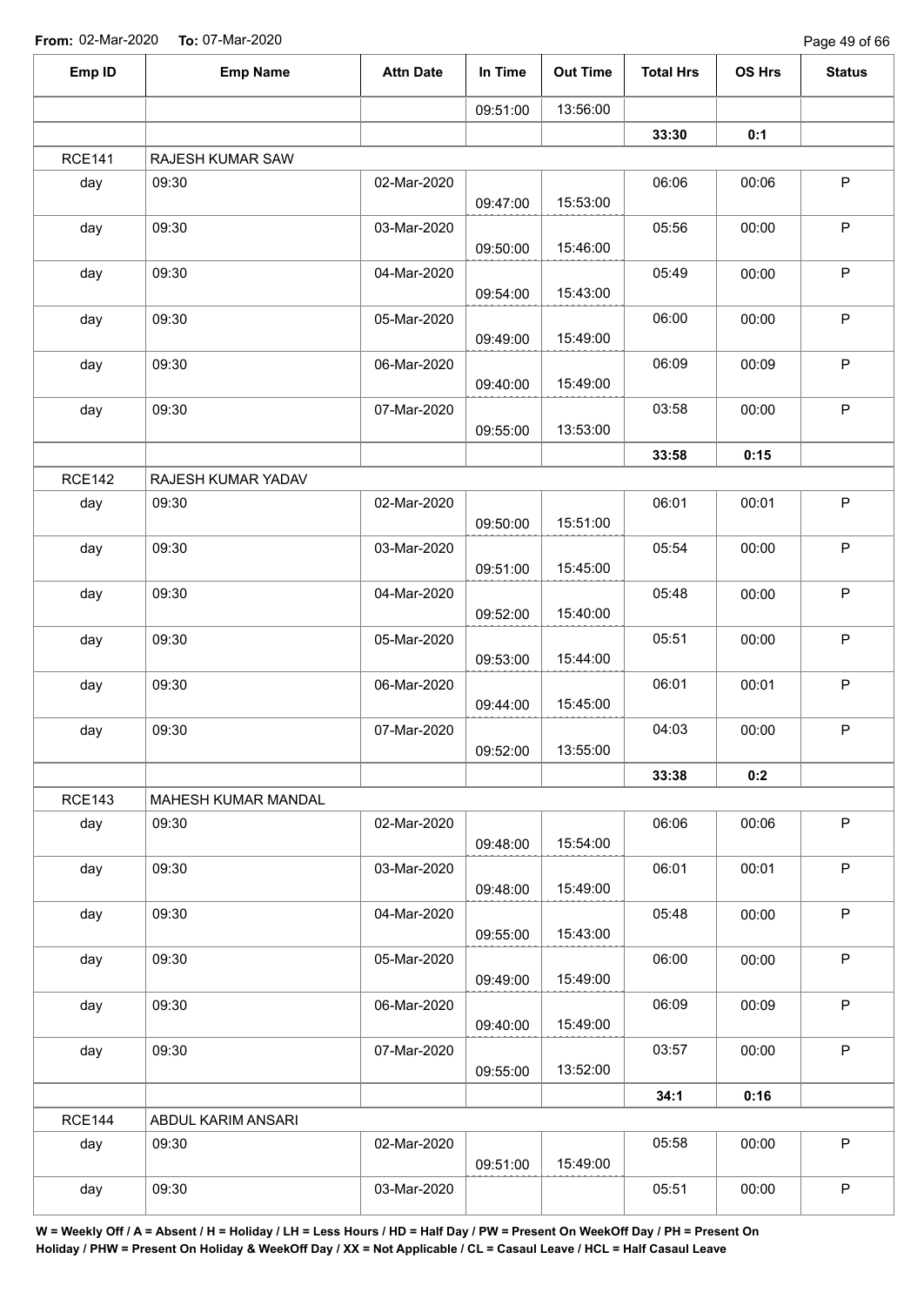**From:** 02-Mar-2020 **To:** 07-Mar-2020

| Emp ID | Emp Name | Attn Date | In Time | Out Time | Total Hrs | OS Hrs | Status |
|---|---|---|---|---|---|---|---|
| | | | 09:51:00 | 13:56:00 | | | |
| | | | | | **33:30** | **0:1** | |
| RCE141 | RAJESH KUMAR SAW | | | | | | |
| day | 09:30 | 02-Mar-2020 | 09:47:00 | 15:53:00 | 06:06 | 00:06 | P |
| day | 09:30 | 03-Mar-2020 | 09:50:00 | 15:46:00 | 05:56 | 00:00 | P |
| day | 09:30 | 04-Mar-2020 | 09:54:00 | 15:43:00 | 05:49 | 00:00 | P |
| day | 09:30 | 05-Mar-2020 | 09:49:00 | 15:49:00 | 06:00 | 00:00 | P |
| day | 09:30 | 06-Mar-2020 | 09:40:00 | 15:49:00 | 06:09 | 00:09 | P |
| day | 09:30 | 07-Mar-2020 | 09:55:00 | 13:53:00 | 03:58 | 00:00 | P |
| | | | | | **33:58** | **0:15** | |
| RCE142 | RAJESH KUMAR YADAV | | | | | | |
| day | 09:30 | 02-Mar-2020 | 09:50:00 | 15:51:00 | 06:01 | 00:01 | P |
| day | 09:30 | 03-Mar-2020 | 09:51:00 | 15:45:00 | 05:54 | 00:00 | P |
| day | 09:30 | 04-Mar-2020 | 09:52:00 | 15:40:00 | 05:48 | 00:00 | P |
| day | 09:30 | 05-Mar-2020 | 09:53:00 | 15:44:00 | 05:51 | 00:00 | P |
| day | 09:30 | 06-Mar-2020 | 09:44:00 | 15:45:00 | 06:01 | 00:01 | P |
| day | 09:30 | 07-Mar-2020 | 09:52:00 | 13:55:00 | 04:03 | 00:00 | P |
| | | | | | **33:38** | **0:2** | |
| RCE143 | MAHESH KUMAR MANDAL | | | | | | |
| day | 09:30 | 02-Mar-2020 | 09:48:00 | 15:54:00 | 06:06 | 00:06 | P |
| day | 09:30 | 03-Mar-2020 | 09:48:00 | 15:49:00 | 06:01 | 00:01 | P |
| day | 09:30 | 04-Mar-2020 | 09:55:00 | 15:43:00 | 05:48 | 00:00 | P |
| day | 09:30 | 05-Mar-2020 | 09:49:00 | 15:49:00 | 06:00 | 00:00 | P |
| day | 09:30 | 06-Mar-2020 | 09:40:00 | 15:49:00 | 06:09 | 00:09 | P |
| day | 09:30 | 07-Mar-2020 | 09:55:00 | 13:52:00 | 03:57 | 00:00 | P |
| | | | | | **34:1** | **0:16** | |
| RCE144 | ABDUL KARIM ANSARI | | | | | | |
| day | 09:30 | 02-Mar-2020 | 09:51:00 | 15:49:00 | 05:58 | 00:00 | P |
| day | 09:30 | 03-Mar-2020 | | | 05:51 | 00:00 | P |

**W = Weekly Off / A = Absent / H = Holiday / LH = Less Hours / HD = Half Day / PW = Present On WeekOff Day / PH = Present On Holiday / PHW = Present On Holiday & WeekOff Day / XX = Not Applicable / CL = Casaul Leave / HCL = Half Casaul Leave**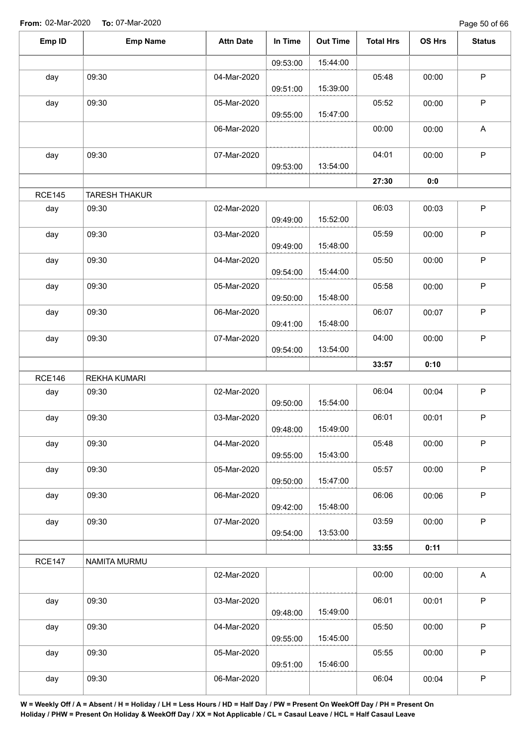**From:** 02-Mar-2020 **To:** 07-Mar-2020

| Emp ID | Emp Name | Attn Date | In Time | Out Time | Total Hrs | OS Hrs | Status |
|---|---|---|---|---|---|---|---|
| | | | 09:53:00 | 15:44:00 | | | |
| day | 09:30 | 04-Mar-2020 | 09:51:00 | 15:39:00 | 05:48 | 00:00 | P |
| day | 09:30 | 05-Mar-2020 | 09:55:00 | 15:47:00 | 05:52 | 00:00 | P |
| | | 06-Mar-2020 | | | 00:00 | 00:00 | A |
| day | 09:30 | 07-Mar-2020 | 09:53:00 | 13:54:00 | 04:01 | 00:00 | P |
| | | | | | **27:30** | **0:0** | |
| RCE145 | TARESH THAKUR | | | | | | |
| day | 09:30 | 02-Mar-2020 | 09:49:00 | 15:52:00 | 06:03 | 00:03 | P |
| day | 09:30 | 03-Mar-2020 | 09:49:00 | 15:48:00 | 05:59 | 00:00 | P |
| day | 09:30 | 04-Mar-2020 | 09:54:00 | 15:44:00 | 05:50 | 00:00 | P |
| day | 09:30 | 05-Mar-2020 | 09:50:00 | 15:48:00 | 05:58 | 00:00 | P |
| day | 09:30 | 06-Mar-2020 | 09:41:00 | 15:48:00 | 06:07 | 00:07 | P |
| day | 09:30 | 07-Mar-2020 | 09:54:00 | 13:54:00 | 04:00 | 00:00 | P |
| | | | | | **33:57** | **0:10** | |
| RCE146 | REKHA KUMARI | | | | | | |
| day | 09:30 | 02-Mar-2020 | 09:50:00 | 15:54:00 | 06:04 | 00:04 | P |
| day | 09:30 | 03-Mar-2020 | 09:48:00 | 15:49:00 | 06:01 | 00:01 | P |
| day | 09:30 | 04-Mar-2020 | 09:55:00 | 15:43:00 | 05:48 | 00:00 | P |
| day | 09:30 | 05-Mar-2020 | 09:50:00 | 15:47:00 | 05:57 | 00:00 | P |
| day | 09:30 | 06-Mar-2020 | 09:42:00 | 15:48:00 | 06:06 | 00:06 | P |
| day | 09:30 | 07-Mar-2020 | 09:54:00 | 13:53:00 | 03:59 | 00:00 | P |
| | | | | | **33:55** | **0:11** | |
| RCE147 | NAMITA MURMU | | | | | | |
| | | 02-Mar-2020 | | | 00:00 | 00:00 | A |
| day | 09:30 | 03-Mar-2020 | 09:48:00 | 15:49:00 | 06:01 | 00:01 | P |
| day | 09:30 | 04-Mar-2020 | 09:55:00 | 15:45:00 | 05:50 | 00:00 | P |
| day | 09:30 | 05-Mar-2020 | 09:51:00 | 15:46:00 | 05:55 | 00:00 | P |
| day | 09:30 | 06-Mar-2020 | | | 06:04 | 00:04 | P |

**W = Weekly Off / A = Absent / H = Holiday / LH = Less Hours / HD = Half Day / PW = Present On WeekOff Day / PH = Present On Holiday / PHW = Present On Holiday & WeekOff Day / XX = Not Applicable / CL = Casaul Leave / HCL = Half Casaul Leave**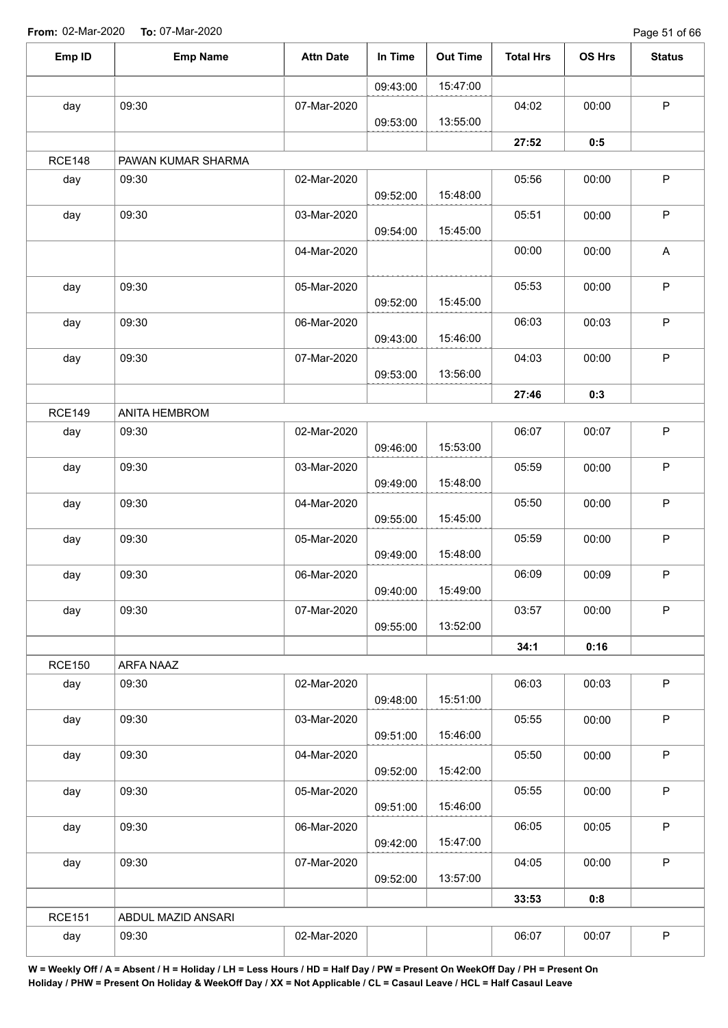From: 02-Mar-2020 To: 07-Mar-2020

| Emp ID | Emp Name | Attn Date | In Time | Out Time | Total Hrs | OS Hrs | Status |
|---|---|---|---|---|---|---|---|
| | | | 09:43:00 | 15:47:00 | | | |
| day | 09:30 | 07-Mar-2020 | 09:53:00 | 13:55:00 | 04:02 | 00:00 | P |
| | | | | | **27:52** | **0:5** | |
| RCE148 | PAWAN KUMAR SHARMA | | | | | | |
| day | 09:30 | 02-Mar-2020 | 09:52:00 | 15:48:00 | 05:56 | 00:00 | P |
| day | 09:30 | 03-Mar-2020 | 09:54:00 | 15:45:00 | 05:51 | 00:00 | P |
| | | 04-Mar-2020 | | | 00:00 | 00:00 | A |
| day | 09:30 | 05-Mar-2020 | 09:52:00 | 15:45:00 | 05:53 | 00:00 | P |
| day | 09:30 | 06-Mar-2020 | 09:43:00 | 15:46:00 | 06:03 | 00:03 | P |
| day | 09:30 | 07-Mar-2020 | 09:53:00 | 13:56:00 | 04:03 | 00:00 | P |
| | | | | | **27:46** | **0:3** | |
| RCE149 | ANITA HEMBROM | | | | | | |
| day | 09:30 | 02-Mar-2020 | 09:46:00 | 15:53:00 | 06:07 | 00:07 | P |
| day | 09:30 | 03-Mar-2020 | 09:49:00 | 15:48:00 | 05:59 | 00:00 | P |
| day | 09:30 | 04-Mar-2020 | 09:55:00 | 15:45:00 | 05:50 | 00:00 | P |
| day | 09:30 | 05-Mar-2020 | 09:49:00 | 15:48:00 | 05:59 | 00:00 | P |
| day | 09:30 | 06-Mar-2020 | 09:40:00 | 15:49:00 | 06:09 | 00:09 | P |
| day | 09:30 | 07-Mar-2020 | 09:55:00 | 13:52:00 | 03:57 | 00:00 | P |
| | | | | | **34:1** | **0:16** | |
| RCE150 | ARFA NAAZ | | | | | | |
| day | 09:30 | 02-Mar-2020 | 09:48:00 | 15:51:00 | 06:03 | 00:03 | P |
| day | 09:30 | 03-Mar-2020 | 09:51:00 | 15:46:00 | 05:55 | 00:00 | P |
| day | 09:30 | 04-Mar-2020 | 09:52:00 | 15:42:00 | 05:50 | 00:00 | P |
| day | 09:30 | 05-Mar-2020 | 09:51:00 | 15:46:00 | 05:55 | 00:00 | P |
| day | 09:30 | 06-Mar-2020 | 09:42:00 | 15:47:00 | 06:05 | 00:05 | P |
| day | 09:30 | 07-Mar-2020 | 09:52:00 | 13:57:00 | 04:05 | 00:00 | P |
| | | | | | **33:53** | **0:8** | |
| RCE151 | ABDUL MAZID ANSARI | | | | | | |
| day | 09:30 | 02-Mar-2020 | | | 06:07 | 00:07 | P |

**W = Weekly Off / A = Absent / H = Holiday / LH = Less Hours / HD = Half Day / PW = Present On WeekOff Day / PH = Present On Holiday / PHW = Present On Holiday & WeekOff Day / XX = Not Applicable / CL = Casaul Leave / HCL = Half Casaul Leave**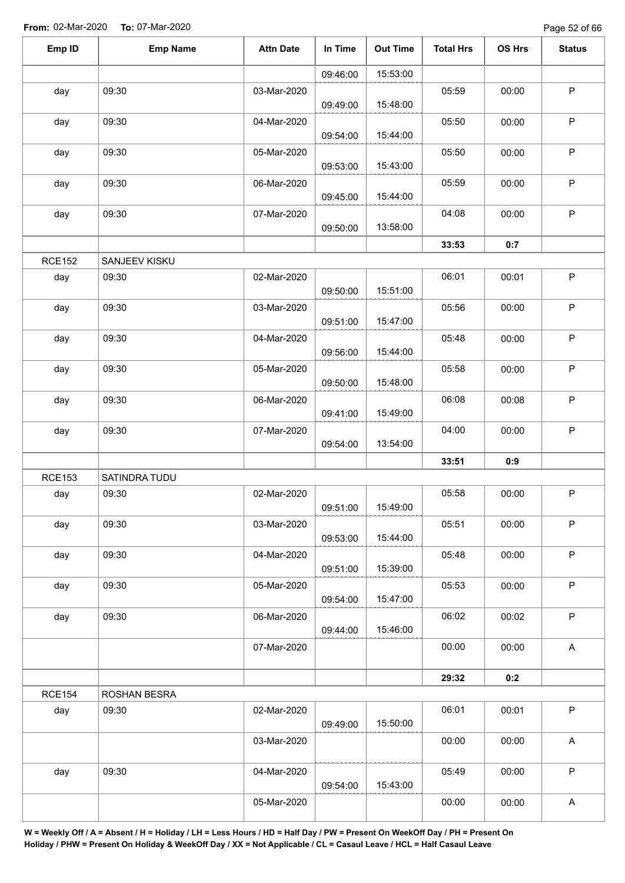**From:** 02-Mar-2020 **To:** 07-Mar-2020

| Emp ID | Emp Name | Attn Date | In Time | Out Time | Total Hrs | OS Hrs | Status |
|---|---|---|---|---|---|---|---|
| | | | 09:46:00 | 15:53:00 | | | |
| day | 09:30 | 03-Mar-2020 | 09:49:00 | 15:48:00 | 05:59 | 00:00 | P |
| day | 09:30 | 04-Mar-2020 | 09:54:00 | 15:44:00 | 05:50 | 00:00 | P |
| day | 09:30 | 05-Mar-2020 | 09:53:00 | 15:43:00 | 05:50 | 00:00 | P |
| day | 09:30 | 06-Mar-2020 | 09:45:00 | 15:44:00 | 05:59 | 00:00 | P |
| day | 09:30 | 07-Mar-2020 | 09:50:00 | 13:58:00 | 04:08 | 00:00 | P |
| | | | | | **33:53** | **0:7** | |
| RCE152 | SANJEEV KISKU | | | | | | |
| day | 09:30 | 02-Mar-2020 | 09:50:00 | 15:51:00 | 06:01 | 00:01 | P |
| day | 09:30 | 03-Mar-2020 | 09:51:00 | 15:47:00 | 05:56 | 00:00 | P |
| day | 09:30 | 04-Mar-2020 | 09:56:00 | 15:44:00 | 05:48 | 00:00 | P |
| day | 09:30 | 05-Mar-2020 | 09:50:00 | 15:48:00 | 05:58 | 00:00 | P |
| day | 09:30 | 06-Mar-2020 | 09:41:00 | 15:49:00 | 06:08 | 00:08 | P |
| day | 09:30 | 07-Mar-2020 | 09:54:00 | 13:54:00 | 04:00 | 00:00 | P |
| | | | | | **33:51** | **0:9** | |
| RCE153 | SATINDRA TUDU | | | | | | |
| day | 09:30 | 02-Mar-2020 | 09:51:00 | 15:49:00 | 05:58 | 00:00 | P |
| day | 09:30 | 03-Mar-2020 | 09:53:00 | 15:44:00 | 05:51 | 00:00 | P |
| day | 09:30 | 04-Mar-2020 | 09:51:00 | 15:39:00 | 05:48 | 00:00 | P |
| day | 09:30 | 05-Mar-2020 | 09:54:00 | 15:47:00 | 05:53 | 00:00 | P |
| day | 09:30 | 06-Mar-2020 | 09:44:00 | 15:46:00 | 06:02 | 00:02 | P |
| | | 07-Mar-2020 | | | 00:00 | 00:00 | A |
| | | | | | **29:32** | **0:2** | |
| RCE154 | ROSHAN BESRA | | | | | | |
| day | 09:30 | 02-Mar-2020 | 09:49:00 | 15:50:00 | 06:01 | 00:01 | P |
| | | 03-Mar-2020 | | | 00:00 | 00:00 | A |
| day | 09:30 | 04-Mar-2020 | 09:54:00 | 15:43:00 | 05:49 | 00:00 | P |
| | | 05-Mar-2020 | | | 00:00 | 00:00 | A |

**W = Weekly Off / A = Absent / H = Holiday / LH = Less Hours / HD = Half Day / PW = Present On WeekOff Day / PH = Present On Holiday / PHW = Present On Holiday & WeekOff Day / XX = Not Applicable / CL = Casaul Leave / HCL = Half Casaul Leave**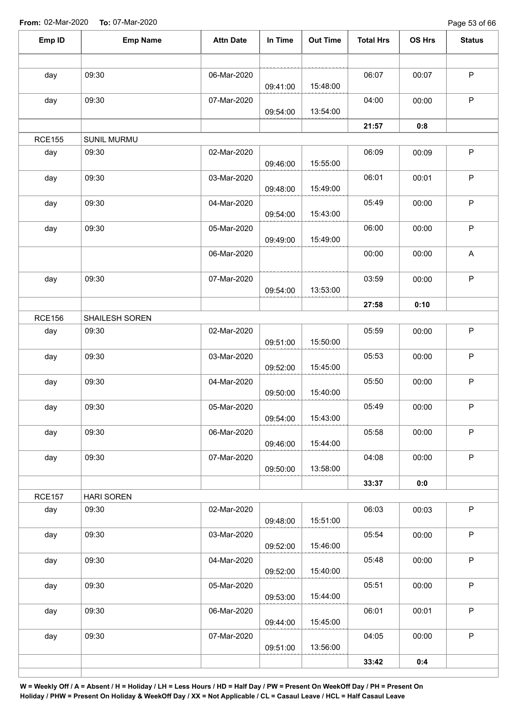**From:** 02-Mar-2020 **To:** 07-Mar-2020

| Emp ID | Emp Name | Attn Date | In Time | Out Time | Total Hrs | OS Hrs | Status |
|---|---|---|---|---|---|---|---|
| | | | | | | | |
| day | 09:30 | 06-Mar-2020 | 09:41:00 | 15:48:00 | 06:07 | 00:07 | P |
| day | 09:30 | 07-Mar-2020 | 09:54:00 | 13:54:00 | 04:00 | 00:00 | P |
| | | | | | **21:57** | **0:8** | |
| RCE155 | SUNIL MURMU | | | | | | |
| day | 09:30 | 02-Mar-2020 | 09:46:00 | 15:55:00 | 06:09 | 00:09 | P |
| day | 09:30 | 03-Mar-2020 | 09:48:00 | 15:49:00 | 06:01 | 00:01 | P |
| day | 09:30 | 04-Mar-2020 | 09:54:00 | 15:43:00 | 05:49 | 00:00 | P |
| day | 09:30 | 05-Mar-2020 | 09:49:00 | 15:49:00 | 06:00 | 00:00 | P |
| | | 06-Mar-2020 | | | 00:00 | 00:00 | A |
| day | 09:30 | 07-Mar-2020 | 09:54:00 | 13:53:00 | 03:59 | 00:00 | P |
| | | | | | **27:58** | **0:10** | |
| RCE156 | SHAILESH SOREN | | | | | | |
| day | 09:30 | 02-Mar-2020 | 09:51:00 | 15:50:00 | 05:59 | 00:00 | P |
| day | 09:30 | 03-Mar-2020 | 09:52:00 | 15:45:00 | 05:53 | 00:00 | P |
| day | 09:30 | 04-Mar-2020 | 09:50:00 | 15:40:00 | 05:50 | 00:00 | P |
| day | 09:30 | 05-Mar-2020 | 09:54:00 | 15:43:00 | 05:49 | 00:00 | P |
| day | 09:30 | 06-Mar-2020 | 09:46:00 | 15:44:00 | 05:58 | 00:00 | P |
| day | 09:30 | 07-Mar-2020 | 09:50:00 | 13:58:00 | 04:08 | 00:00 | P |
| | | | | | **33:37** | **0:0** | |
| RCE157 | HARI SOREN | | | | | | |
| day | 09:30 | 02-Mar-2020 | 09:48:00 | 15:51:00 | 06:03 | 00:03 | P |
| day | 09:30 | 03-Mar-2020 | 09:52:00 | 15:46:00 | 05:54 | 00:00 | P |
| day | 09:30 | 04-Mar-2020 | 09:52:00 | 15:40:00 | 05:48 | 00:00 | P |
| day | 09:30 | 05-Mar-2020 | 09:53:00 | 15:44:00 | 05:51 | 00:00 | P |
| day | 09:30 | 06-Mar-2020 | 09:44:00 | 15:45:00 | 06:01 | 00:01 | P |
| day | 09:30 | 07-Mar-2020 | 09:51:00 | 13:56:00 | 04:05 | 00:00 | P |
| | | | | | **33:42** | **0:4** | |

**W = Weekly Off / A = Absent / H = Holiday / LH = Less Hours / HD = Half Day / PW = Present On WeekOff Day / PH = Present On Holiday / PHW = Present On Holiday & WeekOff Day / XX = Not Applicable / CL = Casaul Leave / HCL = Half Casaul Leave**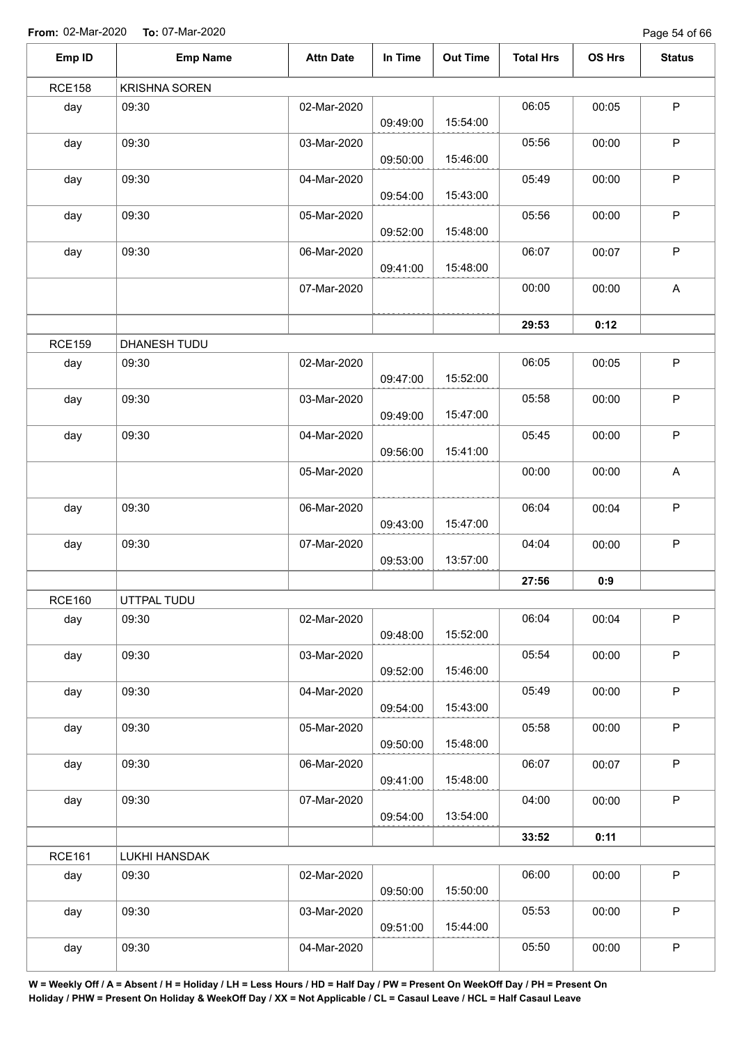**From:** 02-Mar-2020 **To:** 07-Mar-2020

| Emp ID | Emp Name | Attn Date | In Time | Out Time | Total Hrs | OS Hrs | Status |
|---|---|---|---|---|---|---|---|
| RCE158 | KRISHNA SOREN | | | | | | |
| day | 09:30 | 02-Mar-2020 | 09:49:00 | 15:54:00 | 06:05 | 00:05 | P |
| day | 09:30 | 03-Mar-2020 | 09:50:00 | 15:46:00 | 05:56 | 00:00 | P |
| day | 09:30 | 04-Mar-2020 | 09:54:00 | 15:43:00 | 05:49 | 00:00 | P |
| day | 09:30 | 05-Mar-2020 | 09:52:00 | 15:48:00 | 05:56 | 00:00 | P |
| day | 09:30 | 06-Mar-2020 | 09:41:00 | 15:48:00 | 06:07 | 00:07 | P |
| | | 07-Mar-2020 | | | 00:00 | 00:00 | A |
| | | | | | **29:53** | **0:12** | |
| RCE159 | DHANESH TUDU | | | | | | |
| day | 09:30 | 02-Mar-2020 | 09:47:00 | 15:52:00 | 06:05 | 00:05 | P |
| day | 09:30 | 03-Mar-2020 | 09:49:00 | 15:47:00 | 05:58 | 00:00 | P |
| day | 09:30 | 04-Mar-2020 | 09:56:00 | 15:41:00 | 05:45 | 00:00 | P |
| | | 05-Mar-2020 | | | 00:00 | 00:00 | A |
| day | 09:30 | 06-Mar-2020 | 09:43:00 | 15:47:00 | 06:04 | 00:04 | P |
| day | 09:30 | 07-Mar-2020 | 09:53:00 | 13:57:00 | 04:04 | 00:00 | P |
| | | | | | **27:56** | **0:9** | |
| RCE160 | UTTPAL TUDU | | | | | | |
| day | 09:30 | 02-Mar-2020 | 09:48:00 | 15:52:00 | 06:04 | 00:04 | P |
| day | 09:30 | 03-Mar-2020 | 09:52:00 | 15:46:00 | 05:54 | 00:00 | P |
| day | 09:30 | 04-Mar-2020 | 09:54:00 | 15:43:00 | 05:49 | 00:00 | P |
| day | 09:30 | 05-Mar-2020 | 09:50:00 | 15:48:00 | 05:58 | 00:00 | P |
| day | 09:30 | 06-Mar-2020 | 09:41:00 | 15:48:00 | 06:07 | 00:07 | P |
| day | 09:30 | 07-Mar-2020 | 09:54:00 | 13:54:00 | 04:00 | 00:00 | P |
| | | | | | **33:52** | **0:11** | |
| RCE161 | LUKHI HANSDAK | | | | | | |
| day | 09:30 | 02-Mar-2020 | 09:50:00 | 15:50:00 | 06:00 | 00:00 | P |
| day | 09:30 | 03-Mar-2020 | 09:51:00 | 15:44:00 | 05:53 | 00:00 | P |
| day | 09:30 | 04-Mar-2020 | | | 05:50 | 00:00 | P |

**W = Weekly Off / A = Absent / H = Holiday / LH = Less Hours / HD = Half Day / PW = Present On WeekOff Day / PH = Present On Holiday / PHW = Present On Holiday & WeekOff Day / XX = Not Applicable / CL = Casaul Leave / HCL = Half Casaul Leave**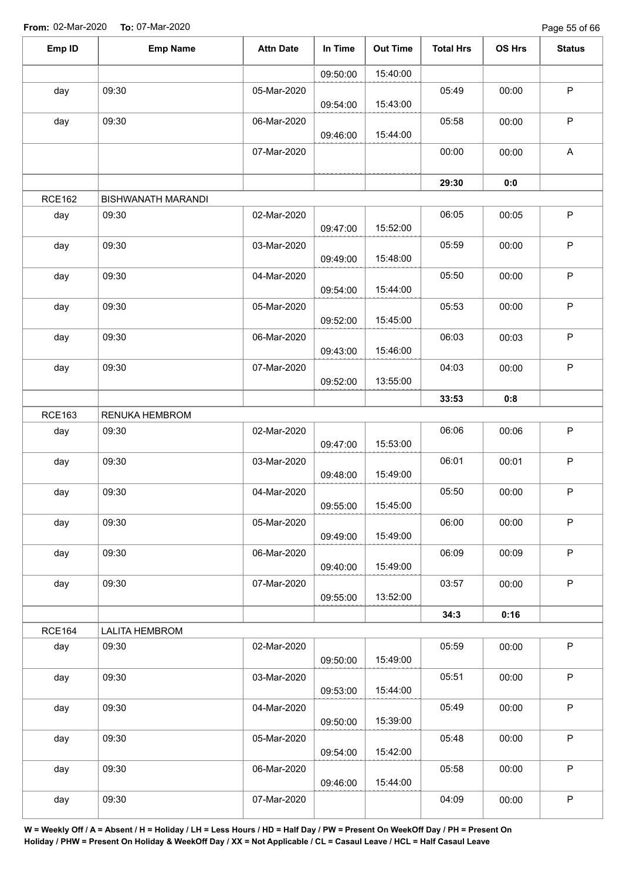**From:** 02-Mar-2020 **To:** 07-Mar-2020

| Emp ID | Emp Name | Attn Date | In Time | Out Time | Total Hrs | OS Hrs | Status |
|---|---|---|---|---|---|---|---|
| | | | 09:50:00 | 15:40:00 | | | |
| day | 09:30 | 05-Mar-2020 | 09:54:00 | 15:43:00 | 05:49 | 00:00 | P |
| day | 09:30 | 06-Mar-2020 | 09:46:00 | 15:44:00 | 05:58 | 00:00 | P |
| | | 07-Mar-2020 | | | 00:00 | 00:00 | A |
| | | | | | **29:30** | **0:0** | |
| RCE162 | BISHWANATH MARANDI | | | | | | |
| day | 09:30 | 02-Mar-2020 | 09:47:00 | 15:52:00 | 06:05 | 00:05 | P |
| day | 09:30 | 03-Mar-2020 | 09:49:00 | 15:48:00 | 05:59 | 00:00 | P |
| day | 09:30 | 04-Mar-2020 | 09:54:00 | 15:44:00 | 05:50 | 00:00 | P |
| day | 09:30 | 05-Mar-2020 | 09:52:00 | 15:45:00 | 05:53 | 00:00 | P |
| day | 09:30 | 06-Mar-2020 | 09:43:00 | 15:46:00 | 06:03 | 00:03 | P |
| day | 09:30 | 07-Mar-2020 | 09:52:00 | 13:55:00 | 04:03 | 00:00 | P |
| | | | | | **33:53** | **0:8** | |
| RCE163 | RENUKA HEMBROM | | | | | | |
| day | 09:30 | 02-Mar-2020 | 09:47:00 | 15:53:00 | 06:06 | 00:06 | P |
| day | 09:30 | 03-Mar-2020 | 09:48:00 | 15:49:00 | 06:01 | 00:01 | P |
| day | 09:30 | 04-Mar-2020 | 09:55:00 | 15:45:00 | 05:50 | 00:00 | P |
| day | 09:30 | 05-Mar-2020 | 09:49:00 | 15:49:00 | 06:00 | 00:00 | P |
| day | 09:30 | 06-Mar-2020 | 09:40:00 | 15:49:00 | 06:09 | 00:09 | P |
| day | 09:30 | 07-Mar-2020 | 09:55:00 | 13:52:00 | 03:57 | 00:00 | P |
| | | | | | **34:3** | **0:16** | |
| RCE164 | LALITA HEMBROM | | | | | | |
| day | 09:30 | 02-Mar-2020 | 09:50:00 | 15:49:00 | 05:59 | 00:00 | P |
| day | 09:30 | 03-Mar-2020 | 09:53:00 | 15:44:00 | 05:51 | 00:00 | P |
| day | 09:30 | 04-Mar-2020 | 09:50:00 | 15:39:00 | 05:49 | 00:00 | P |
| day | 09:30 | 05-Mar-2020 | 09:54:00 | 15:42:00 | 05:48 | 00:00 | P |
| day | 09:30 | 06-Mar-2020 | 09:46:00 | 15:44:00 | 05:58 | 00:00 | P |
| day | 09:30 | 07-Mar-2020 | | | 04:09 | 00:00 | P |

**W = Weekly Off / A = Absent / H = Holiday / LH = Less Hours / HD = Half Day / PW = Present On WeekOff Day / PH = Present On Holiday / PHW = Present On Holiday & WeekOff Day / XX = Not Applicable / CL = Casaul Leave / HCL = Half Casaul Leave**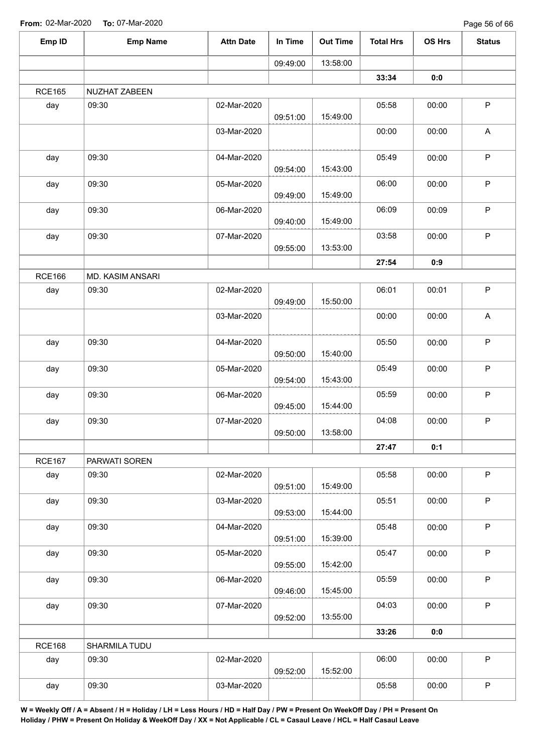From: 02-Mar-2020 To: 07-Mar-2020

| Emp ID | Emp Name | Attn Date | In Time | Out Time | Total Hrs | OS Hrs | Status |
|---|---|---|---|---|---|---|---|
| | | | 09:49:00 | 13:58:00 | | | |
| | | | | | **33:34** | **0:0** | |
| RCE165 | NUZHAT ZABEEN | | | | | | |
| day | 09:30 | 02-Mar-2020 | 09:51:00 | 15:49:00 | 05:58 | 00:00 | P |
| | | 03-Mar-2020 | | | 00:00 | 00:00 | A |
| day | 09:30 | 04-Mar-2020 | 09:54:00 | 15:43:00 | 05:49 | 00:00 | P |
| day | 09:30 | 05-Mar-2020 | 09:49:00 | 15:49:00 | 06:00 | 00:00 | P |
| day | 09:30 | 06-Mar-2020 | 09:40:00 | 15:49:00 | 06:09 | 00:09 | P |
| day | 09:30 | 07-Mar-2020 | 09:55:00 | 13:53:00 | 03:58 | 00:00 | P |
| | | | | | **27:54** | **0:9** | |
| RCE166 | MD. KASIM ANSARI | | | | | | |
| day | 09:30 | 02-Mar-2020 | 09:49:00 | 15:50:00 | 06:01 | 00:01 | P |
| | | 03-Mar-2020 | | | 00:00 | 00:00 | A |
| day | 09:30 | 04-Mar-2020 | 09:50:00 | 15:40:00 | 05:50 | 00:00 | P |
| day | 09:30 | 05-Mar-2020 | 09:54:00 | 15:43:00 | 05:49 | 00:00 | P |
| day | 09:30 | 06-Mar-2020 | 09:45:00 | 15:44:00 | 05:59 | 00:00 | P |
| day | 09:30 | 07-Mar-2020 | 09:50:00 | 13:58:00 | 04:08 | 00:00 | P |
| | | | | | **27:47** | **0:1** | |
| RCE167 | PARWATI SOREN | | | | | | |
| day | 09:30 | 02-Mar-2020 | 09:51:00 | 15:49:00 | 05:58 | 00:00 | P |
| day | 09:30 | 03-Mar-2020 | 09:53:00 | 15:44:00 | 05:51 | 00:00 | P |
| day | 09:30 | 04-Mar-2020 | 09:51:00 | 15:39:00 | 05:48 | 00:00 | P |
| day | 09:30 | 05-Mar-2020 | 09:55:00 | 15:42:00 | 05:47 | 00:00 | P |
| day | 09:30 | 06-Mar-2020 | 09:46:00 | 15:45:00 | 05:59 | 00:00 | P |
| day | 09:30 | 07-Mar-2020 | 09:52:00 | 13:55:00 | 04:03 | 00:00 | P |
| | | | | | **33:26** | **0:0** | |
| RCE168 | SHARMILA TUDU | | | | | | |
| day | 09:30 | 02-Mar-2020 | 09:52:00 | 15:52:00 | 06:00 | 00:00 | P |
| day | 09:30 | 03-Mar-2020 | | | 05:58 | 00:00 | P |

**W = Weekly Off / A = Absent / H = Holiday / LH = Less Hours / HD = Half Day / PW = Present On WeekOff Day / PH = Present On Holiday / PHW = Present On Holiday & WeekOff Day / XX = Not Applicable / CL = Casaul Leave / HCL = Half Casaul Leave**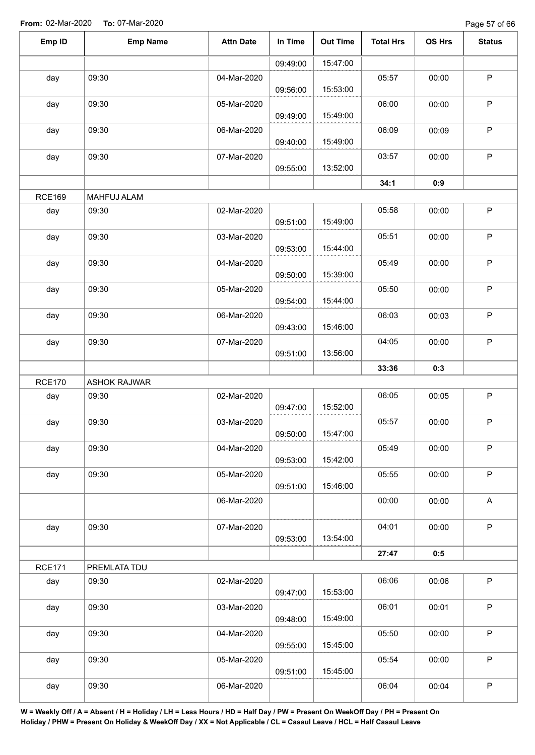**From:** 02-Mar-2020 **To:** 07-Mar-2020

| Emp ID | Emp Name | Attn Date | In Time | Out Time | Total Hrs | OS Hrs | Status |
|---|---|---|---|---|---|---|---|
| | | | 09:49:00 | 15:47:00 | | | |
| day | 09:30 | 04-Mar-2020 | 09:56:00 | 15:53:00 | 05:57 | 00:00 | P |
| day | 09:30 | 05-Mar-2020 | 09:49:00 | 15:49:00 | 06:00 | 00:00 | P |
| day | 09:30 | 06-Mar-2020 | 09:40:00 | 15:49:00 | 06:09 | 00:09 | P |
| day | 09:30 | 07-Mar-2020 | 09:55:00 | 13:52:00 | 03:57 | 00:00 | P |
| | | | | | **34:1** | **0:9** | |
| RCE169 | MAHFUJ ALAM | | | | | | |
| day | 09:30 | 02-Mar-2020 | 09:51:00 | 15:49:00 | 05:58 | 00:00 | P |
| day | 09:30 | 03-Mar-2020 | 09:53:00 | 15:44:00 | 05:51 | 00:00 | P |
| day | 09:30 | 04-Mar-2020 | 09:50:00 | 15:39:00 | 05:49 | 00:00 | P |
| day | 09:30 | 05-Mar-2020 | 09:54:00 | 15:44:00 | 05:50 | 00:00 | P |
| day | 09:30 | 06-Mar-2020 | 09:43:00 | 15:46:00 | 06:03 | 00:03 | P |
| day | 09:30 | 07-Mar-2020 | 09:51:00 | 13:56:00 | 04:05 | 00:00 | P |
| | | | | | **33:36** | **0:3** | |
| RCE170 | ASHOK RAJWAR | | | | | | |
| day | 09:30 | 02-Mar-2020 | 09:47:00 | 15:52:00 | 06:05 | 00:05 | P |
| day | 09:30 | 03-Mar-2020 | 09:50:00 | 15:47:00 | 05:57 | 00:00 | P |
| day | 09:30 | 04-Mar-2020 | 09:53:00 | 15:42:00 | 05:49 | 00:00 | P |
| day | 09:30 | 05-Mar-2020 | 09:51:00 | 15:46:00 | 05:55 | 00:00 | P |
| | | 06-Mar-2020 | | | 00:00 | 00:00 | A |
| day | 09:30 | 07-Mar-2020 | 09:53:00 | 13:54:00 | 04:01 | 00:00 | P |
| | | | | | **27:47** | **0:5** | |
| RCE171 | PREMLATA TDU | | | | | | |
| day | 09:30 | 02-Mar-2020 | 09:47:00 | 15:53:00 | 06:06 | 00:06 | P |
| day | 09:30 | 03-Mar-2020 | 09:48:00 | 15:49:00 | 06:01 | 00:01 | P |
| day | 09:30 | 04-Mar-2020 | 09:55:00 | 15:45:00 | 05:50 | 00:00 | P |
| day | 09:30 | 05-Mar-2020 | 09:51:00 | 15:45:00 | 05:54 | 00:00 | P |
| day | 09:30 | 06-Mar-2020 | | | 06:04 | 00:04 | P |

**W = Weekly Off / A = Absent / H = Holiday / LH = Less Hours / HD = Half Day / PW = Present On WeekOff Day / PH = Present On Holiday / PHW = Present On Holiday & WeekOff Day / XX = Not Applicable / CL = Casaul Leave / HCL = Half Casaul Leave**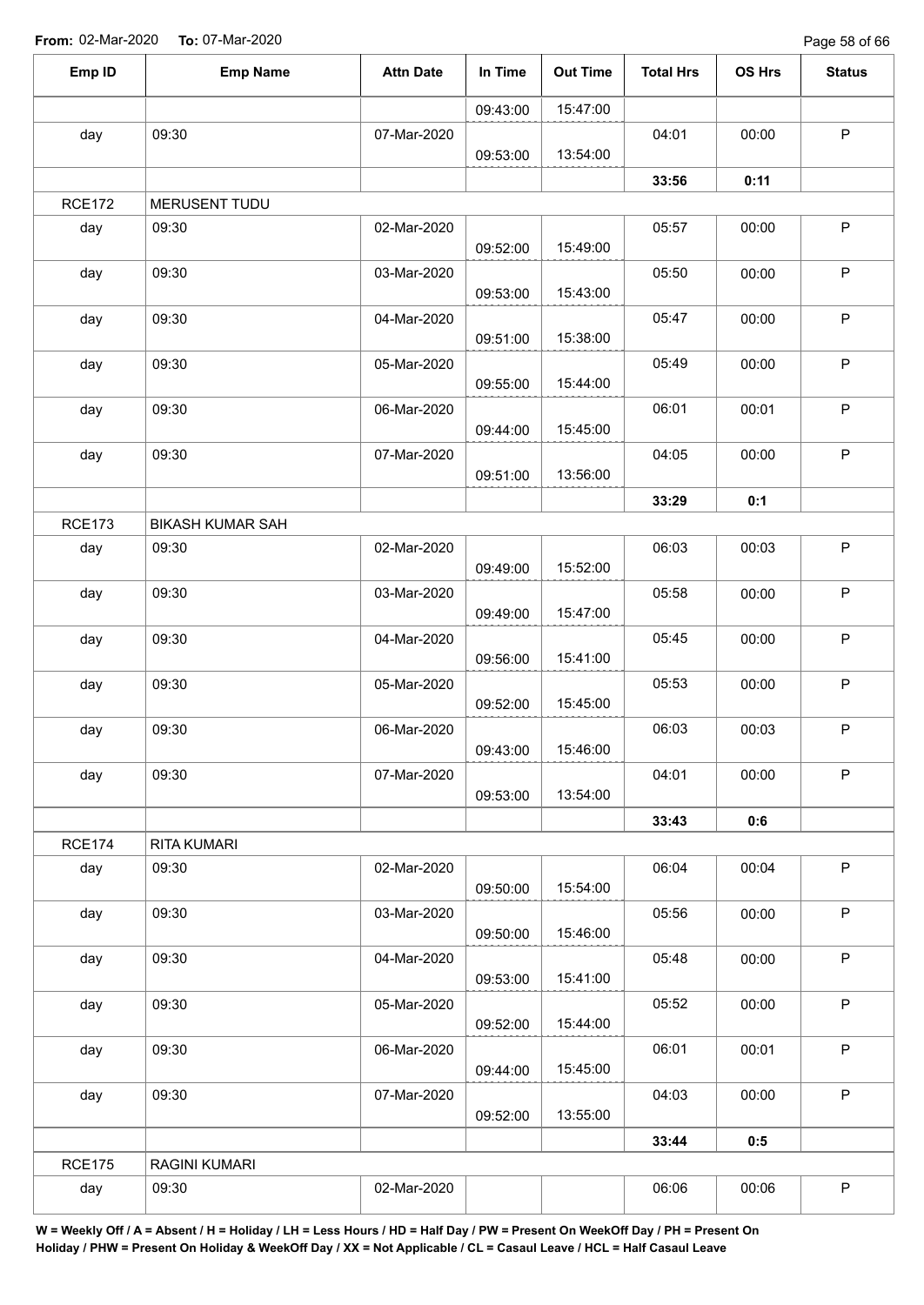**From:** 02-Mar-2020 **To:** 07-Mar-2020

| Emp ID | Emp Name | Attn Date | In Time | Out Time | Total Hrs | OS Hrs | Status |
|---|---|---|---|---|---|---|---|
| | | | 09:43:00 | 15:47:00 | | | |
| day | 09:30 | 07-Mar-2020 | 09:53:00 | 13:54:00 | 04:01 | 00:00 | P |
| | | | | | **33:56** | **0:11** | |
| RCE172 | MERUSENT TUDU | | | | | | |
| day | 09:30 | 02-Mar-2020 | 09:52:00 | 15:49:00 | 05:57 | 00:00 | P |
| day | 09:30 | 03-Mar-2020 | 09:53:00 | 15:43:00 | 05:50 | 00:00 | P |
| day | 09:30 | 04-Mar-2020 | 09:51:00 | 15:38:00 | 05:47 | 00:00 | P |
| day | 09:30 | 05-Mar-2020 | 09:55:00 | 15:44:00 | 05:49 | 00:00 | P |
| day | 09:30 | 06-Mar-2020 | 09:44:00 | 15:45:00 | 06:01 | 00:01 | P |
| day | 09:30 | 07-Mar-2020 | 09:51:00 | 13:56:00 | 04:05 | 00:00 | P |
| | | | | | **33:29** | **0:1** | |
| RCE173 | BIKASH KUMAR SAH | | | | | | |
| day | 09:30 | 02-Mar-2020 | 09:49:00 | 15:52:00 | 06:03 | 00:03 | P |
| day | 09:30 | 03-Mar-2020 | 09:49:00 | 15:47:00 | 05:58 | 00:00 | P |
| day | 09:30 | 04-Mar-2020 | 09:56:00 | 15:41:00 | 05:45 | 00:00 | P |
| day | 09:30 | 05-Mar-2020 | 09:52:00 | 15:45:00 | 05:53 | 00:00 | P |
| day | 09:30 | 06-Mar-2020 | 09:43:00 | 15:46:00 | 06:03 | 00:03 | P |
| day | 09:30 | 07-Mar-2020 | 09:53:00 | 13:54:00 | 04:01 | 00:00 | P |
| | | | | | **33:43** | **0:6** | |
| RCE174 | RITA KUMARI | | | | | | |
| day | 09:30 | 02-Mar-2020 | 09:50:00 | 15:54:00 | 06:04 | 00:04 | P |
| day | 09:30 | 03-Mar-2020 | 09:50:00 | 15:46:00 | 05:56 | 00:00 | P |
| day | 09:30 | 04-Mar-2020 | 09:53:00 | 15:41:00 | 05:48 | 00:00 | P |
| day | 09:30 | 05-Mar-2020 | 09:52:00 | 15:44:00 | 05:52 | 00:00 | P |
| day | 09:30 | 06-Mar-2020 | 09:44:00 | 15:45:00 | 06:01 | 00:01 | P |
| day | 09:30 | 07-Mar-2020 | 09:52:00 | 13:55:00 | 04:03 | 00:00 | P |
| | | | | | **33:44** | **0:5** | |
| RCE175 | RAGINI KUMARI | | | | | | |
| day | 09:30 | 02-Mar-2020 | | | 06:06 | 00:06 | P |

**W = Weekly Off / A = Absent / H = Holiday / LH = Less Hours / HD = Half Day / PW = Present On WeekOff Day / PH = Present On Holiday / PHW = Present On Holiday & WeekOff Day / XX = Not Applicable / CL = Casaul Leave / HCL = Half Casaul Leave**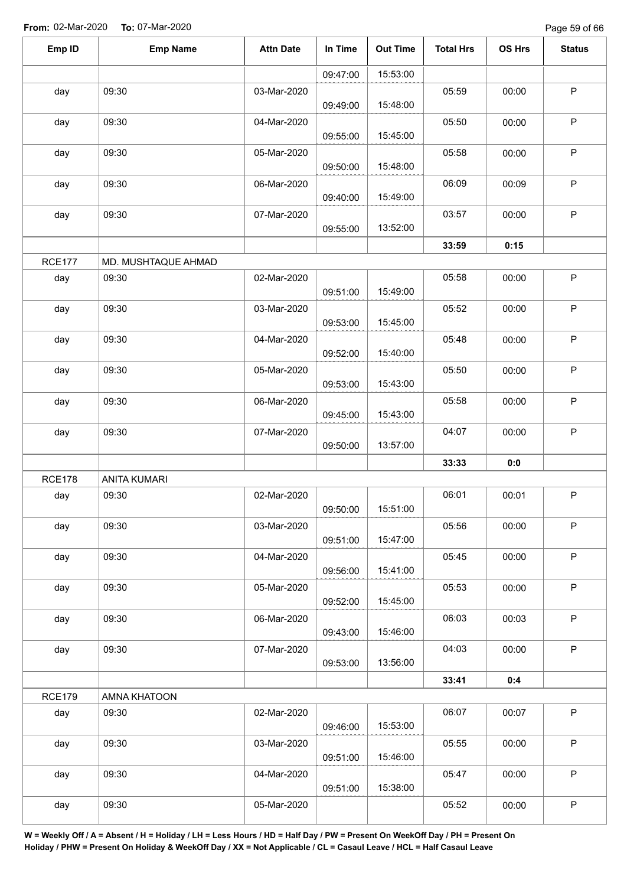From: 02-Mar-2020 To: 07-Mar-2020

| Emp ID | Emp Name | Attn Date | In Time | Out Time | Total Hrs | OS Hrs | Status |
|---|---|---|---|---|---|---|---|
| | | | 09:47:00 | 15:53:00 | | | |
| day | 09:30 | 03-Mar-2020 | 09:49:00 | 15:48:00 | 05:59 | 00:00 | P |
| day | 09:30 | 04-Mar-2020 | 09:55:00 | 15:45:00 | 05:50 | 00:00 | P |
| day | 09:30 | 05-Mar-2020 | 09:50:00 | 15:48:00 | 05:58 | 00:00 | P |
| day | 09:30 | 06-Mar-2020 | 09:40:00 | 15:49:00 | 06:09 | 00:09 | P |
| day | 09:30 | 07-Mar-2020 | 09:55:00 | 13:52:00 | 03:57 | 00:00 | P |
| | | | | | **33:59** | **0:15** | |
| RCE177 | MD. MUSHTAQUE AHMAD | | | | | | |
| day | 09:30 | 02-Mar-2020 | 09:51:00 | 15:49:00 | 05:58 | 00:00 | P |
| day | 09:30 | 03-Mar-2020 | 09:53:00 | 15:45:00 | 05:52 | 00:00 | P |
| day | 09:30 | 04-Mar-2020 | 09:52:00 | 15:40:00 | 05:48 | 00:00 | P |
| day | 09:30 | 05-Mar-2020 | 09:53:00 | 15:43:00 | 05:50 | 00:00 | P |
| day | 09:30 | 06-Mar-2020 | 09:45:00 | 15:43:00 | 05:58 | 00:00 | P |
| day | 09:30 | 07-Mar-2020 | 09:50:00 | 13:57:00 | 04:07 | 00:00 | P |
| | | | | | **33:33** | **0:0** | |
| RCE178 | ANITA KUMARI | | | | | | |
| day | 09:30 | 02-Mar-2020 | 09:50:00 | 15:51:00 | 06:01 | 00:01 | P |
| day | 09:30 | 03-Mar-2020 | 09:51:00 | 15:47:00 | 05:56 | 00:00 | P |
| day | 09:30 | 04-Mar-2020 | 09:56:00 | 15:41:00 | 05:45 | 00:00 | P |
| day | 09:30 | 05-Mar-2020 | 09:52:00 | 15:45:00 | 05:53 | 00:00 | P |
| day | 09:30 | 06-Mar-2020 | 09:43:00 | 15:46:00 | 06:03 | 00:03 | P |
| day | 09:30 | 07-Mar-2020 | 09:53:00 | 13:56:00 | 04:03 | 00:00 | P |
| | | | | | **33:41** | **0:4** | |
| RCE179 | AMNA KHATOON | | | | | | |
| day | 09:30 | 02-Mar-2020 | 09:46:00 | 15:53:00 | 06:07 | 00:07 | P |
| day | 09:30 | 03-Mar-2020 | 09:51:00 | 15:46:00 | 05:55 | 00:00 | P |
| day | 09:30 | 04-Mar-2020 | 09:51:00 | 15:38:00 | 05:47 | 00:00 | P |
| day | 09:30 | 05-Mar-2020 | | | 05:52 | 00:00 | P |

**W = Weekly Off / A = Absent / H = Holiday / LH = Less Hours / HD = Half Day / PW = Present On WeekOff Day / PH = Present On Holiday / PHW = Present On Holiday & WeekOff Day / XX = Not Applicable / CL = Casaul Leave / HCL = Half Casaul Leave**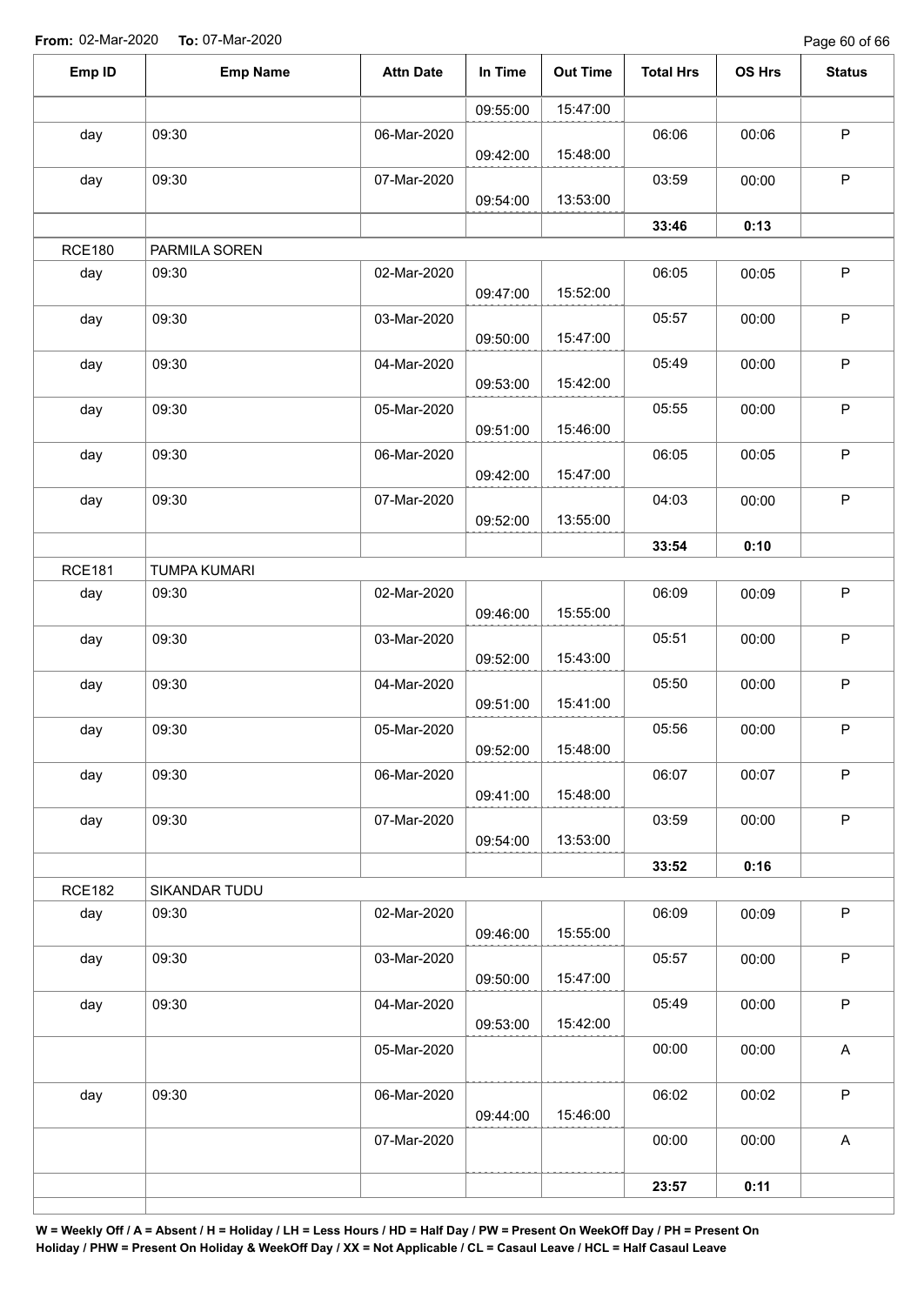**From:** 02-Mar-2020 **To:** 07-Mar-2020

| Emp ID | Emp Name | Attn Date | In Time | Out Time | Total Hrs | OS Hrs | Status |
|---|---|---|---|---|---|---|---|
| | | | 09:55:00 | 15:47:00 | | | |
| day | 09:30 | 06-Mar-2020 | 09:42:00 | 15:48:00 | 06:06 | 00:06 | P |
| day | 09:30 | 07-Mar-2020 | 09:54:00 | 13:53:00 | 03:59 | 00:00 | P |
| | | | | | **33:46** | **0:13** | |
| RCE180 | PARMILA SOREN | | | | | | |
| day | 09:30 | 02-Mar-2020 | 09:47:00 | 15:52:00 | 06:05 | 00:05 | P |
| day | 09:30 | 03-Mar-2020 | 09:50:00 | 15:47:00 | 05:57 | 00:00 | P |
| day | 09:30 | 04-Mar-2020 | 09:53:00 | 15:42:00 | 05:49 | 00:00 | P |
| day | 09:30 | 05-Mar-2020 | 09:51:00 | 15:46:00 | 05:55 | 00:00 | P |
| day | 09:30 | 06-Mar-2020 | 09:42:00 | 15:47:00 | 06:05 | 00:05 | P |
| day | 09:30 | 07-Mar-2020 | 09:52:00 | 13:55:00 | 04:03 | 00:00 | P |
| | | | | | **33:54** | **0:10** | |
| RCE181 | TUMPA KUMARI | | | | | | |
| day | 09:30 | 02-Mar-2020 | 09:46:00 | 15:55:00 | 06:09 | 00:09 | P |
| day | 09:30 | 03-Mar-2020 | 09:52:00 | 15:43:00 | 05:51 | 00:00 | P |
| day | 09:30 | 04-Mar-2020 | 09:51:00 | 15:41:00 | 05:50 | 00:00 | P |
| day | 09:30 | 05-Mar-2020 | 09:52:00 | 15:48:00 | 05:56 | 00:00 | P |
| day | 09:30 | 06-Mar-2020 | 09:41:00 | 15:48:00 | 06:07 | 00:07 | P |
| day | 09:30 | 07-Mar-2020 | 09:54:00 | 13:53:00 | 03:59 | 00:00 | P |
| | | | | | **33:52** | **0:16** | |
| RCE182 | SIKANDAR TUDU | | | | | | |
| day | 09:30 | 02-Mar-2020 | 09:46:00 | 15:55:00 | 06:09 | 00:09 | P |
| day | 09:30 | 03-Mar-2020 | 09:50:00 | 15:47:00 | 05:57 | 00:00 | P |
| day | 09:30 | 04-Mar-2020 | 09:53:00 | 15:42:00 | 05:49 | 00:00 | P |
| | | 05-Mar-2020 | | | 00:00 | 00:00 | A |
| day | 09:30 | 06-Mar-2020 | 09:44:00 | 15:46:00 | 06:02 | 00:02 | P |
| | | 07-Mar-2020 | | | 00:00 | 00:00 | A |
| | | | | | **23:57** | **0:11** | |

**W = Weekly Off / A = Absent / H = Holiday / LH = Less Hours / HD = Half Day / PW = Present On WeekOff Day / PH = Present On Holiday / PHW = Present On Holiday & WeekOff Day / XX = Not Applicable / CL = Casaul Leave / HCL = Half Casaul Leave**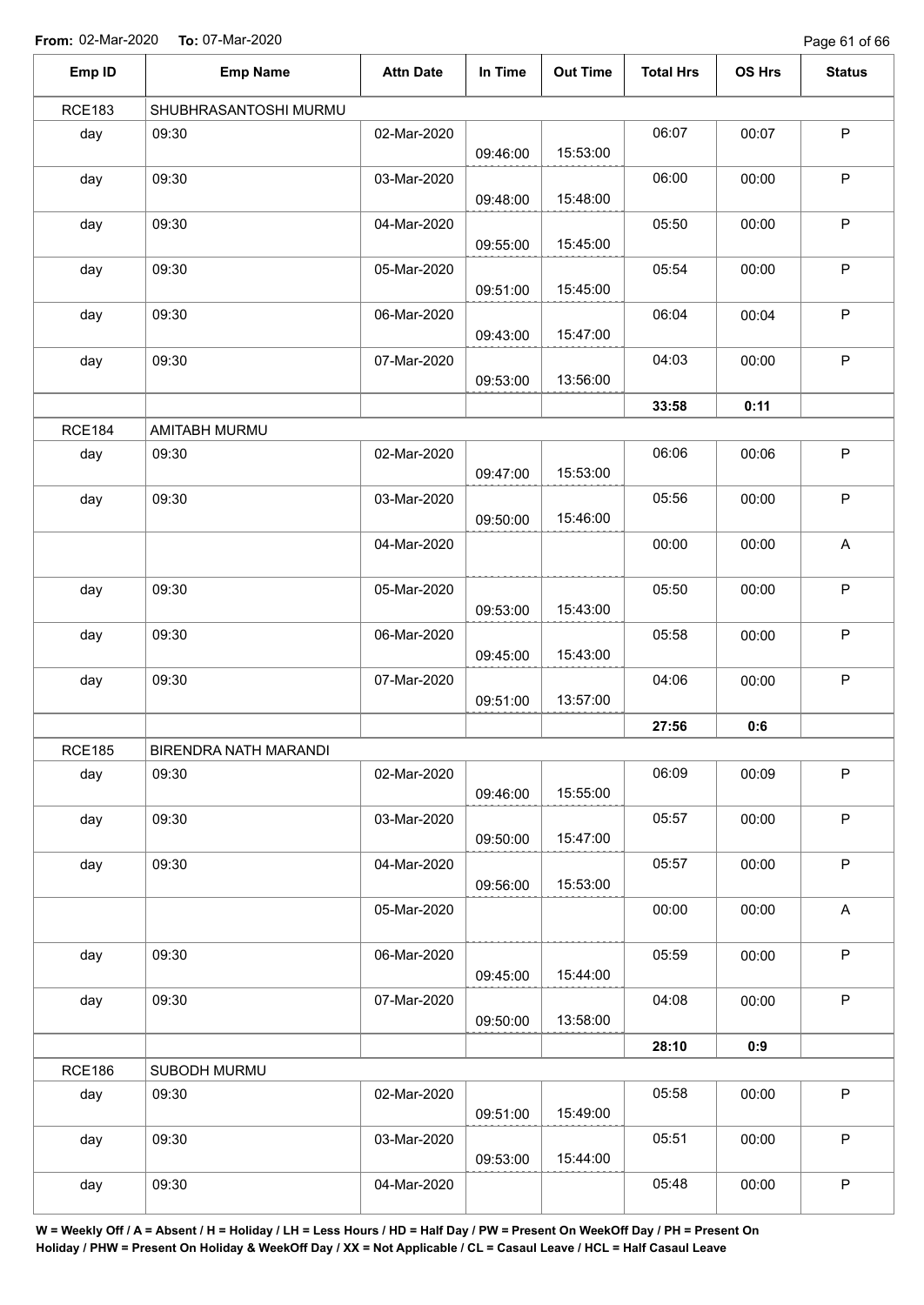**From:** 02-Mar-2020 **To:** 07-Mar-2020

| Emp ID | Emp Name | Attn Date | In Time | Out Time | Total Hrs | OS Hrs | Status |
|---|---|---|---|---|---|---|---|
| RCE183 | SHUBHRASANTOSHI MURMU | | | | | | |
| day | 09:30 | 02-Mar-2020 | 09:46:00 | 15:53:00 | 06:07 | 00:07 | P |
| day | 09:30 | 03-Mar-2020 | 09:48:00 | 15:48:00 | 06:00 | 00:00 | P |
| day | 09:30 | 04-Mar-2020 | 09:55:00 | 15:45:00 | 05:50 | 00:00 | P |
| day | 09:30 | 05-Mar-2020 | 09:51:00 | 15:45:00 | 05:54 | 00:00 | P |
| day | 09:30 | 06-Mar-2020 | 09:43:00 | 15:47:00 | 06:04 | 00:04 | P |
| day | 09:30 | 07-Mar-2020 | 09:53:00 | 13:56:00 | 04:03 | 00:00 | P |
| | | | | | **33:58** | **0:11** | |
| RCE184 | AMITABH MURMU | | | | | | |
| day | 09:30 | 02-Mar-2020 | 09:47:00 | 15:53:00 | 06:06 | 00:06 | P |
| day | 09:30 | 03-Mar-2020 | 09:50:00 | 15:46:00 | 05:56 | 00:00 | P |
| | | 04-Mar-2020 | | | 00:00 | 00:00 | A |
| day | 09:30 | 05-Mar-2020 | 09:53:00 | 15:43:00 | 05:50 | 00:00 | P |
| day | 09:30 | 06-Mar-2020 | 09:45:00 | 15:43:00 | 05:58 | 00:00 | P |
| day | 09:30 | 07-Mar-2020 | 09:51:00 | 13:57:00 | 04:06 | 00:00 | P |
| | | | | | **27:56** | **0:6** | |
| RCE185 | BIRENDRA NATH MARANDI | | | | | | |
| day | 09:30 | 02-Mar-2020 | 09:46:00 | 15:55:00 | 06:09 | 00:09 | P |
| day | 09:30 | 03-Mar-2020 | 09:50:00 | 15:47:00 | 05:57 | 00:00 | P |
| day | 09:30 | 04-Mar-2020 | 09:56:00 | 15:53:00 | 05:57 | 00:00 | P |
| | | 05-Mar-2020 | | | 00:00 | 00:00 | A |
| day | 09:30 | 06-Mar-2020 | 09:45:00 | 15:44:00 | 05:59 | 00:00 | P |
| day | 09:30 | 07-Mar-2020 | 09:50:00 | 13:58:00 | 04:08 | 00:00 | P |
| | | | | | **28:10** | **0:9** | |
| RCE186 | SUBODH MURMU | | | | | | |
| day | 09:30 | 02-Mar-2020 | 09:51:00 | 15:49:00 | 05:58 | 00:00 | P |
| day | 09:30 | 03-Mar-2020 | 09:53:00 | 15:44:00 | 05:51 | 00:00 | P |
| day | 09:30 | 04-Mar-2020 | | | 05:48 | 00:00 | P |

**W = Weekly Off / A = Absent / H = Holiday / LH = Less Hours / HD = Half Day / PW = Present On WeekOff Day / PH = Present On Holiday / PHW = Present On Holiday & WeekOff Day / XX = Not Applicable / CL = Casaul Leave / HCL = Half Casaul Leave**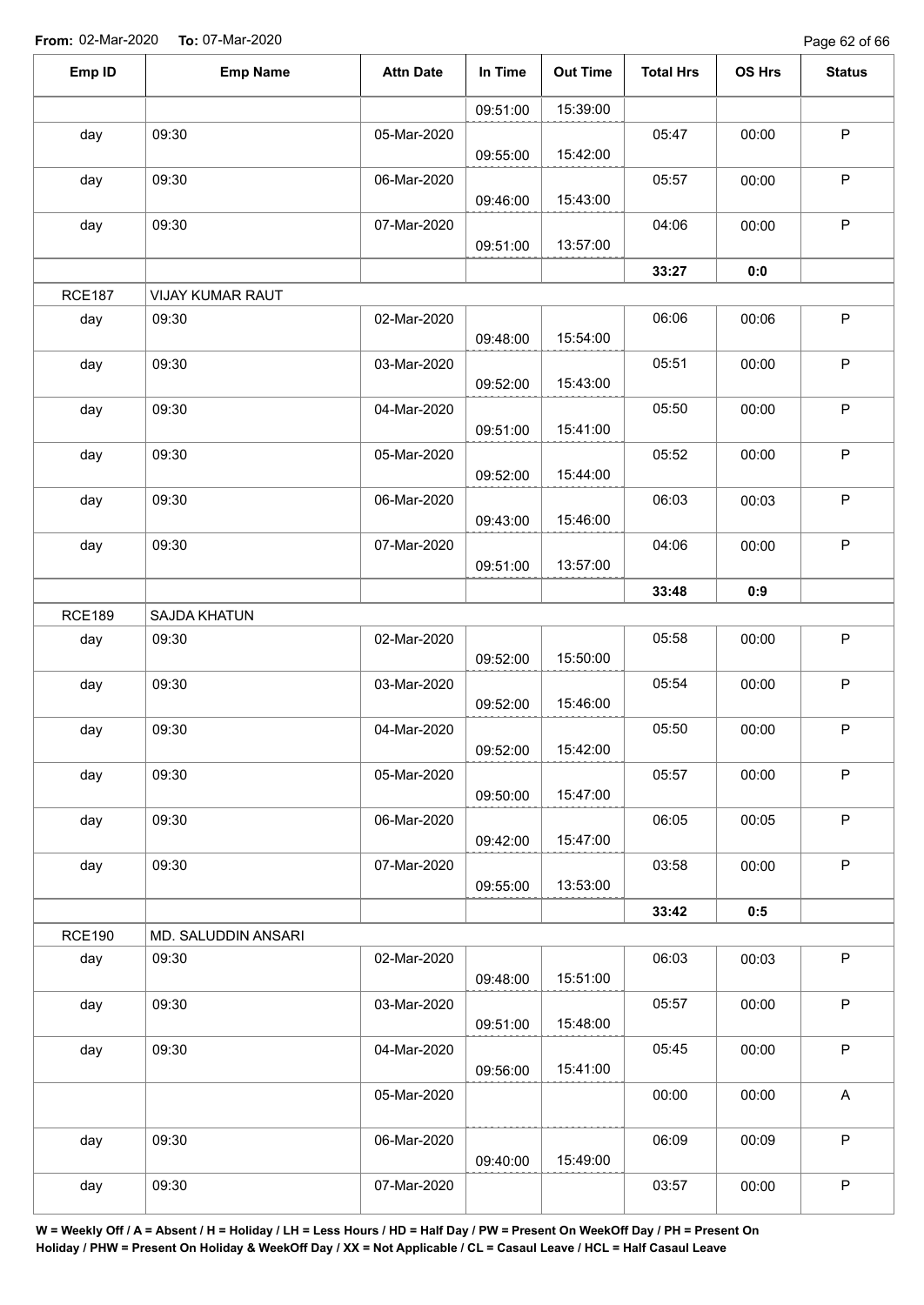From: 02-Mar-2020 To: 07-Mar-2020

| Emp ID | Emp Name | Attn Date | In Time | Out Time | Total Hrs | OS Hrs | Status |
|---|---|---|---|---|---|---|---|
| | | | 09:51:00 | 15:39:00 | | | |
| day | 09:30 | 05-Mar-2020 | 09:55:00 | 15:42:00 | 05:47 | 00:00 | P |
| day | 09:30 | 06-Mar-2020 | 09:46:00 | 15:43:00 | 05:57 | 00:00 | P |
| day | 09:30 | 07-Mar-2020 | 09:51:00 | 13:57:00 | 04:06 | 00:00 | P |
| | | | | | **33:27** | **0:0** | |
| RCE187 | VIJAY KUMAR RAUT | | | | | | |
| day | 09:30 | 02-Mar-2020 | 09:48:00 | 15:54:00 | 06:06 | 00:06 | P |
| day | 09:30 | 03-Mar-2020 | 09:52:00 | 15:43:00 | 05:51 | 00:00 | P |
| day | 09:30 | 04-Mar-2020 | 09:51:00 | 15:41:00 | 05:50 | 00:00 | P |
| day | 09:30 | 05-Mar-2020 | 09:52:00 | 15:44:00 | 05:52 | 00:00 | P |
| day | 09:30 | 06-Mar-2020 | 09:43:00 | 15:46:00 | 06:03 | 00:03 | P |
| day | 09:30 | 07-Mar-2020 | 09:51:00 | 13:57:00 | 04:06 | 00:00 | P |
| | | | | | **33:48** | **0:9** | |
| RCE189 | SAJDA KHATUN | | | | | | |
| day | 09:30 | 02-Mar-2020 | 09:52:00 | 15:50:00 | 05:58 | 00:00 | P |
| day | 09:30 | 03-Mar-2020 | 09:52:00 | 15:46:00 | 05:54 | 00:00 | P |
| day | 09:30 | 04-Mar-2020 | 09:52:00 | 15:42:00 | 05:50 | 00:00 | P |
| day | 09:30 | 05-Mar-2020 | 09:50:00 | 15:47:00 | 05:57 | 00:00 | P |
| day | 09:30 | 06-Mar-2020 | 09:42:00 | 15:47:00 | 06:05 | 00:05 | P |
| day | 09:30 | 07-Mar-2020 | 09:55:00 | 13:53:00 | 03:58 | 00:00 | P |
| | | | | | **33:42** | **0:5** | |
| RCE190 | MD. SALUDDIN ANSARI | | | | | | |
| day | 09:30 | 02-Mar-2020 | 09:48:00 | 15:51:00 | 06:03 | 00:03 | P |
| day | 09:30 | 03-Mar-2020 | 09:51:00 | 15:48:00 | 05:57 | 00:00 | P |
| day | 09:30 | 04-Mar-2020 | 09:56:00 | 15:41:00 | 05:45 | 00:00 | P |
| | | 05-Mar-2020 | | | 00:00 | 00:00 | A |
| day | 09:30 | 06-Mar-2020 | 09:40:00 | 15:49:00 | 06:09 | 00:09 | P |
| day | 09:30 | 07-Mar-2020 | | | 03:57 | 00:00 | P |

**W = Weekly Off / A = Absent / H = Holiday / LH = Less Hours / HD = Half Day / PW = Present On WeekOff Day / PH = Present On Holiday / PHW = Present On Holiday & WeekOff Day / XX = Not Applicable / CL = Casaul Leave / HCL = Half Casaul Leave**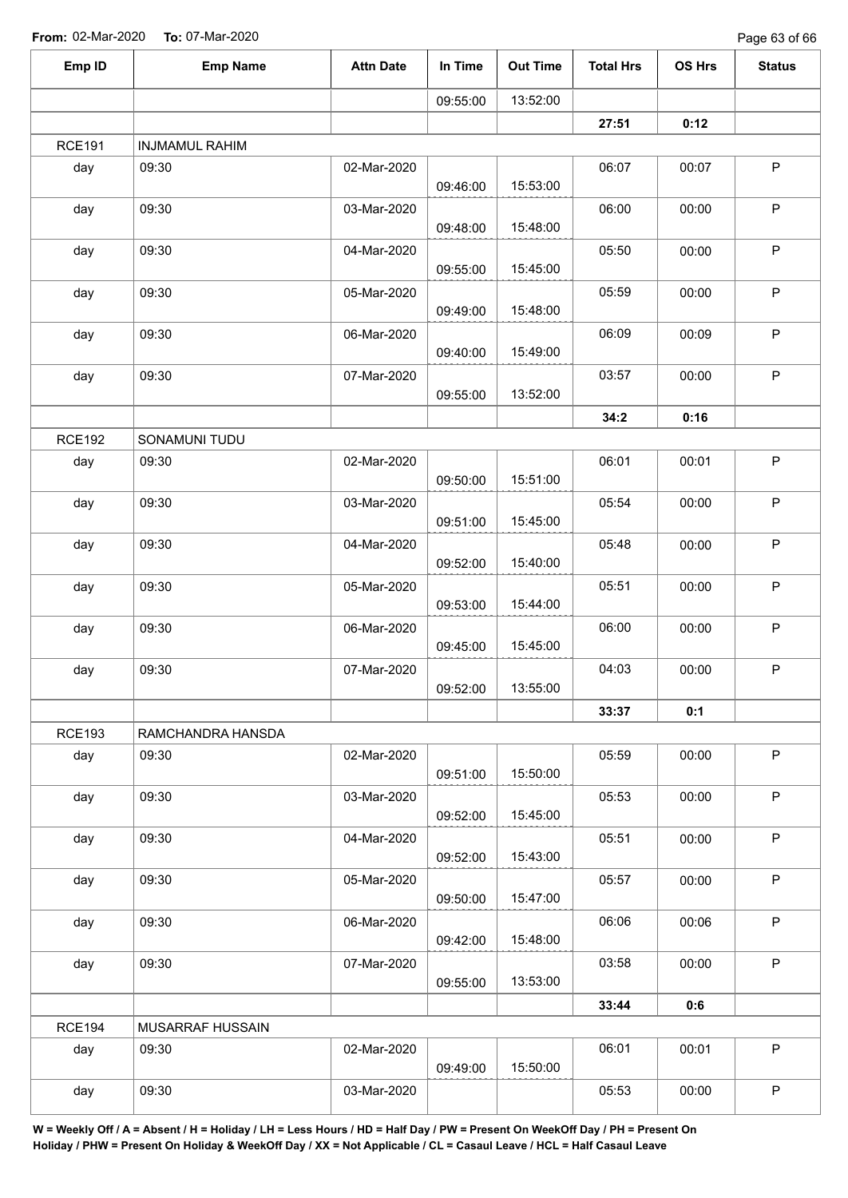From: 02-Mar-2020 To: 07-Mar-2020

| Emp ID | Emp Name | Attn Date | In Time | Out Time | Total Hrs | OS Hrs | Status |
|---|---|---|---|---|---|---|---|
| | | | 09:55:00 | 13:52:00 | | | |
| | | | | | **27:51** | **0:12** | |
| RCE191 | INJMAMUL RAHIM | | | | | | |
| day | 09:30 | 02-Mar-2020 | 09:46:00 | 15:53:00 | 06:07 | 00:07 | P |
| day | 09:30 | 03-Mar-2020 | 09:48:00 | 15:48:00 | 06:00 | 00:00 | P |
| day | 09:30 | 04-Mar-2020 | 09:55:00 | 15:45:00 | 05:50 | 00:00 | P |
| day | 09:30 | 05-Mar-2020 | 09:49:00 | 15:48:00 | 05:59 | 00:00 | P |
| day | 09:30 | 06-Mar-2020 | 09:40:00 | 15:49:00 | 06:09 | 00:09 | P |
| day | 09:30 | 07-Mar-2020 | 09:55:00 | 13:52:00 | 03:57 | 00:00 | P |
| | | | | | **34:2** | **0:16** | |
| RCE192 | SONAMUNI TUDU | | | | | | |
| day | 09:30 | 02-Mar-2020 | 09:50:00 | 15:51:00 | 06:01 | 00:01 | P |
| day | 09:30 | 03-Mar-2020 | 09:51:00 | 15:45:00 | 05:54 | 00:00 | P |
| day | 09:30 | 04-Mar-2020 | 09:52:00 | 15:40:00 | 05:48 | 00:00 | P |
| day | 09:30 | 05-Mar-2020 | 09:53:00 | 15:44:00 | 05:51 | 00:00 | P |
| day | 09:30 | 06-Mar-2020 | 09:45:00 | 15:45:00 | 06:00 | 00:00 | P |
| day | 09:30 | 07-Mar-2020 | 09:52:00 | 13:55:00 | 04:03 | 00:00 | P |
| | | | | | **33:37** | **0:1** | |
| RCE193 | RAMCHANDRA HANSDA | | | | | | |
| day | 09:30 | 02-Mar-2020 | 09:51:00 | 15:50:00 | 05:59 | 00:00 | P |
| day | 09:30 | 03-Mar-2020 | 09:52:00 | 15:45:00 | 05:53 | 00:00 | P |
| day | 09:30 | 04-Mar-2020 | 09:52:00 | 15:43:00 | 05:51 | 00:00 | P |
| day | 09:30 | 05-Mar-2020 | 09:50:00 | 15:47:00 | 05:57 | 00:00 | P |
| day | 09:30 | 06-Mar-2020 | 09:42:00 | 15:48:00 | 06:06 | 00:06 | P |
| day | 09:30 | 07-Mar-2020 | 09:55:00 | 13:53:00 | 03:58 | 00:00 | P |
| | | | | | **33:44** | **0:6** | |
| RCE194 | MUSARRAF HUSSAIN | | | | | | |
| day | 09:30 | 02-Mar-2020 | 09:49:00 | 15:50:00 | 06:01 | 00:01 | P |
| day | 09:30 | 03-Mar-2020 | | | 05:53 | 00:00 | P |

**W = Weekly Off / A = Absent / H = Holiday / LH = Less Hours / HD = Half Day / PW = Present On WeekOff Day / PH = Present On Holiday / PHW = Present On Holiday & WeekOff Day / XX = Not Applicable / CL = Casaul Leave / HCL = Half Casaul Leave**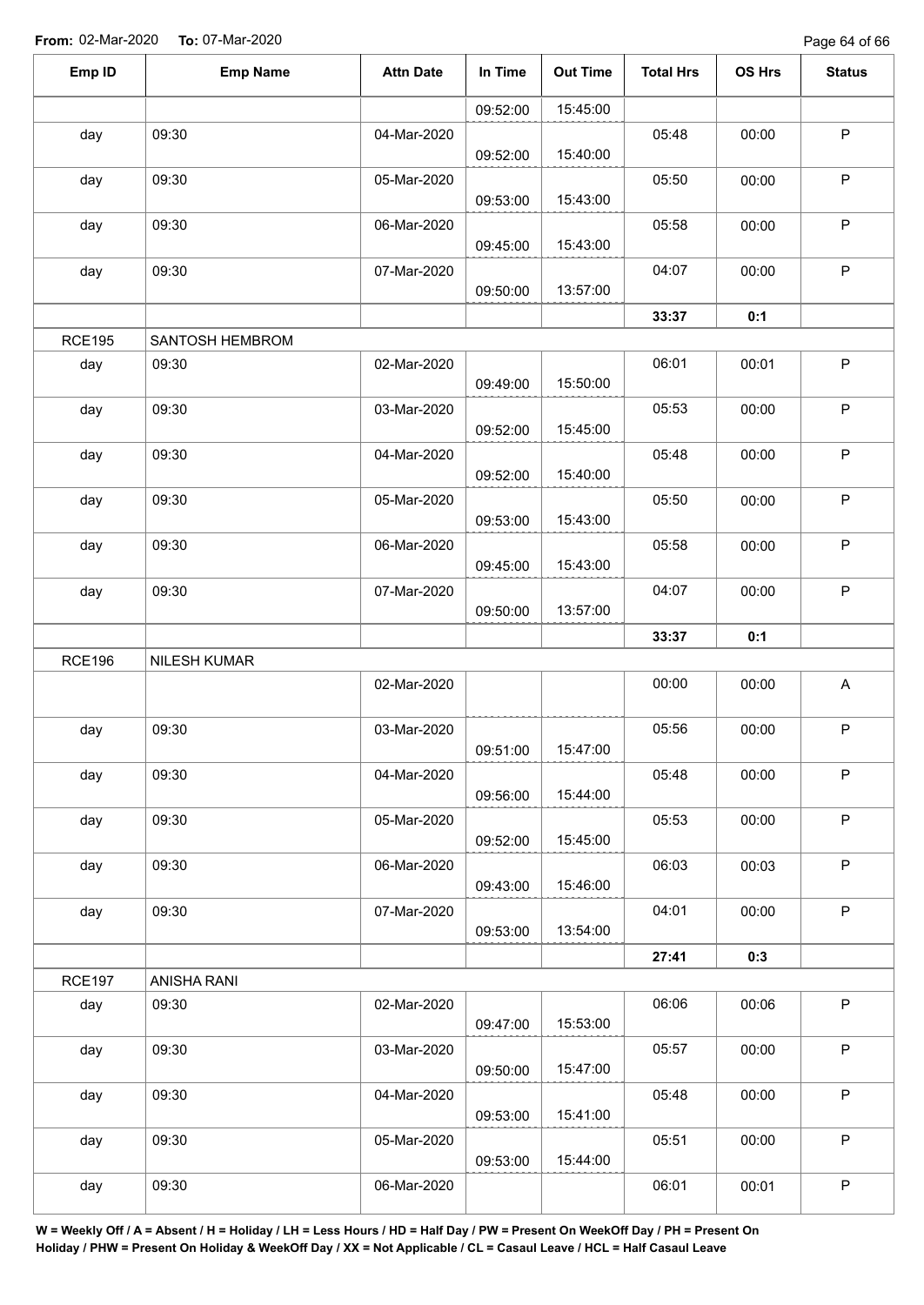**From:** 02-Mar-2020 **To:** 07-Mar-2020

| Emp ID | Emp Name | Attn Date | In Time | Out Time | Total Hrs | OS Hrs | Status |
|---|---|---|---|---|---|---|---|
| | | | 09:52:00 | 15:45:00 | | | |
| day | 09:30 | 04-Mar-2020 | 09:52:00 | 15:40:00 | 05:48 | 00:00 | P |
| day | 09:30 | 05-Mar-2020 | 09:53:00 | 15:43:00 | 05:50 | 00:00 | P |
| day | 09:30 | 06-Mar-2020 | 09:45:00 | 15:43:00 | 05:58 | 00:00 | P |
| day | 09:30 | 07-Mar-2020 | 09:50:00 | 13:57:00 | 04:07 | 00:00 | P |
| | | | | | 33:37 | 0:1 | |
| RCE195 | SANTOSH HEMBROM | | | | | | |
| day | 09:30 | 02-Mar-2020 | 09:49:00 | 15:50:00 | 06:01 | 00:01 | P |
| day | 09:30 | 03-Mar-2020 | 09:52:00 | 15:45:00 | 05:53 | 00:00 | P |
| day | 09:30 | 04-Mar-2020 | 09:52:00 | 15:40:00 | 05:48 | 00:00 | P |
| day | 09:30 | 05-Mar-2020 | 09:53:00 | 15:43:00 | 05:50 | 00:00 | P |
| day | 09:30 | 06-Mar-2020 | 09:45:00 | 15:43:00 | 05:58 | 00:00 | P |
| day | 09:30 | 07-Mar-2020 | 09:50:00 | 13:57:00 | 04:07 | 00:00 | P |
| | | | | | 33:37 | 0:1 | |
| RCE196 | NILESH KUMAR | | | | | | |
| | | 02-Mar-2020 | | | 00:00 | 00:00 | A |
| day | 09:30 | 03-Mar-2020 | 09:51:00 | 15:47:00 | 05:56 | 00:00 | P |
| day | 09:30 | 04-Mar-2020 | 09:56:00 | 15:44:00 | 05:48 | 00:00 | P |
| day | 09:30 | 05-Mar-2020 | 09:52:00 | 15:45:00 | 05:53 | 00:00 | P |
| day | 09:30 | 06-Mar-2020 | 09:43:00 | 15:46:00 | 06:03 | 00:03 | P |
| day | 09:30 | 07-Mar-2020 | 09:53:00 | 13:54:00 | 04:01 | 00:00 | P |
| | | | | | 27:41 | 0:3 | |
| RCE197 | ANISHA RANI | | | | | | |
| day | 09:30 | 02-Mar-2020 | 09:47:00 | 15:53:00 | 06:06 | 00:06 | P |
| day | 09:30 | 03-Mar-2020 | 09:50:00 | 15:47:00 | 05:57 | 00:00 | P |
| day | 09:30 | 04-Mar-2020 | 09:53:00 | 15:41:00 | 05:48 | 00:00 | P |
| day | 09:30 | 05-Mar-2020 | 09:53:00 | 15:44:00 | 05:51 | 00:00 | P |
| day | 09:30 | 06-Mar-2020 | | | 06:01 | 00:01 | P |

**W = Weekly Off / A = Absent / H = Holiday / LH = Less Hours / HD = Half Day / PW = Present On WeekOff Day / PH = Present On Holiday / PHW = Present On Holiday & WeekOff Day / XX = Not Applicable / CL = Casaul Leave / HCL = Half Casaul Leave**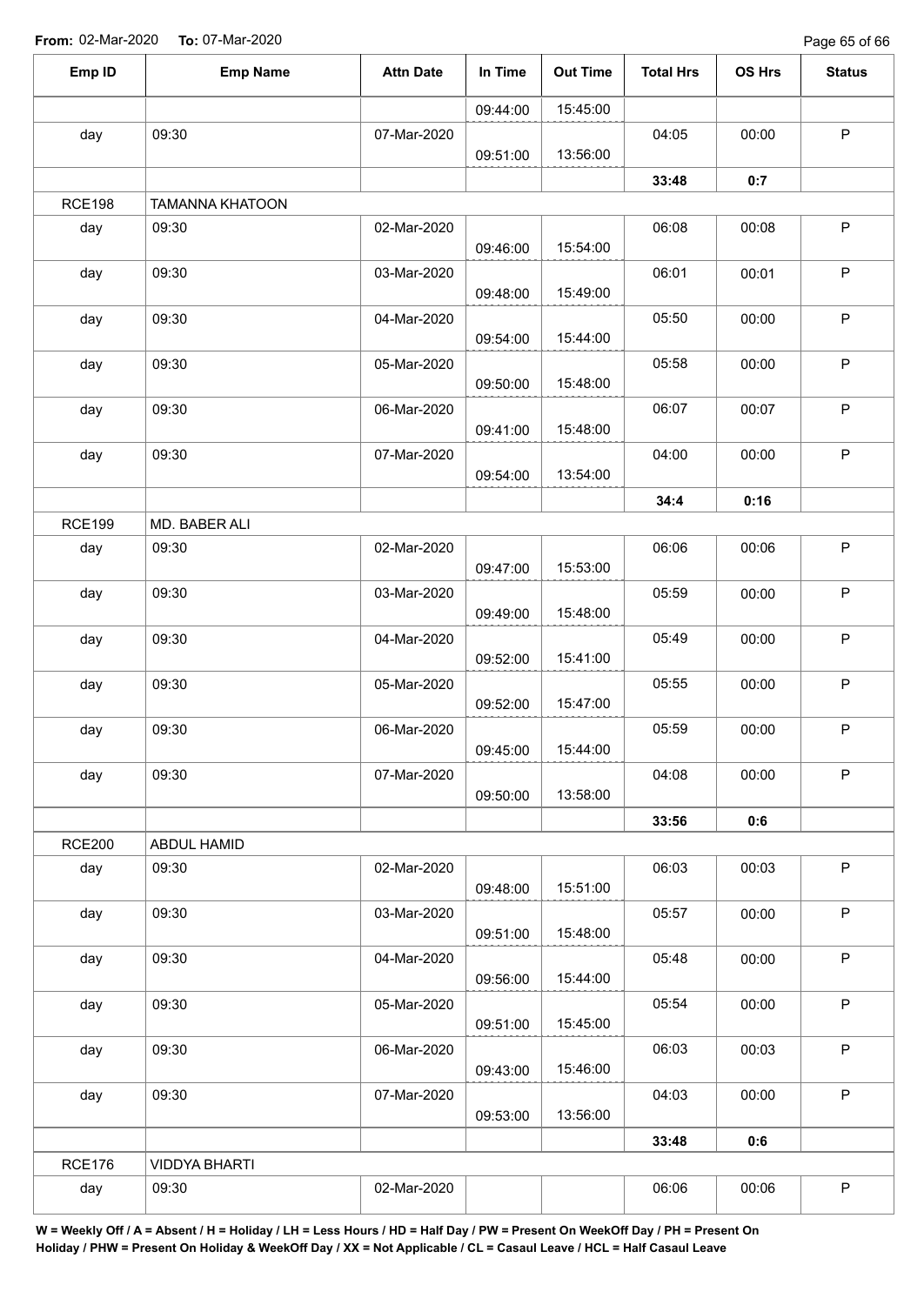**From:** 02-Mar-2020 **To:** 07-Mar-2020

| Emp ID | Emp Name | Attn Date | In Time | Out Time | Total Hrs | OS Hrs | Status |
|---|---|---|---|---|---|---|---|
| | | | 09:44:00 | 15:45:00 | | | |
| day | 09:30 | 07-Mar-2020 | 09:51:00 | 13:56:00 | 04:05 | 00:00 | P |
| | | | | | **33:48** | **0:7** | |
| RCE198 | TAMANNA KHATOON | | | | | | |
| day | 09:30 | 02-Mar-2020 | 09:46:00 | 15:54:00 | 06:08 | 00:08 | P |
| day | 09:30 | 03-Mar-2020 | 09:48:00 | 15:49:00 | 06:01 | 00:01 | P |
| day | 09:30 | 04-Mar-2020 | 09:54:00 | 15:44:00 | 05:50 | 00:00 | P |
| day | 09:30 | 05-Mar-2020 | 09:50:00 | 15:48:00 | 05:58 | 00:00 | P |
| day | 09:30 | 06-Mar-2020 | 09:41:00 | 15:48:00 | 06:07 | 00:07 | P |
| day | 09:30 | 07-Mar-2020 | 09:54:00 | 13:54:00 | 04:00 | 00:00 | P |
| | | | | | **34:4** | **0:16** | |
| RCE199 | MD. BABER ALI | | | | | | |
| day | 09:30 | 02-Mar-2020 | 09:47:00 | 15:53:00 | 06:06 | 00:06 | P |
| day | 09:30 | 03-Mar-2020 | 09:49:00 | 15:48:00 | 05:59 | 00:00 | P |
| day | 09:30 | 04-Mar-2020 | 09:52:00 | 15:41:00 | 05:49 | 00:00 | P |
| day | 09:30 | 05-Mar-2020 | 09:52:00 | 15:47:00 | 05:55 | 00:00 | P |
| day | 09:30 | 06-Mar-2020 | 09:45:00 | 15:44:00 | 05:59 | 00:00 | P |
| day | 09:30 | 07-Mar-2020 | 09:50:00 | 13:58:00 | 04:08 | 00:00 | P |
| | | | | | **33:56** | **0:6** | |
| RCE200 | ABDUL HAMID | | | | | | |
| day | 09:30 | 02-Mar-2020 | 09:48:00 | 15:51:00 | 06:03 | 00:03 | P |
| day | 09:30 | 03-Mar-2020 | 09:51:00 | 15:48:00 | 05:57 | 00:00 | P |
| day | 09:30 | 04-Mar-2020 | 09:56:00 | 15:44:00 | 05:48 | 00:00 | P |
| day | 09:30 | 05-Mar-2020 | 09:51:00 | 15:45:00 | 05:54 | 00:00 | P |
| day | 09:30 | 06-Mar-2020 | 09:43:00 | 15:46:00 | 06:03 | 00:03 | P |
| day | 09:30 | 07-Mar-2020 | 09:53:00 | 13:56:00 | 04:03 | 00:00 | P |
| | | | | | **33:48** | **0:6** | |
| RCE176 | VIDDYA BHARTI | | | | | | |
| day | 09:30 | 02-Mar-2020 | | | 06:06 | 00:06 | P |

**W = Weekly Off / A = Absent / H = Holiday / LH = Less Hours / HD = Half Day / PW = Present On WeekOff Day / PH = Present On Holiday / PHW = Present On Holiday & WeekOff Day / XX = Not Applicable / CL = Casaul Leave / HCL = Half Casaul Leave**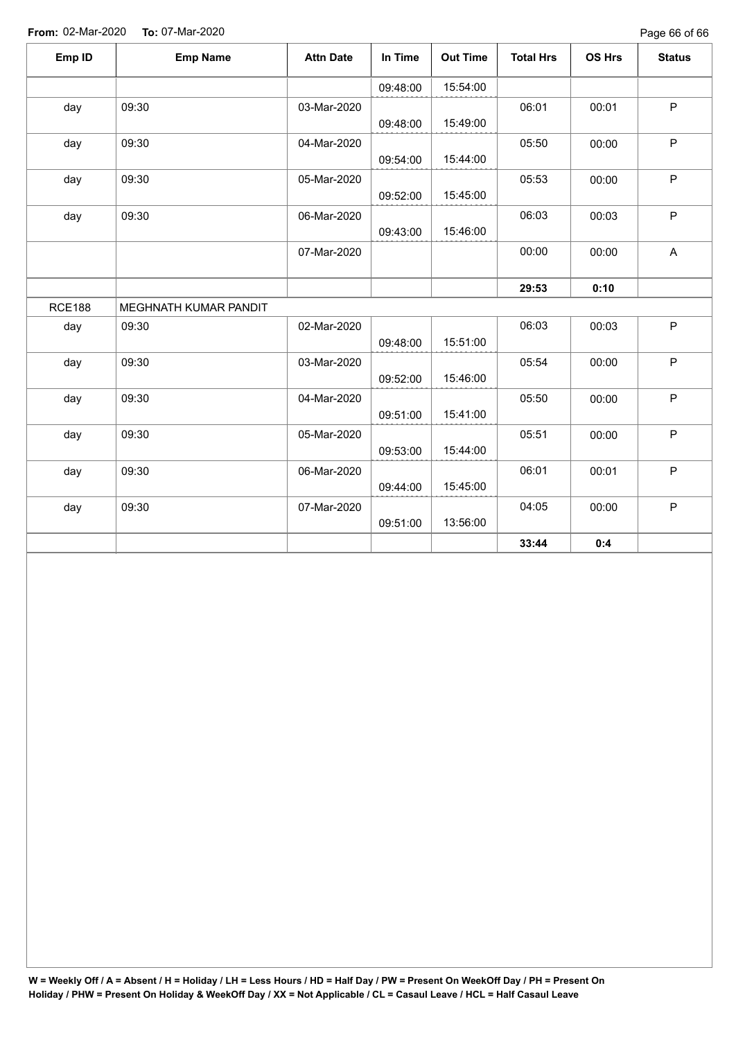**From:** 02-Mar-2020 **To:** 07-Mar-2020

| Emp ID | Emp Name | Attn Date | In Time | Out Time | Total Hrs | OS Hrs | Status |
|---|---|---|---|---|---|---|---|
| | | | 09:48:00 | 15:54:00 | | | |
| day | 09:30 | 03-Mar-2020 | 09:48:00 | 15:49:00 | 06:01 | 00:01 | P |
| day | 09:30 | 04-Mar-2020 | 09:54:00 | 15:44:00 | 05:50 | 00:00 | P |
| day | 09:30 | 05-Mar-2020 | 09:52:00 | 15:45:00 | 05:53 | 00:00 | P |
| day | 09:30 | 06-Mar-2020 | 09:43:00 | 15:46:00 | 06:03 | 00:03 | P |
| | | 07-Mar-2020 | | | 00:00 | 00:00 | A |
| | | | | | **29:53** | **0:10** | |
| RCE188 | MEGHNATH KUMAR PANDIT | | | | | | |
| day | 09:30 | 02-Mar-2020 | 09:48:00 | 15:51:00 | 06:03 | 00:03 | P |
| day | 09:30 | 03-Mar-2020 | 09:52:00 | 15:46:00 | 05:54 | 00:00 | P |
| day | 09:30 | 04-Mar-2020 | 09:51:00 | 15:41:00 | 05:50 | 00:00 | P |
| day | 09:30 | 05-Mar-2020 | 09:53:00 | 15:44:00 | 05:51 | 00:00 | P |
| day | 09:30 | 06-Mar-2020 | 09:44:00 | 15:45:00 | 06:01 | 00:01 | P |
| day | 09:30 | 07-Mar-2020 | 09:51:00 | 13:56:00 | 04:05 | 00:00 | P |
| | | | | | **33:44** | **0:4** | |

**W = Weekly Off / A = Absent / H = Holiday / LH = Less Hours / HD = Half Day / PW = Present On WeekOff Day / PH = Present On Holiday / PHW = Present On Holiday & WeekOff Day / XX = Not Applicable / CL = Casaul Leave / HCL = Half Casaul Leave**